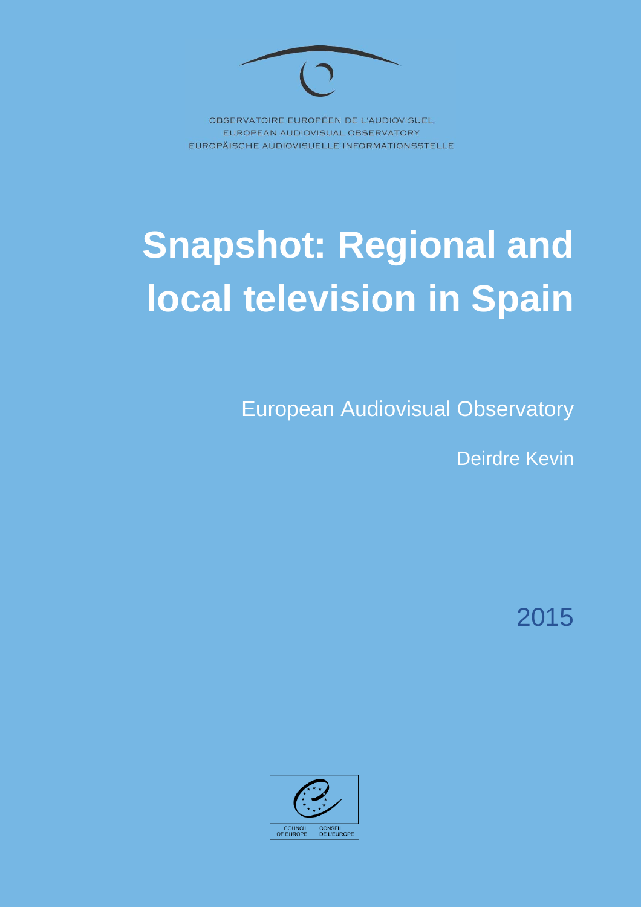OBSERVATOIRE EUROPÉEN DE L'AUDIOVISUEL
EUROPEAN AUDIOVISUAL OBSERVATORY
EUROPÄISCHE AUDIOVISUELLE INFORMATIONSSTELLE

# Snapshot: Regional and local television in Spain

European Audiovisual Observatory

Deirdre Kevin

2015

COUNCIL OF EUROPE
CONSEIL DE L'EUROPE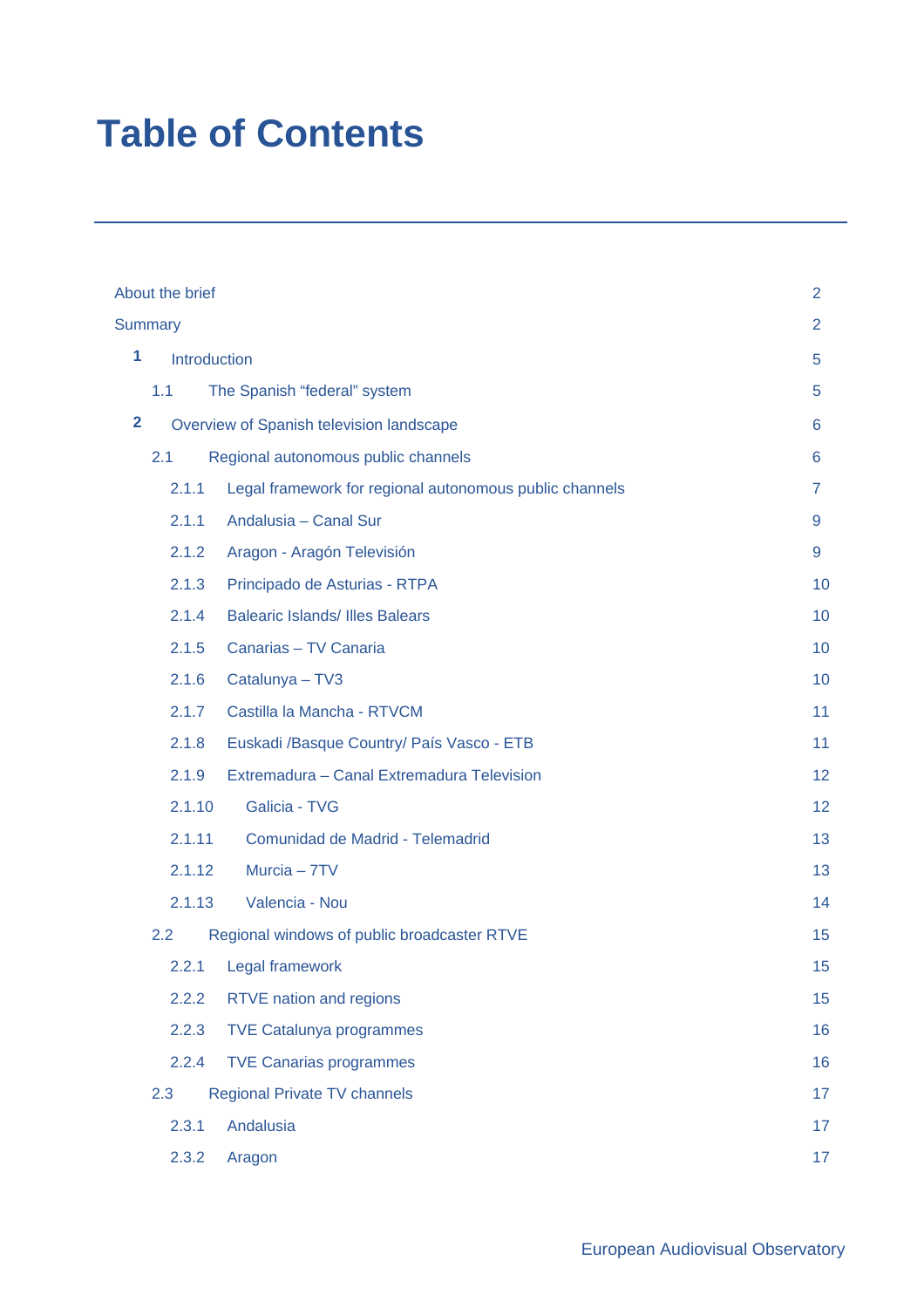# Table of Contents

| | | |
|---|---|---|
| About the brief | | 2 |
| Summary | | 2 |
| **1** | Introduction | 5 |
| 1.1 | The Spanish “federal” system | 5 |
| **2** | Overview of Spanish television landscape | 6 |
| 2.1 | Regional autonomous public channels | 6 |
| 2.1.1 | Legal framework for regional autonomous public channels | 7 |
| 2.1.1 | Andalusia – Canal Sur | 9 |
| 2.1.2 | Aragon - Aragón Televisión | 9 |
| 2.1.3 | Principado de Asturias - RTPA | 10 |
| 2.1.4 | Balearic Islands/ Illes Balears | 10 |
| 2.1.5 | Canarias – TV Canaria | 10 |
| 2.1.6 | Catalunya – TV3 | 10 |
| 2.1.7 | Castilla la Mancha - RTVCM | 11 |
| 2.1.8 | Euskadi /Basque Country/ País Vasco - ETB | 11 |
| 2.1.9 | Extremadura – Canal Extremadura Television | 12 |
| 2.1.10 | Galicia - TVG | 12 |
| 2.1.11 | Comunidad de Madrid - Telemadrid | 13 |
| 2.1.12 | Murcia – 7TV | 13 |
| 2.1.13 | Valencia - Nou | 14 |
| 2.2 | Regional windows of public broadcaster RTVE | 15 |
| 2.2.1 | Legal framework | 15 |
| 2.2.2 | RTVE nation and regions | 15 |
| 2.2.3 | TVE Catalunya programmes | 16 |
| 2.2.4 | TVE Canarias programmes | 16 |
| 2.3 | Regional Private TV channels | 17 |
| 2.3.1 | Andalusia | 17 |
| 2.3.2 | Aragon | 17 |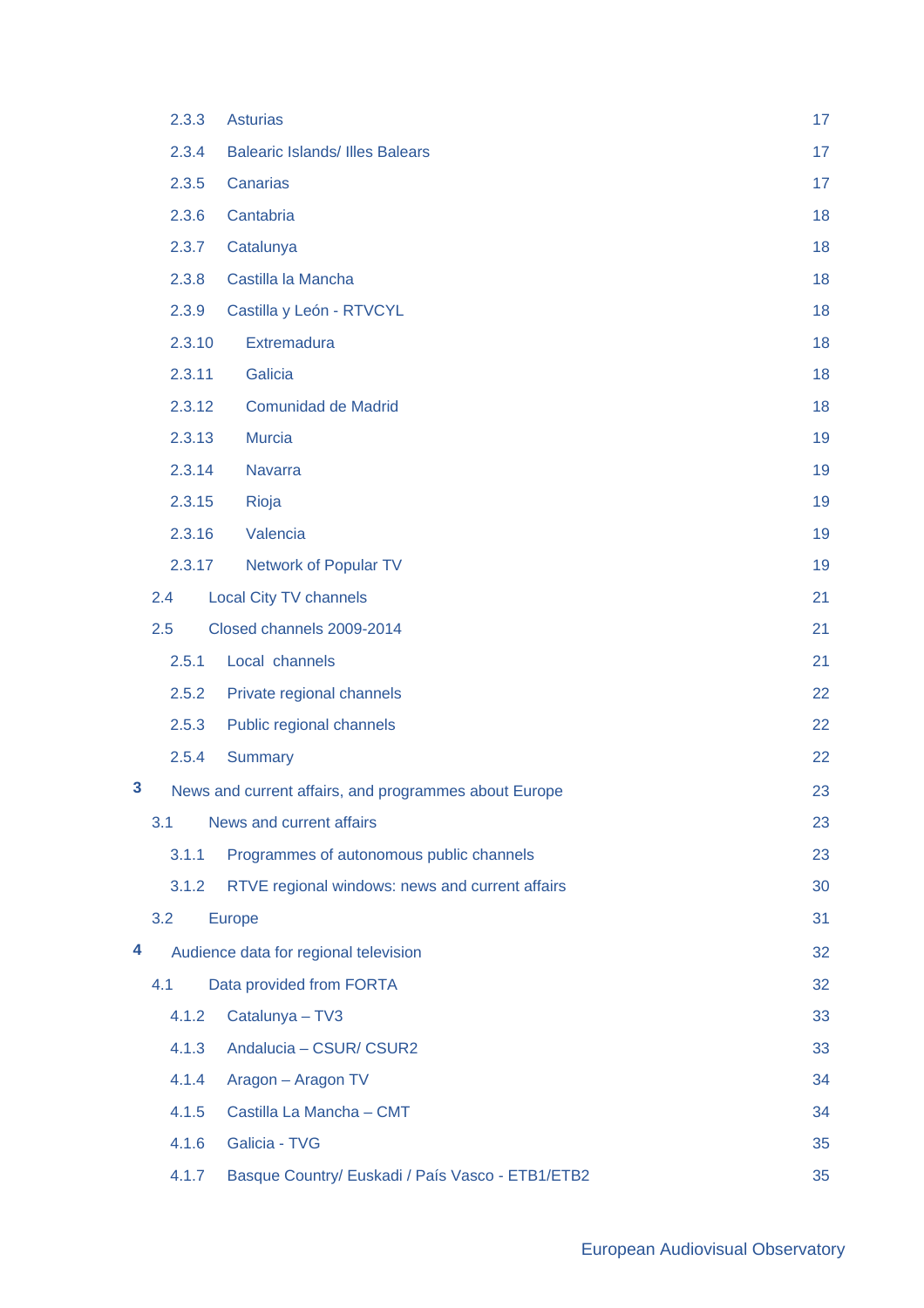2.3.3 Asturias 17

2.3.4 Balearic Islands/ Illes Balears 17

2.3.5 Canarias 17

2.3.6 Cantabria 18

2.3.7 Catalunya 18

2.3.8 Castilla la Mancha 18

2.3.9 Castilla y León - RTVCYL 18

2.3.10 Extremadura 18

2.3.11 Galicia 18

2.3.12 Comunidad de Madrid 18

2.3.13 Murcia 19

2.3.14 Navarra 19

2.3.15 Rioja 19

2.3.16 Valencia 19

2.3.17 Network of Popular TV 19

2.4 Local City TV channels 21

2.5 Closed channels 2009-2014 21

2.5.1 Local channels 21

2.5.2 Private regional channels 22

2.5.3 Public regional channels 22

2.5.4 Summary 22

**3** News and current affairs, and programmes about Europe 23

3.1 News and current affairs 23

3.1.1 Programmes of autonomous public channels 23

3.1.2 RTVE regional windows: news and current affairs 30

3.2 Europe 31

**4** Audience data for regional television 32

4.1 Data provided from FORTA 32

4.1.2 Catalunya – TV3 33

4.1.3 Andalucia – CSUR/ CSUR2 33

4.1.4 Aragon – Aragon TV 34

4.1.5 Castilla La Mancha – CMT 34

4.1.6 Galicia - TVG 35

4.1.7 Basque Country/ Euskadi / País Vasco - ETB1/ETB2 35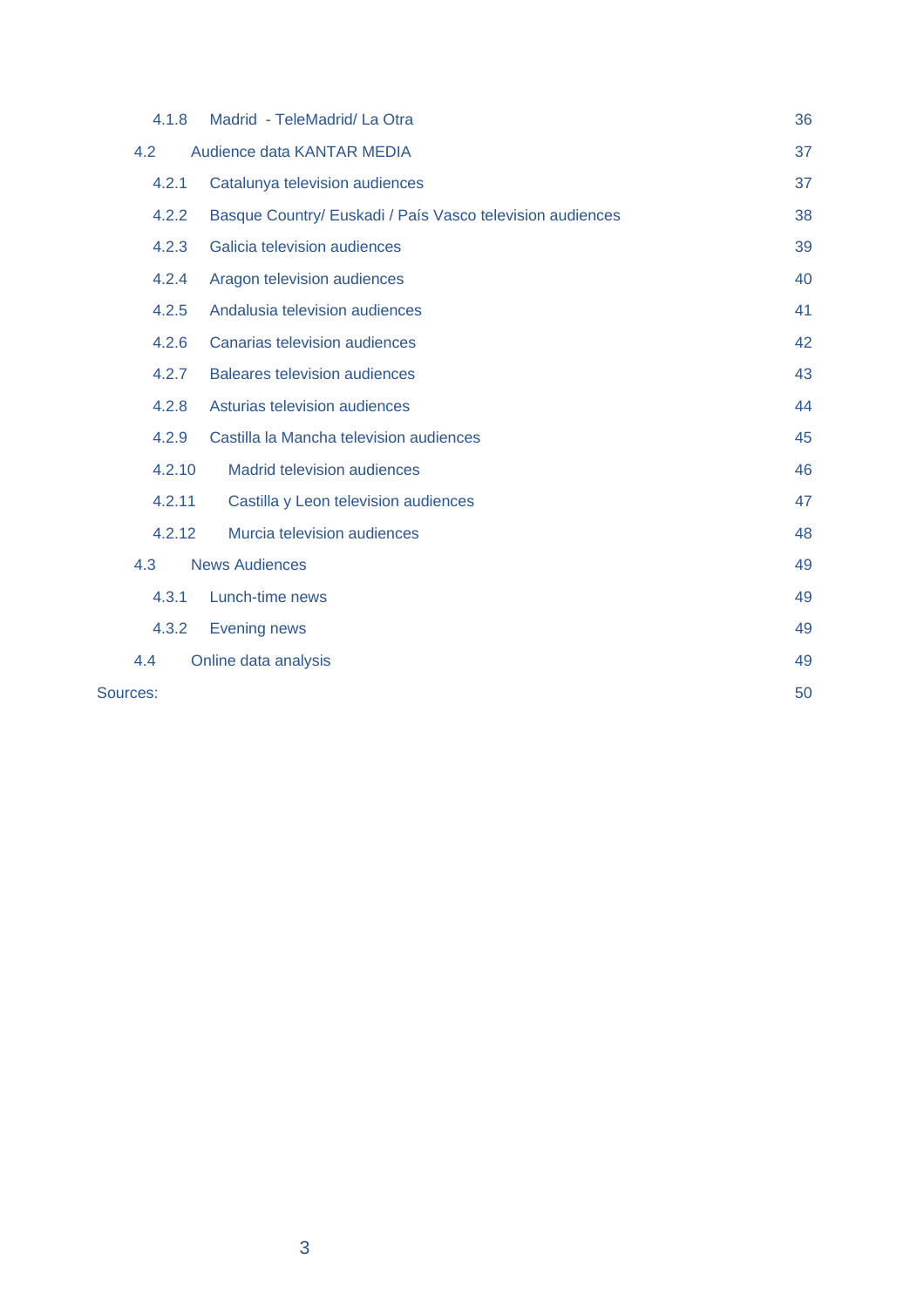| | | |
|---|---|---|
| 4.1.8 | Madrid - TeleMadrid/ La Otra | 36 |
| 4.2 | Audience data KANTAR MEDIA | 37 |
| 4.2.1 | Catalunya television audiences | 37 |
| 4.2.2 | Basque Country/ Euskadi / País Vasco television audiences | 38 |
| 4.2.3 | Galicia television audiences | 39 |
| 4.2.4 | Aragon television audiences | 40 |
| 4.2.5 | Andalusia television audiences | 41 |
| 4.2.6 | Canarias television audiences | 42 |
| 4.2.7 | Baleares television audiences | 43 |
| 4.2.8 | Asturias television audiences | 44 |
| 4.2.9 | Castilla la Mancha television audiences | 45 |
| 4.2.10 | Madrid television audiences | 46 |
| 4.2.11 | Castilla y Leon television audiences | 47 |
| 4.2.12 | Murcia television audiences | 48 |
| 4.3 | News Audiences | 49 |
| 4.3.1 | Lunch-time news | 49 |
| 4.3.2 | Evening news | 49 |
| 4.4 | Online data analysis | 49 |
| Sources: | | 50 |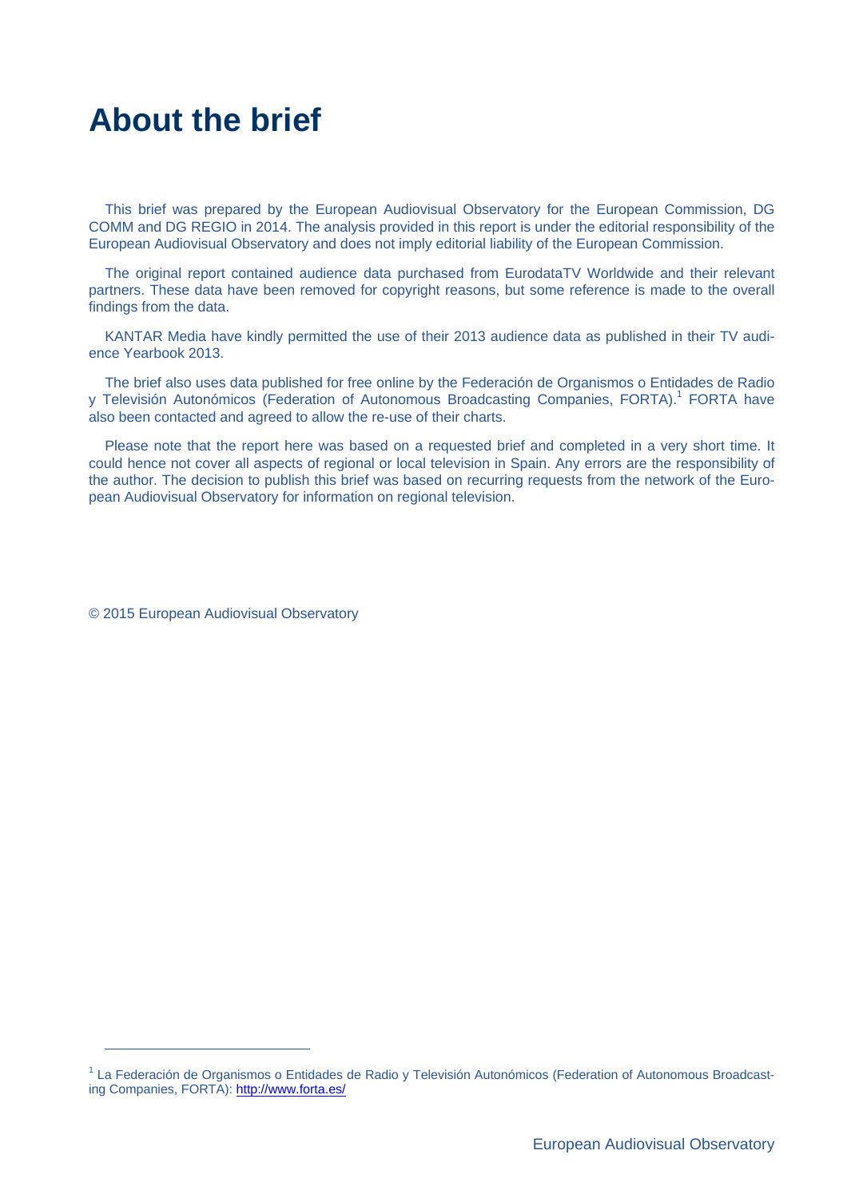# About the brief

This brief was prepared by the European Audiovisual Observatory for the European Commission, DG COMM and DG REGIO in 2014. The analysis provided in this report is under the editorial responsibility of the European Audiovisual Observatory and does not imply editorial liability of the European Commission.

The original report contained audience data purchased from EurodataTV Worldwide and their relevant partners. These data have been removed for copyright reasons, but some reference is made to the overall findings from the data.

KANTAR Media have kindly permitted the use of their 2013 audience data as published in their TV audience Yearbook 2013.

The brief also uses data published for free online by the Federación de Organismos o Entidades de Radio y Televisión Autonómicos (Federation of Autonomous Broadcasting Companies, FORTA).[1] FORTA have also been contacted and agreed to allow the re-use of their charts.

Please note that the report here was based on a requested brief and completed in a very short time. It could hence not cover all aspects of regional or local television in Spain. Any errors are the responsibility of the author. The decision to publish this brief was based on recurring requests from the network of the European Audiovisual Observatory for information on regional television.

© 2015 European Audiovisual Observatory

---

[1] La Federación de Organismos o Entidades de Radio y Televisión Autonómicos (Federation of Autonomous Broadcasting Companies, FORTA): http://www.forta.es/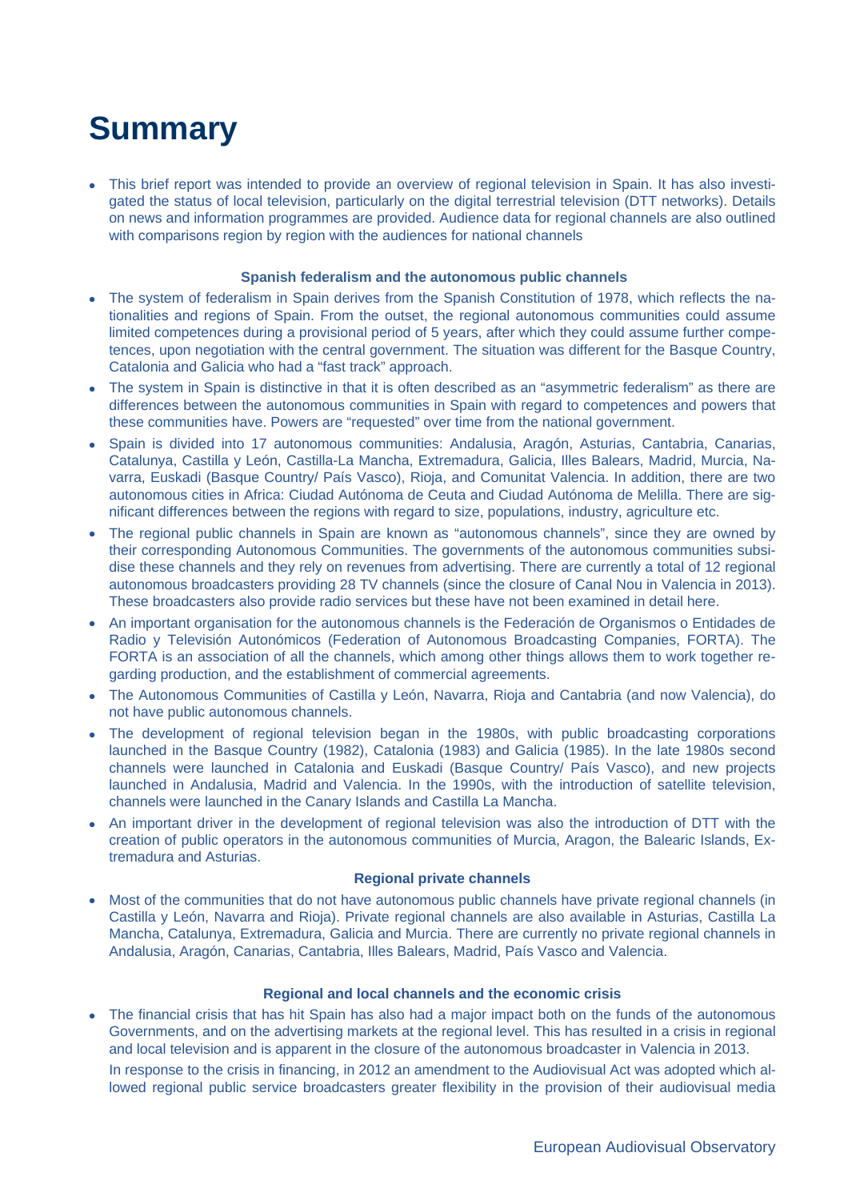# Summary

- This brief report was intended to provide an overview of regional television in Spain. It has also investigated the status of local television, particularly on the digital terrestrial television (DTT networks). Details on news and information programmes are provided. Audience data for regional channels are also outlined with comparisons region by region with the audiences for national channels

### Spanish federalism and the autonomous public channels

- The system of federalism in Spain derives from the Spanish Constitution of 1978, which reflects the nationalities and regions of Spain. From the outset, the regional autonomous communities could assume limited competences during a provisional period of 5 years, after which they could assume further competences, upon negotiation with the central government. The situation was different for the Basque Country, Catalonia and Galicia who had a "fast track" approach.
- The system in Spain is distinctive in that it is often described as an "asymmetric federalism" as there are differences between the autonomous communities in Spain with regard to competences and powers that these communities have. Powers are "requested" over time from the national government.
- Spain is divided into 17 autonomous communities: Andalusia, Aragón, Asturias, Cantabria, Canarias, Catalunya, Castilla y León, Castilla-La Mancha, Extremadura, Galicia, Illes Balears, Madrid, Murcia, Navarra, Euskadi (Basque Country/ País Vasco), Rioja, and Comunitat Valencia. In addition, there are two autonomous cities in Africa: Ciudad Autónoma de Ceuta and Ciudad Autónoma de Melilla. There are significant differences between the regions with regard to size, populations, industry, agriculture etc.
- The regional public channels in Spain are known as "autonomous channels", since they are owned by their corresponding Autonomous Communities. The governments of the autonomous communities subsidise these channels and they rely on revenues from advertising. There are currently a total of 12 regional autonomous broadcasters providing 28 TV channels (since the closure of Canal Nou in Valencia in 2013). These broadcasters also provide radio services but these have not been examined in detail here.
- An important organisation for the autonomous channels is the Federación de Organismos o Entidades de Radio y Televisión Autonómicos (Federation of Autonomous Broadcasting Companies, FORTA). The FORTA is an association of all the channels, which among other things allows them to work together regarding production, and the establishment of commercial agreements.
- The Autonomous Communities of Castilla y León, Navarra, Rioja and Cantabria (and now Valencia), do not have public autonomous channels.
- The development of regional television began in the 1980s, with public broadcasting corporations launched in the Basque Country (1982), Catalonia (1983) and Galicia (1985). In the late 1980s second channels were launched in Catalonia and Euskadi (Basque Country/ País Vasco), and new projects launched in Andalusia, Madrid and Valencia. In the 1990s, with the introduction of satellite television, channels were launched in the Canary Islands and Castilla La Mancha.
- An important driver in the development of regional television was also the introduction of DTT with the creation of public operators in the autonomous communities of Murcia, Aragon, the Balearic Islands, Extremadura and Asturias.

### Regional private channels

- Most of the communities that do not have autonomous public channels have private regional channels (in Castilla y León, Navarra and Rioja). Private regional channels are also available in Asturias, Castilla La Mancha, Catalunya, Extremadura, Galicia and Murcia. There are currently no private regional channels in Andalusia, Aragón, Canarias, Cantabria, Illes Balears, Madrid, País Vasco and Valencia.

### Regional and local channels and the economic crisis

- The financial crisis that has hit Spain has also had a major impact both on the funds of the autonomous Governments, and on the advertising markets at the regional level. This has resulted in a crisis in regional and local television and is apparent in the closure of the autonomous broadcaster in Valencia in 2013.

  In response to the crisis in financing, in 2012 an amendment to the Audiovisual Act was adopted which allowed regional public service broadcasters greater flexibility in the provision of their audiovisual media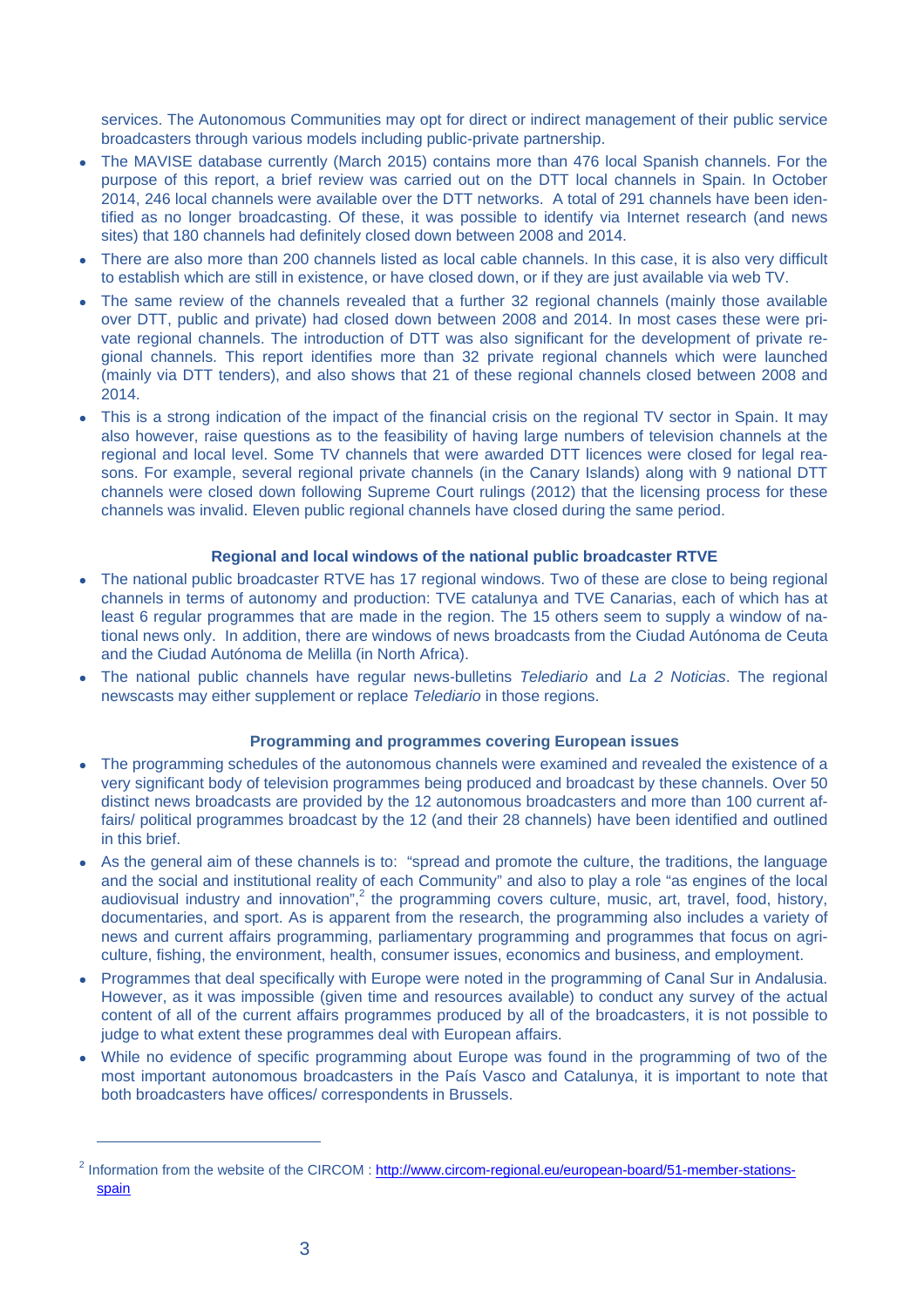services. The Autonomous Communities may opt for direct or indirect management of their public service broadcasters through various models including public-private partnership.

- The MAVISE database currently (March 2015) contains more than 476 local Spanish channels. For the purpose of this report, a brief review was carried out on the DTT local channels in Spain. In October 2014, 246 local channels were available over the DTT networks. A total of 291 channels have been identified as no longer broadcasting. Of these, it was possible to identify via Internet research (and news sites) that 180 channels had definitely closed down between 2008 and 2014.
- There are also more than 200 channels listed as local cable channels. In this case, it is also very difficult to establish which are still in existence, or have closed down, or if they are just available via web TV.
- The same review of the channels revealed that a further 32 regional channels (mainly those available over DTT, public and private) had closed down between 2008 and 2014. In most cases these were private regional channels. The introduction of DTT was also significant for the development of private regional channels. This report identifies more than 32 private regional channels which were launched (mainly via DTT tenders), and also shows that 21 of these regional channels closed between 2008 and 2014.
- This is a strong indication of the impact of the financial crisis on the regional TV sector in Spain. It may also however, raise questions as to the feasibility of having large numbers of television channels at the regional and local level. Some TV channels that were awarded DTT licences were closed for legal reasons. For example, several regional private channels (in the Canary Islands) along with 9 national DTT channels were closed down following Supreme Court rulings (2012) that the licensing process for these channels was invalid. Eleven public regional channels have closed during the same period.

### Regional and local windows of the national public broadcaster RTVE

- The national public broadcaster RTVE has 17 regional windows. Two of these are close to being regional channels in terms of autonomy and production: TVE catalunya and TVE Canarias, each of which has at least 6 regular programmes that are made in the region. The 15 others seem to supply a window of national news only. In addition, there are windows of news broadcasts from the Ciudad Autónoma de Ceuta and the Ciudad Autónoma de Melilla (in North Africa).
- The national public channels have regular news-bulletins *Telediario* and *La 2 Noticias*. The regional newscasts may either supplement or replace *Telediario* in those regions.

### Programming and programmes covering European issues

- The programming schedules of the autonomous channels were examined and revealed the existence of a very significant body of television programmes being produced and broadcast by these channels. Over 50 distinct news broadcasts are provided by the 12 autonomous broadcasters and more than 100 current affairs/ political programmes broadcast by the 12 (and their 28 channels) have been identified and outlined in this brief.
- As the general aim of these channels is to: "spread and promote the culture, the traditions, the language and the social and institutional reality of each Community" and also to play a role "as engines of the local audiovisual industry and innovation",[2] the programming covers culture, music, art, travel, food, history, documentaries, and sport. As is apparent from the research, the programming also includes a variety of news and current affairs programming, parliamentary programming and programmes that focus on agriculture, fishing, the environment, health, consumer issues, economics and business, and employment.
- Programmes that deal specifically with Europe were noted in the programming of Canal Sur in Andalusia. However, as it was impossible (given time and resources available) to conduct any survey of the actual content of all of the current affairs programmes produced by all of the broadcasters, it is not possible to judge to what extent these programmes deal with European affairs.
- While no evidence of specific programming about Europe was found in the programming of two of the most important autonomous broadcasters in the País Vasco and Catalunya, it is important to note that both broadcasters have offices/ correspondents in Brussels.

---

[2] Information from the website of the CIRCOM : http://www.circom-regional.eu/european-board/51-member-stations-spain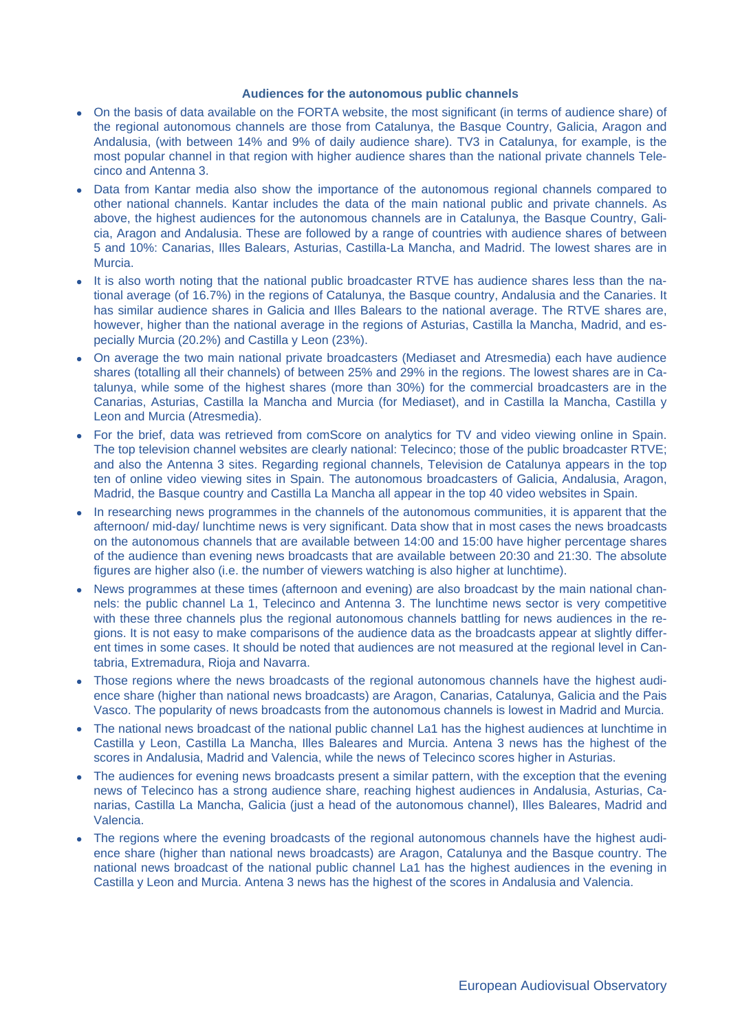**Audiences for the autonomous public channels**

- On the basis of data available on the FORTA website, the most significant (in terms of audience share) of the regional autonomous channels are those from Catalunya, the Basque Country, Galicia, Aragon and Andalusia, (with between 14% and 9% of daily audience share). TV3 in Catalunya, for example, is the most popular channel in that region with higher audience shares than the national private channels Telecinco and Antenna 3.
- Data from Kantar media also show the importance of the autonomous regional channels compared to other national channels. Kantar includes the data of the main national public and private channels. As above, the highest audiences for the autonomous channels are in Catalunya, the Basque Country, Galicia, Aragon and Andalusia. These are followed by a range of countries with audience shares of between 5 and 10%: Canarias, Illes Balears, Asturias, Castilla-La Mancha, and Madrid. The lowest shares are in Murcia.
- It is also worth noting that the national public broadcaster RTVE has audience shares less than the national average (of 16.7%) in the regions of Catalunya, the Basque country, Andalusia and the Canaries. It has similar audience shares in Galicia and Illes Balears to the national average. The RTVE shares are, however, higher than the national average in the regions of Asturias, Castilla la Mancha, Madrid, and especially Murcia (20.2%) and Castilla y Leon (23%).
- On average the two main national private broadcasters (Mediaset and Atresmedia) each have audience shares (totalling all their channels) of between 25% and 29% in the regions. The lowest shares are in Catalunya, while some of the highest shares (more than 30%) for the commercial broadcasters are in the Canarias, Asturias, Castilla la Mancha and Murcia (for Mediaset), and in Castilla la Mancha, Castilla y Leon and Murcia (Atresmedia).
- For the brief, data was retrieved from comScore on analytics for TV and video viewing online in Spain. The top television channel websites are clearly national: Telecinco; those of the public broadcaster RTVE; and also the Antenna 3 sites. Regarding regional channels, Television de Catalunya appears in the top ten of online video viewing sites in Spain. The autonomous broadcasters of Galicia, Andalusia, Aragon, Madrid, the Basque country and Castilla La Mancha all appear in the top 40 video websites in Spain.
- In researching news programmes in the channels of the autonomous communities, it is apparent that the afternoon/ mid-day/ lunchtime news is very significant. Data show that in most cases the news broadcasts on the autonomous channels that are available between 14:00 and 15:00 have higher percentage shares of the audience than evening news broadcasts that are available between 20:30 and 21:30. The absolute figures are higher also (i.e. the number of viewers watching is also higher at lunchtime).
- News programmes at these times (afternoon and evening) are also broadcast by the main national channels: the public channel La 1, Telecinco and Antenna 3. The lunchtime news sector is very competitive with these three channels plus the regional autonomous channels battling for news audiences in the regions. It is not easy to make comparisons of the audience data as the broadcasts appear at slightly different times in some cases. It should be noted that audiences are not measured at the regional level in Cantabria, Extremadura, Rioja and Navarra.
- Those regions where the news broadcasts of the regional autonomous channels have the highest audience share (higher than national news broadcasts) are Aragon, Canarias, Catalunya, Galicia and the Pais Vasco. The popularity of news broadcasts from the autonomous channels is lowest in Madrid and Murcia.
- The national news broadcast of the national public channel La1 has the highest audiences at lunchtime in Castilla y Leon, Castilla La Mancha, Illes Baleares and Murcia. Antena 3 news has the highest of the scores in Andalusia, Madrid and Valencia, while the news of Telecinco scores higher in Asturias.
- The audiences for evening news broadcasts present a similar pattern, with the exception that the evening news of Telecinco has a strong audience share, reaching highest audiences in Andalusia, Asturias, Canarias, Castilla La Mancha, Galicia (just a head of the autonomous channel), Illes Baleares, Madrid and Valencia.
- The regions where the evening broadcasts of the regional autonomous channels have the highest audience share (higher than national news broadcasts) are Aragon, Catalunya and the Basque country. The national news broadcast of the national public channel La1 has the highest audiences in the evening in Castilla y Leon and Murcia. Antena 3 news has the highest of the scores in Andalusia and Valencia.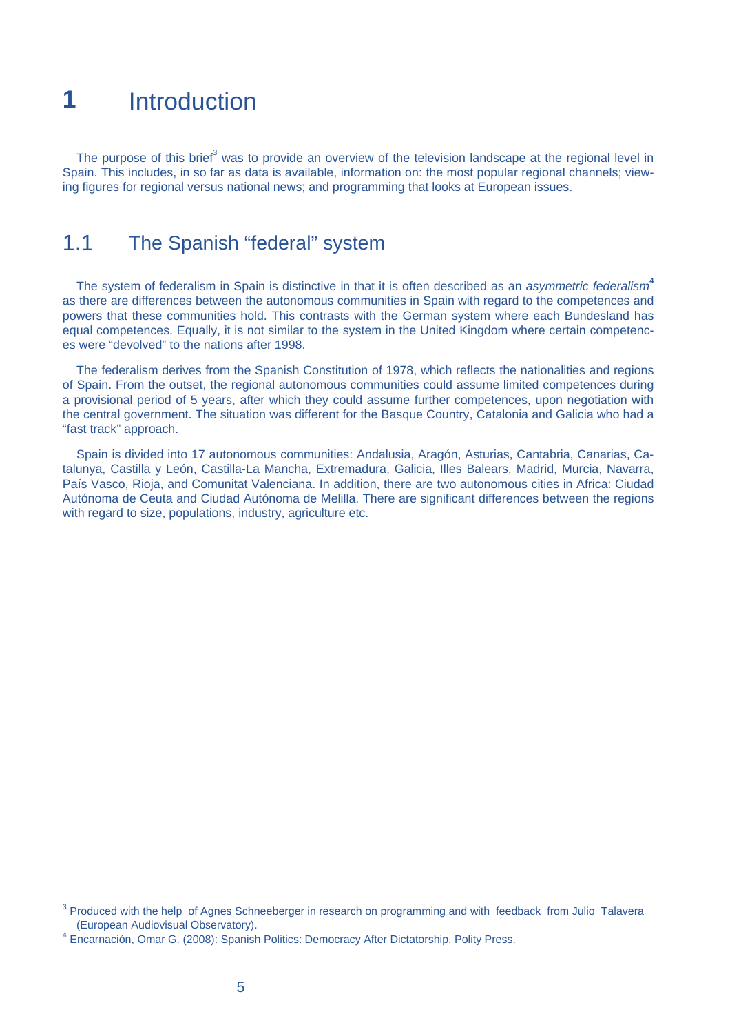# 1 Introduction

The purpose of this brief[3] was to provide an overview of the television landscape at the regional level in Spain. This includes, in so far as data is available, information on: the most popular regional channels; viewing figures for regional versus national news; and programming that looks at European issues.

## 1.1 The Spanish "federal" system

The system of federalism in Spain is distinctive in that it is often described as an *asymmetric federalism*[4] as there are differences between the autonomous communities in Spain with regard to the competences and powers that these communities hold. This contrasts with the German system where each Bundesland has equal competences. Equally, it is not similar to the system in the United Kingdom where certain competences were "devolved" to the nations after 1998.

The federalism derives from the Spanish Constitution of 1978, which reflects the nationalities and regions of Spain. From the outset, the regional autonomous communities could assume limited competences during a provisional period of 5 years, after which they could assume further competences, upon negotiation with the central government. The situation was different for the Basque Country, Catalonia and Galicia who had a "fast track" approach.

Spain is divided into 17 autonomous communities: Andalusia, Aragón, Asturias, Cantabria, Canarias, Catalunya, Castilla y León, Castilla-La Mancha, Extremadura, Galicia, Illes Balears, Madrid, Murcia, Navarra, País Vasco, Rioja, and Comunitat Valenciana. In addition, there are two autonomous cities in Africa: Ciudad Autónoma de Ceuta and Ciudad Autónoma de Melilla. There are significant differences between the regions with regard to size, populations, industry, agriculture etc.

---

[3] Produced with the help of Agnes Schneeberger in research on programming and with feedback from Julio Talavera (European Audiovisual Observatory).

[4] Encarnación, Omar G. (2008): Spanish Politics: Democracy After Dictatorship. Polity Press.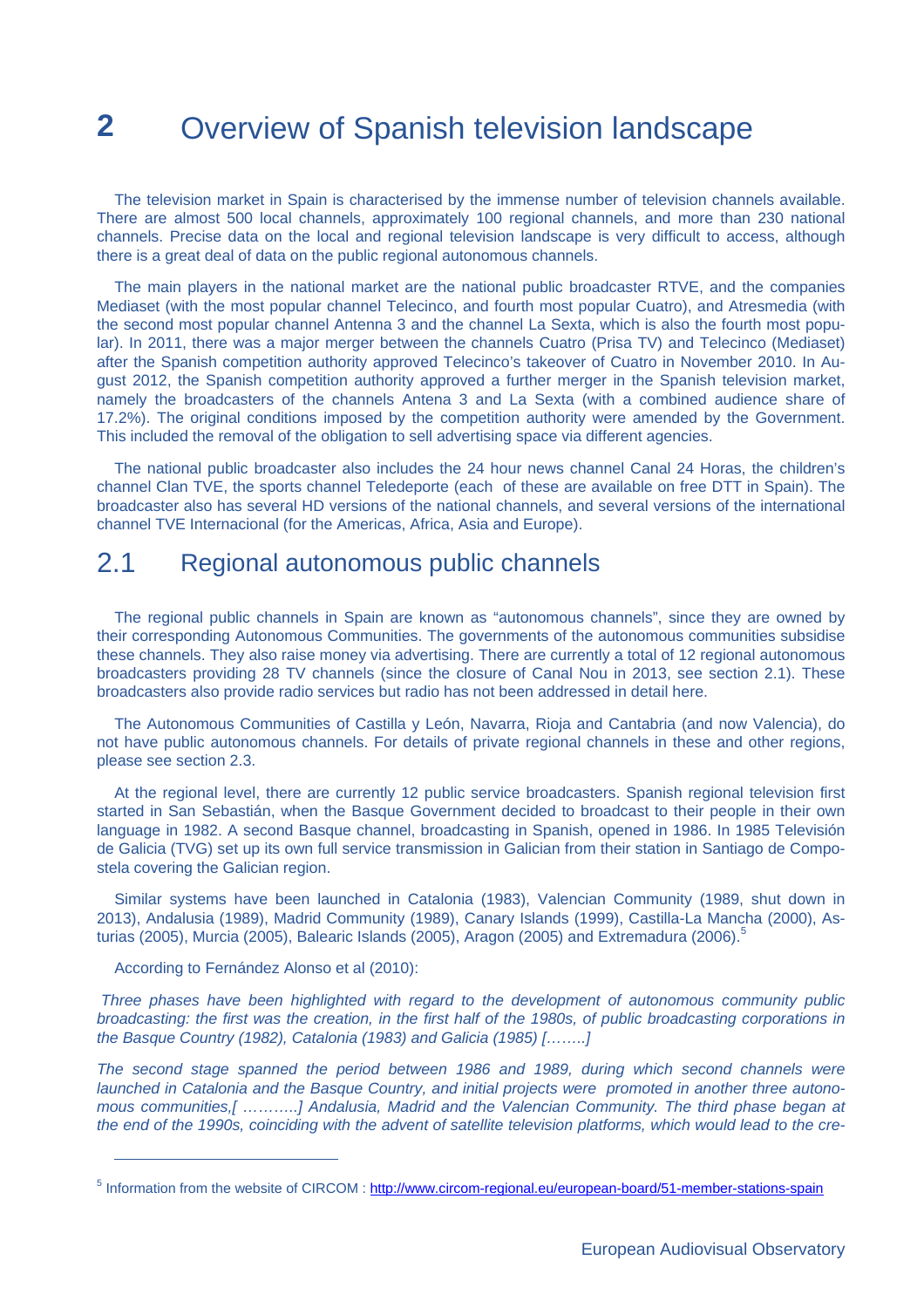# 2 Overview of Spanish television landscape

The television market in Spain is characterised by the immense number of television channels available. There are almost 500 local channels, approximately 100 regional channels, and more than 230 national channels. Precise data on the local and regional television landscape is very difficult to access, although there is a great deal of data on the public regional autonomous channels.

The main players in the national market are the national public broadcaster RTVE, and the companies Mediaset (with the most popular channel Telecinco, and fourth most popular Cuatro), and Atresmedia (with the second most popular channel Antenna 3 and the channel La Sexta, which is also the fourth most popular). In 2011, there was a major merger between the channels Cuatro (Prisa TV) and Telecinco (Mediaset) after the Spanish competition authority approved Telecinco's takeover of Cuatro in November 2010. In August 2012, the Spanish competition authority approved a further merger in the Spanish television market, namely the broadcasters of the channels Antena 3 and La Sexta (with a combined audience share of 17.2%). The original conditions imposed by the competition authority were amended by the Government. This included the removal of the obligation to sell advertising space via different agencies.

The national public broadcaster also includes the 24 hour news channel Canal 24 Horas, the children's channel Clan TVE, the sports channel Teledeporte (each of these are available on free DTT in Spain). The broadcaster also has several HD versions of the national channels, and several versions of the international channel TVE Internacional (for the Americas, Africa, Asia and Europe).

## 2.1 Regional autonomous public channels

The regional public channels in Spain are known as "autonomous channels", since they are owned by their corresponding Autonomous Communities. The governments of the autonomous communities subsidise these channels. They also raise money via advertising. There are currently a total of 12 regional autonomous broadcasters providing 28 TV channels (since the closure of Canal Nou in 2013, see section 2.1). These broadcasters also provide radio services but radio has not been addressed in detail here.

The Autonomous Communities of Castilla y León, Navarra, Rioja and Cantabria (and now Valencia), do not have public autonomous channels. For details of private regional channels in these and other regions, please see section 2.3.

At the regional level, there are currently 12 public service broadcasters. Spanish regional television first started in San Sebastián, when the Basque Government decided to broadcast to their people in their own language in 1982. A second Basque channel, broadcasting in Spanish, opened in 1986. In 1985 Televisión de Galicia (TVG) set up its own full service transmission in Galician from their station in Santiago de Compostela covering the Galician region.

Similar systems have been launched in Catalonia (1983), Valencian Community (1989, shut down in 2013), Andalusia (1989), Madrid Community (1989), Canary Islands (1999), Castilla-La Mancha (2000), Asturias (2005), Murcia (2005), Balearic Islands (2005), Aragon (2005) and Extremadura (2006).[5]

According to Fernández Alonso et al (2010):

*Three phases have been highlighted with regard to the development of autonomous community public broadcasting: the first was the creation, in the first half of the 1980s, of public broadcasting corporations in the Basque Country (1982), Catalonia (1983) and Galicia (1985) [……..]*

*The second stage spanned the period between 1986 and 1989, during which second channels were launched in Catalonia and the Basque Country, and initial projects were promoted in another three autonomous communities,[ ………..] Andalusia, Madrid and the Valencian Community. The third phase began at the end of the 1990s, coinciding with the advent of satellite television platforms, which would lead to the cre-*

[5] Information from the website of CIRCOM : http://www.circom-regional.eu/european-board/51-member-stations-spain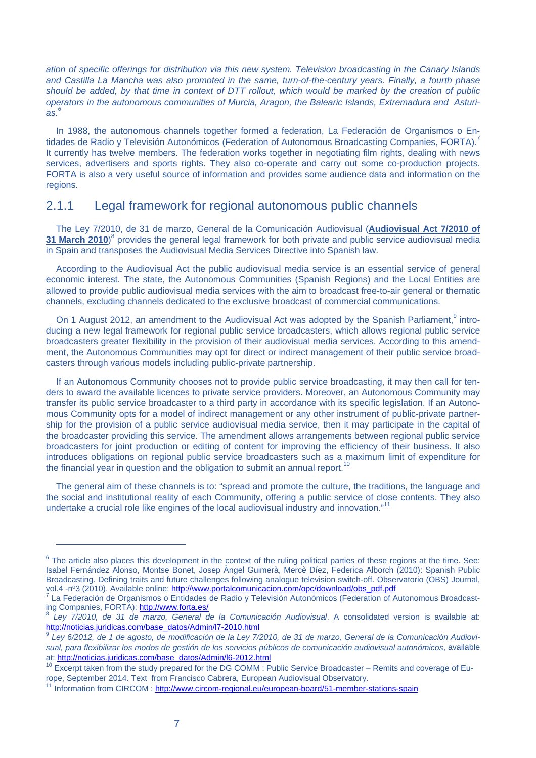*ation of specific offerings for distribution via this new system. Television broadcasting in the Canary Islands and Castilla La Mancha was also promoted in the same, turn-of-the-century years. Finally, a fourth phase should be added, by that time in context of DTT rollout, which would be marked by the creation of public operators in the autonomous communities of Murcia, Aragon, the Balearic Islands, Extremadura and Asturias.*[6]

In 1988, the autonomous channels together formed a federation, La Federación de Organismos o Entidades de Radio y Televisión Autonómicos (Federation of Autonomous Broadcasting Companies, FORTA).[7] It currently has twelve members. The federation works together in negotiating film rights, dealing with news services, advertisers and sports rights. They also co-operate and carry out some co-production projects. FORTA is also a very useful source of information and provides some audience data and information on the regions.

## 2.1.1 Legal framework for regional autonomous public channels

The Ley 7/2010, de 31 de marzo, General de la Comunicación Audiovisual (**Audiovisual Act 7/2010 of 31 March 2010**)[8] provides the general legal framework for both private and public service audiovisual media in Spain and transposes the Audiovisual Media Services Directive into Spanish law.

According to the Audiovisual Act the public audiovisual media service is an essential service of general economic interest. The state, the Autonomous Communities (Spanish Regions) and the Local Entities are allowed to provide public audiovisual media services with the aim to broadcast free-to-air general or thematic channels, excluding channels dedicated to the exclusive broadcast of commercial communications.

On 1 August 2012, an amendment to the Audiovisual Act was adopted by the Spanish Parliament,[9] introducing a new legal framework for regional public service broadcasters, which allows regional public service broadcasters greater flexibility in the provision of their audiovisual media services. According to this amendment, the Autonomous Communities may opt for direct or indirect management of their public service broadcasters through various models including public-private partnership.

If an Autonomous Community chooses not to provide public service broadcasting, it may then call for tenders to award the available licences to private service providers. Moreover, an Autonomous Community may transfer its public service broadcaster to a third party in accordance with its specific legislation. If an Autonomous Community opts for a model of indirect management or any other instrument of public-private partnership for the provision of a public service audiovisual media service, then it may participate in the capital of the broadcaster providing this service. The amendment allows arrangements between regional public service broadcasters for joint production or editing of content for improving the efficiency of their business. It also introduces obligations on regional public service broadcasters such as a maximum limit of expenditure for the financial year in question and the obligation to submit an annual report.[10]

The general aim of these channels is to: "spread and promote the culture, the traditions, the language and the social and institutional reality of each Community, offering a public service of close contents. They also undertake a crucial role like engines of the local audiovisual industry and innovation."[11]

---

[6] The article also places this development in the context of the ruling political parties of these regions at the time. See: Isabel Fernández Alonso, Montse Bonet, Josep Àngel Guimerà, Mercè Díez, Federica Alborch (2010): Spanish Public Broadcasting. Defining traits and future challenges following analogue television switch-off. Observatorio (OBS) Journal, vol.4 -nº3 (2010). Available online: http://www.portalcomunicacion.com/opc/download/obs_pdf.pdf

[7] La Federación de Organismos o Entidades de Radio y Televisión Autonómicos (Federation of Autonomous Broadcasting Companies, FORTA): http://www.forta.es/

[8] *Ley 7/2010, de 31 de marzo, General de la Comunicación Audiovisual*. A consolidated version is available at: http://noticias.juridicas.com/base_datos/Admin/l7-2010.html

[9] *Ley 6/2012, de 1 de agosto, de modificación de la Ley 7/2010, de 31 de marzo, General de la Comunicación Audiovisual, para flexibilizar los modos de gestión de los servicios públicos de comunicación audiovisual autonómicos*, available at: http://noticias.juridicas.com/base_datos/Admin/l6-2012.html

[10] Excerpt taken from the study prepared for the DG COMM : Public Service Broadcaster – Remits and coverage of Europe, September 2014. Text from Francisco Cabrera, European Audiovisual Observatory.

[11] Information from CIRCOM : http://www.circom-regional.eu/european-board/51-member-stations-spain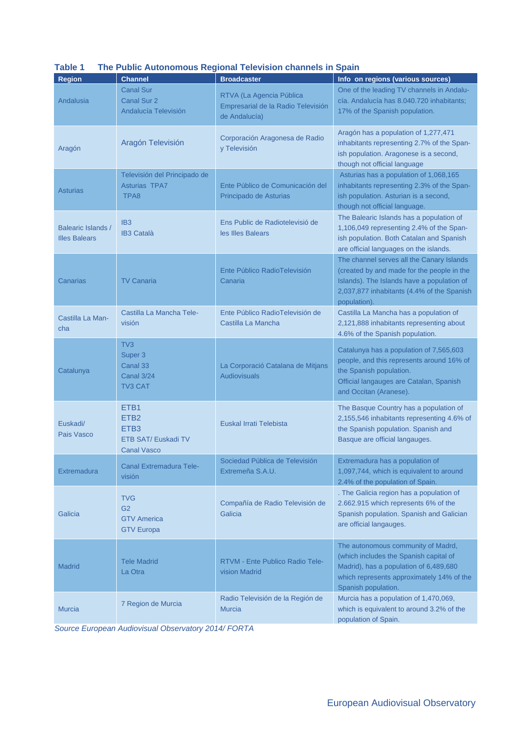**Table 1 The Public Autonomous Regional Television channels in Spain**

| Region | Channel | Broadcaster | Info on regions (various sources) |
|---|---|---|---|
| Andalusia | Canal Sur<br>Canal Sur 2<br>Andalucía Televisión | RTVA (La Agencia Pública Empresarial de la Radio Televisión de Andalucía) | One of the leading TV channels in Andalucía. Andalucía has 8.040.720 inhabitants; 17% of the Spanish population. |
| Aragón | Aragón Televisión | Corporación Aragonesa de Radio y Televisión | Aragón has a population of 1,277,471 inhabitants representing 2.7% of the Spanish population. Aragonese is a second, though not official language |
| Asturias | Televisión del Principado de Asturias TPA7<br>TPA8 | Ente Público de Comunicación del Principado de Asturias | Asturias has a population of 1,068,165 inhabitants representing 2.3% of the Spanish population. Asturian is a second, though not official language. |
| Balearic Islands / Illes Balears | IB3<br>IB3 Català | Ens Public de Radiotelevisió de les Illes Balears | The Balearic Islands has a population of 1,106,049 representing 2.4% of the Spanish population. Both Catalan and Spanish are official languages on the islands. |
| Canarias | TV Canaria | Ente Público RadioTelevisión Canaria | The channel serves all the Canary Islands (created by and made for the people in the Islands). The Islands have a population of 2,037,877 inhabitants (4.4% of the Spanish population). |
| Castilla La Mancha | Castilla La Mancha Televisión | Ente Público RadioTelevisión de Castilla La Mancha | Castilla La Mancha has a population of 2,121,888 inhabitants representing about 4.6% of the Spanish population. |
| Catalunya | TV3<br>Super 3<br>Canal 33<br>Canal 3/24<br>TV3 CAT | La Corporació Catalana de Mitjans Audiovisuals | Catalunya has a population of 7,565,603 people, and this represents around 16% of the Spanish population.<br>Official langauges are Catalan, Spanish and Occitan (Aranese). |
| Euskadi/ Pais Vasco | ETB1<br>ETB2<br>ETB3<br>ETB SAT/ Euskadi TV<br>Canal Vasco | Euskal Irrati Telebista | The Basque Country has a population of 2,155,546 inhabitants representing 4.6% of the Spanish population. Spanish and Basque are official langauges. |
| Extremadura | Canal Extremadura Televisión | Sociedad Pública de Televisión Extremeña S.A.U. | Extremadura has a population of 1,097,744, which is equivalent to around 2.4% of the population of Spain. |
| Galicia | TVG<br>G2<br>GTV America<br>GTV Europa | Compañía de Radio Televisión de Galicia | . The Galicia region has a population of 2.662.915 which represents 6% of the Spanish population. Spanish and Galician are official langauges. |
| Madrid | Tele Madrid<br>La Otra | RTVM - Ente Publico Radio Television Madrid | The autonomous community of Madrd, (which includes the Spanish capital of Madrid), has a population of 6,489,680 which represents approximately 14% of the Spanish population. |
| Murcia | 7 Region de Murcia | Radio Televisión de la Región de Murcia | Murcia has a population of 1,470,069, which is equivalent to around 3.2% of the population of Spain. |

*Source European Audiovisual Observatory 2014/ FORTA*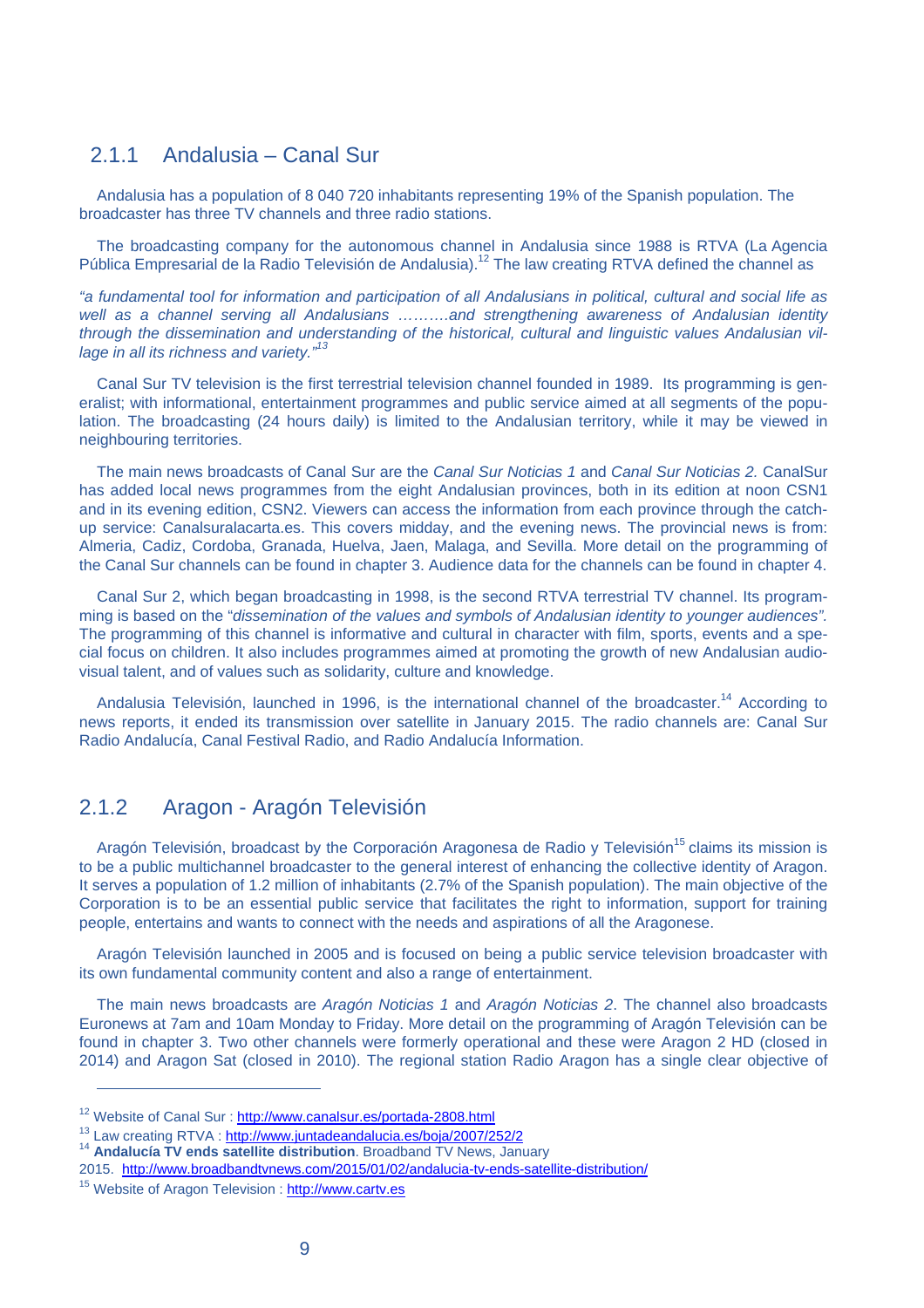### 2.1.1 Andalusia – Canal Sur

Andalusia has a population of 8 040 720 inhabitants representing 19% of the Spanish population. The broadcaster has three TV channels and three radio stations.

The broadcasting company for the autonomous channel in Andalusia since 1988 is RTVA (La Agencia Pública Empresarial de la Radio Televisión de Andalusia).[12] The law creating RTVA defined the channel as

*"a fundamental tool for information and participation of all Andalusians in political, cultural and social life as well as a channel serving all Andalusians ……….and strengthening awareness of Andalusian identity through the dissemination and understanding of the historical, cultural and linguistic values Andalusian village in all its richness and variety."*[13]

Canal Sur TV television is the first terrestrial television channel founded in 1989. Its programming is generalist; with informational, entertainment programmes and public service aimed at all segments of the population. The broadcasting (24 hours daily) is limited to the Andalusian territory, while it may be viewed in neighbouring territories.

The main news broadcasts of Canal Sur are the *Canal Sur Noticias 1* and *Canal Sur Noticias 2.* CanalSur has added local news programmes from the eight Andalusian provinces, both in its edition at noon CSN1 and in its evening edition, CSN2. Viewers can access the information from each province through the catch-up service: Canalsuralacarta.es. This covers midday, and the evening news. The provincial news is from: Almeria, Cadiz, Cordoba, Granada, Huelva, Jaen, Malaga, and Sevilla. More detail on the programming of the Canal Sur channels can be found in chapter 3. Audience data for the channels can be found in chapter 4.

Canal Sur 2, which began broadcasting in 1998, is the second RTVA terrestrial TV channel. Its programming is based on the "*dissemination of the values and symbols of Andalusian identity to younger audiences".* The programming of this channel is informative and cultural in character with film, sports, events and a special focus on children. It also includes programmes aimed at promoting the growth of new Andalusian audiovisual talent, and of values such as solidarity, culture and knowledge.

Andalusia Televisión, launched in 1996, is the international channel of the broadcaster.[14] According to news reports, it ended its transmission over satellite in January 2015. The radio channels are: Canal Sur Radio Andalucía, Canal Festival Radio, and Radio Andalucía Information.

### 2.1.2 Aragon - Aragón Televisión

Aragón Televisión, broadcast by the Corporación Aragonesa de Radio y Televisión[15] claims its mission is to be a public multichannel broadcaster to the general interest of enhancing the collective identity of Aragon. It serves a population of 1.2 million of inhabitants (2.7% of the Spanish population). The main objective of the Corporation is to be an essential public service that facilitates the right to information, support for training people, entertains and wants to connect with the needs and aspirations of all the Aragonese.

Aragón Televisión launched in 2005 and is focused on being a public service television broadcaster with its own fundamental community content and also a range of entertainment.

The main news broadcasts are *Aragón Noticias 1* and *Aragón Noticias 2*. The channel also broadcasts Euronews at 7am and 10am Monday to Friday. More detail on the programming of Aragón Televisión can be found in chapter 3. Two other channels were formerly operational and these were Aragon 2 HD (closed in 2014) and Aragon Sat (closed in 2010). The regional station Radio Aragon has a single clear objective of

---

[12] Website of Canal Sur : http://www.canalsur.es/portada-2808.html

[13] Law creating RTVA : http://www.juntadeandalucia.es/boja/2007/252/2

[14] **Andalucía TV ends satellite distribution**. Broadband TV News, January 2015. http://www.broadbandtvnews.com/2015/01/02/andalucia-tv-ends-satellite-distribution/

[15] Website of Aragon Television : http://www.cartv.es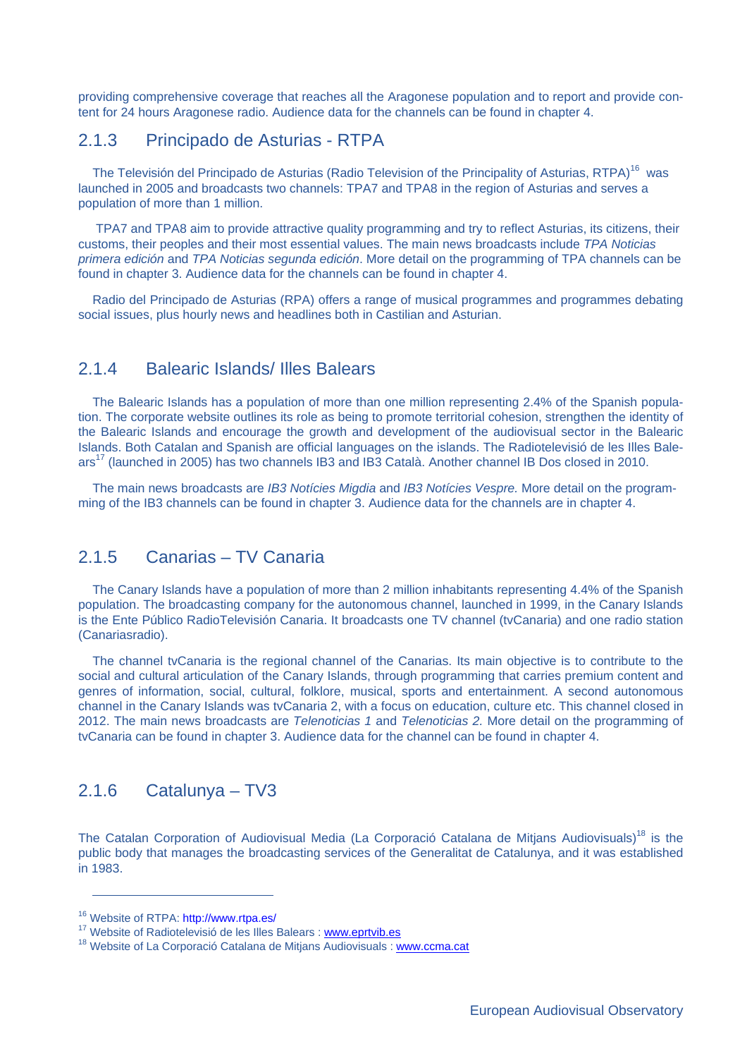providing comprehensive coverage that reaches all the Aragonese population and to report and provide content for 24 hours Aragonese radio. Audience data for the channels can be found in chapter 4.

### 2.1.3 Principado de Asturias - RTPA

The Televisión del Principado de Asturias (Radio Television of the Principality of Asturias, RTPA)[16] was launched in 2005 and broadcasts two channels: TPA7 and TPA8 in the region of Asturias and serves a population of more than 1 million.

TPA7 and TPA8 aim to provide attractive quality programming and try to reflect Asturias, its citizens, their customs, their peoples and their most essential values. The main news broadcasts include *TPA Noticias primera edición* and *TPA Noticias segunda edición*. More detail on the programming of TPA channels can be found in chapter 3. Audience data for the channels can be found in chapter 4.

Radio del Principado de Asturias (RPA) offers a range of musical programmes and programmes debating social issues, plus hourly news and headlines both in Castilian and Asturian.

### 2.1.4 Balearic Islands/ Illes Balears

The Balearic Islands has a population of more than one million representing 2.4% of the Spanish population. The corporate website outlines its role as being to promote territorial cohesion, strengthen the identity of the Balearic Islands and encourage the growth and development of the audiovisual sector in the Balearic Islands. Both Catalan and Spanish are official languages on the islands. The Radiotelevisió de les Illes Balears[17] (launched in 2005) has two channels IB3 and IB3 Català. Another channel IB Dos closed in 2010.

The main news broadcasts are *IB3 Notícies Migdia* and *IB3 Notícies Vespre.* More detail on the programming of the IB3 channels can be found in chapter 3. Audience data for the channels are in chapter 4.

### 2.1.5 Canarias – TV Canaria

The Canary Islands have a population of more than 2 million inhabitants representing 4.4% of the Spanish population. The broadcasting company for the autonomous channel, launched in 1999, in the Canary Islands is the Ente Público RadioTelevisión Canaria. It broadcasts one TV channel (tvCanaria) and one radio station (Canariasradio).

The channel tvCanaria is the regional channel of the Canarias. Its main objective is to contribute to the social and cultural articulation of the Canary Islands, through programming that carries premium content and genres of information, social, cultural, folklore, musical, sports and entertainment. A second autonomous channel in the Canary Islands was tvCanaria 2, with a focus on education, culture etc. This channel closed in 2012. The main news broadcasts are *Telenoticias 1* and *Telenoticias 2.* More detail on the programming of tvCanaria can be found in chapter 3. Audience data for the channel can be found in chapter 4.

### 2.1.6 Catalunya – TV3

The Catalan Corporation of Audiovisual Media (La Corporació Catalana de Mitjans Audiovisuals)[18] is the public body that manages the broadcasting services of the Generalitat de Catalunya, and it was established in 1983.

---

[16] Website of RTPA: http://www.rtpa.es/

[17] Website of Radiotelevisió de les Illes Balears : www.eprtvib.es

[18] Website of La Corporació Catalana de Mitjans Audiovisuals : www.ccma.cat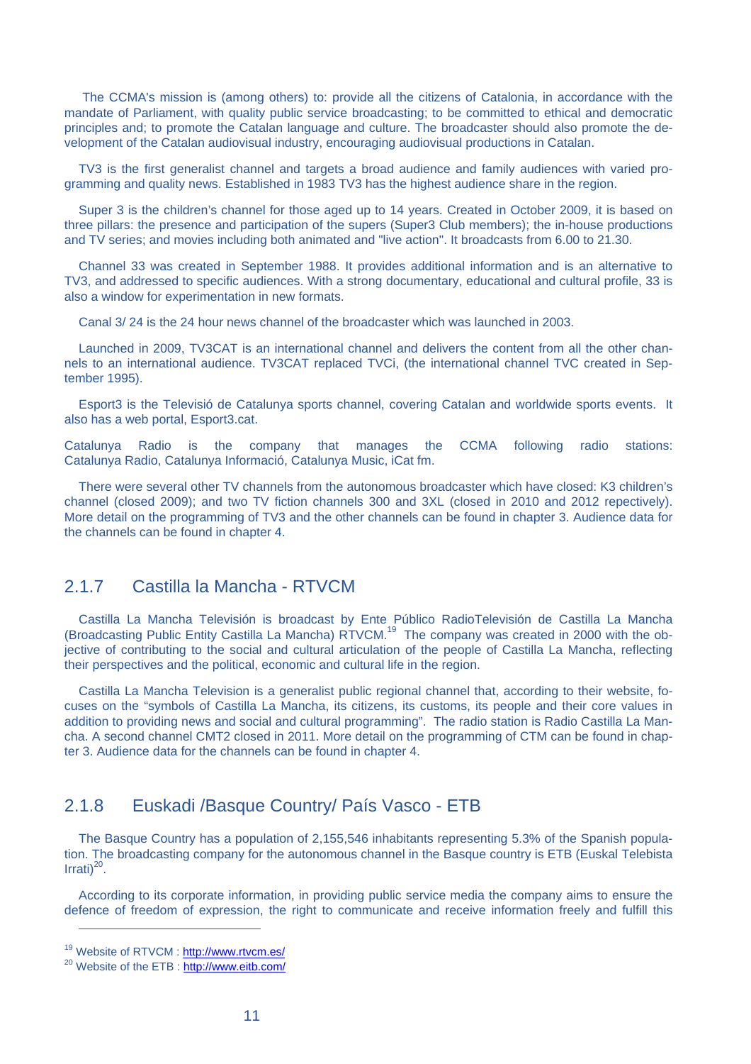The CCMA's mission is (among others) to: provide all the citizens of Catalonia, in accordance with the mandate of Parliament, with quality public service broadcasting; to be committed to ethical and democratic principles and; to promote the Catalan language and culture. The broadcaster should also promote the development of the Catalan audiovisual industry, encouraging audiovisual productions in Catalan.

TV3 is the first generalist channel and targets a broad audience and family audiences with varied programming and quality news. Established in 1983 TV3 has the highest audience share in the region.

Super 3 is the children's channel for those aged up to 14 years. Created in October 2009, it is based on three pillars: the presence and participation of the supers (Super3 Club members); the in-house productions and TV series; and movies including both animated and "live action". It broadcasts from 6.00 to 21.30.

Channel 33 was created in September 1988. It provides additional information and is an alternative to TV3, and addressed to specific audiences. With a strong documentary, educational and cultural profile, 33 is also a window for experimentation in new formats.

Canal 3/ 24 is the 24 hour news channel of the broadcaster which was launched in 2003.

Launched in 2009, TV3CAT is an international channel and delivers the content from all the other channels to an international audience. TV3CAT replaced TVCi, (the international channel TVC created in September 1995).

Esport3 is the Televisió de Catalunya sports channel, covering Catalan and worldwide sports events. It also has a web portal, Esport3.cat.

Catalunya Radio is the company that manages the CCMA following radio stations: Catalunya Radio, Catalunya Informació, Catalunya Music, iCat fm.

There were several other TV channels from the autonomous broadcaster which have closed: K3 children's channel (closed 2009); and two TV fiction channels 300 and 3XL (closed in 2010 and 2012 repectively). More detail on the programming of TV3 and the other channels can be found in chapter 3. Audience data for the channels can be found in chapter 4.

## 2.1.7 Castilla la Mancha - RTVCM

Castilla La Mancha Televisión is broadcast by Ente Público RadioTelevisión de Castilla La Mancha (Broadcasting Public Entity Castilla La Mancha) RTVCM.[19] The company was created in 2000 with the objective of contributing to the social and cultural articulation of the people of Castilla La Mancha, reflecting their perspectives and the political, economic and cultural life in the region.

Castilla La Mancha Television is a generalist public regional channel that, according to their website, focuses on the "symbols of Castilla La Mancha, its citizens, its customs, its people and their core values in addition to providing news and social and cultural programming". The radio station is Radio Castilla La Mancha. A second channel CMT2 closed in 2011. More detail on the programming of CTM can be found in chapter 3. Audience data for the channels can be found in chapter 4.

## 2.1.8 Euskadi /Basque Country/ País Vasco - ETB

The Basque Country has a population of 2,155,546 inhabitants representing 5.3% of the Spanish population. The broadcasting company for the autonomous channel in the Basque country is ETB (Euskal Telebista Irrati)[20].

According to its corporate information, in providing public service media the company aims to ensure the defence of freedom of expression, the right to communicate and receive information freely and fulfill this

---

[19] Website of RTVCM : http://www.rtvcm.es/

[20] Website of the ETB : http://www.eitb.com/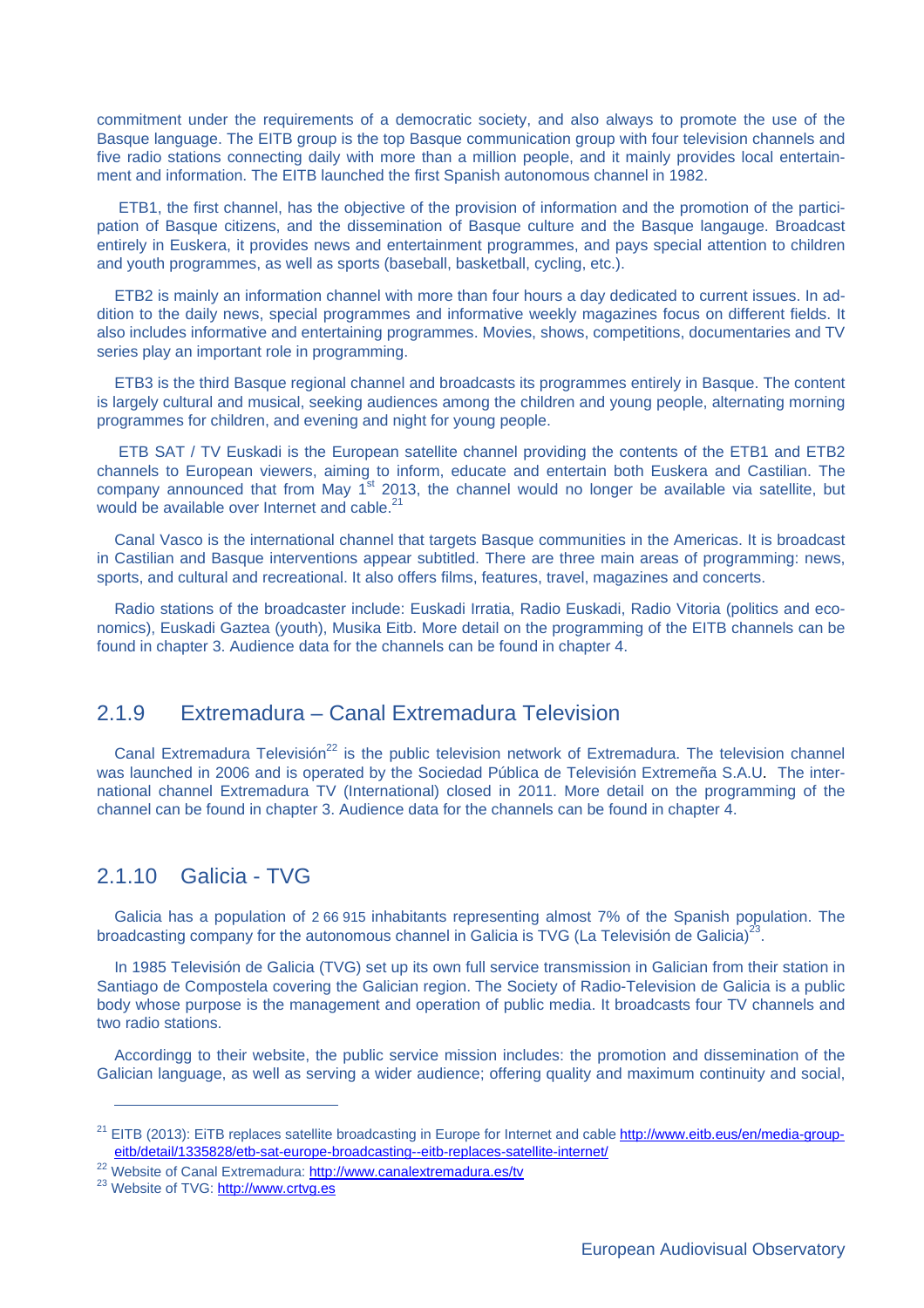commitment under the requirements of a democratic society, and also always to promote the use of the Basque language. The EITB group is the top Basque communication group with four television channels and five radio stations connecting daily with more than a million people, and it mainly provides local entertainment and information. The EITB launched the first Spanish autonomous channel in 1982.

ETB1, the first channel, has the objective of the provision of information and the promotion of the participation of Basque citizens, and the dissemination of Basque culture and the Basque langauge. Broadcast entirely in Euskera, it provides news and entertainment programmes, and pays special attention to children and youth programmes, as well as sports (baseball, basketball, cycling, etc.).

ETB2 is mainly an information channel with more than four hours a day dedicated to current issues. In addition to the daily news, special programmes and informative weekly magazines focus on different fields. It also includes informative and entertaining programmes. Movies, shows, competitions, documentaries and TV series play an important role in programming.

ETB3 is the third Basque regional channel and broadcasts its programmes entirely in Basque. The content is largely cultural and musical, seeking audiences among the children and young people, alternating morning programmes for children, and evening and night for young people.

ETB SAT / TV Euskadi is the European satellite channel providing the contents of the ETB1 and ETB2 channels to European viewers, aiming to inform, educate and entertain both Euskera and Castilian. The company announced that from May 1st 2013, the channel would no longer be available via satellite, but would be available over Internet and cable.[21]

Canal Vasco is the international channel that targets Basque communities in the Americas. It is broadcast in Castilian and Basque interventions appear subtitled. There are three main areas of programming: news, sports, and cultural and recreational. It also offers films, features, travel, magazines and concerts.

Radio stations of the broadcaster include: Euskadi Irratia, Radio Euskadi, Radio Vitoria (politics and economics), Euskadi Gaztea (youth), Musika Eitb. More detail on the programming of the EITB channels can be found in chapter 3. Audience data for the channels can be found in chapter 4.

### 2.1.9 Extremadura – Canal Extremadura Television

Canal Extremadura Televisión[22] is the public television network of Extremadura. The television channel was launched in 2006 and is operated by the Sociedad Pública de Televisión Extremeña S.A.U. The international channel Extremadura TV (International) closed in 2011. More detail on the programming of the channel can be found in chapter 3. Audience data for the channels can be found in chapter 4.

### 2.1.10 Galicia - TVG

Galicia has a population of 2 66 915 inhabitants representing almost 7% of the Spanish population. The broadcasting company for the autonomous channel in Galicia is TVG (La Televisión de Galicia)[23].

In 1985 Televisión de Galicia (TVG) set up its own full service transmission in Galician from their station in Santiago de Compostela covering the Galician region. The Society of Radio-Television de Galicia is a public body whose purpose is the management and operation of public media. It broadcasts four TV channels and two radio stations.

Accordingg to their website, the public service mission includes: the promotion and dissemination of the Galician language, as well as serving a wider audience; offering quality and maximum continuity and social,

---

[21] EITB (2013): EiTB replaces satellite broadcasting in Europe for Internet and cable http://www.eitb.eus/en/media-group-eitb/detail/1335828/etb-sat-europe-broadcasting--eitb-replaces-satellite-internet/

[22] Website of Canal Extremadura: http://www.canalextremadura.es/tv

[23] Website of TVG: http://www.crtvg.es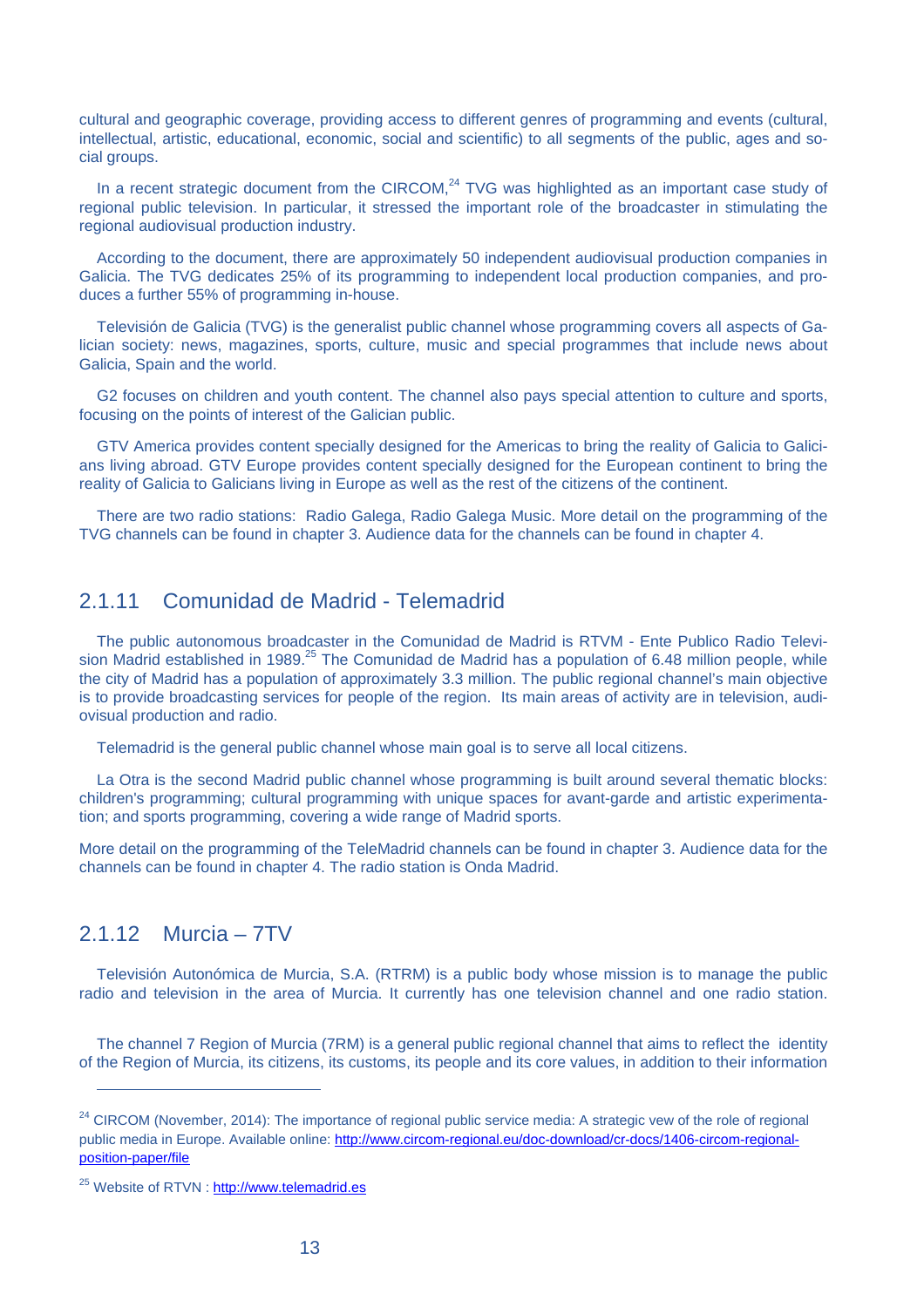cultural and geographic coverage, providing access to different genres of programming and events (cultural, intellectual, artistic, educational, economic, social and scientific) to all segments of the public, ages and social groups.

In a recent strategic document from the CIRCOM,[24] TVG was highlighted as an important case study of regional public television. In particular, it stressed the important role of the broadcaster in stimulating the regional audiovisual production industry.

According to the document, there are approximately 50 independent audiovisual production companies in Galicia. The TVG dedicates 25% of its programming to independent local production companies, and produces a further 55% of programming in-house.

Televisión de Galicia (TVG) is the generalist public channel whose programming covers all aspects of Galician society: news, magazines, sports, culture, music and special programmes that include news about Galicia, Spain and the world.

G2 focuses on children and youth content. The channel also pays special attention to culture and sports, focusing on the points of interest of the Galician public.

GTV America provides content specially designed for the Americas to bring the reality of Galicia to Galicians living abroad. GTV Europe provides content specially designed for the European continent to bring the reality of Galicia to Galicians living in Europe as well as the rest of the citizens of the continent.

There are two radio stations: Radio Galega, Radio Galega Music. More detail on the programming of the TVG channels can be found in chapter 3. Audience data for the channels can be found in chapter 4.

### 2.1.11 Comunidad de Madrid - Telemadrid

The public autonomous broadcaster in the Comunidad de Madrid is RTVM - Ente Publico Radio Television Madrid established in 1989.[25] The Comunidad de Madrid has a population of 6.48 million people, while the city of Madrid has a population of approximately 3.3 million. The public regional channel's main objective is to provide broadcasting services for people of the region. Its main areas of activity are in television, audiovisual production and radio.

Telemadrid is the general public channel whose main goal is to serve all local citizens.

La Otra is the second Madrid public channel whose programming is built around several thematic blocks: children's programming; cultural programming with unique spaces for avant-garde and artistic experimentation; and sports programming, covering a wide range of Madrid sports.

More detail on the programming of the TeleMadrid channels can be found in chapter 3. Audience data for the channels can be found in chapter 4. The radio station is Onda Madrid.

### 2.1.12 Murcia – 7TV

Televisión Autonómica de Murcia, S.A. (RTRM) is a public body whose mission is to manage the public radio and television in the area of Murcia. It currently has one television channel and one radio station.

The channel 7 Region of Murcia (7RM) is a general public regional channel that aims to reflect the identity of the Region of Murcia, its citizens, its customs, its people and its core values, in addition to their information

---

[24] CIRCOM (November, 2014): The importance of regional public service media: A strategic vew of the role of regional public media in Europe. Available online: http://www.circom-regional.eu/doc-download/cr-docs/1406-circom-regional-position-paper/file

[25] Website of RTVN : http://www.telemadrid.es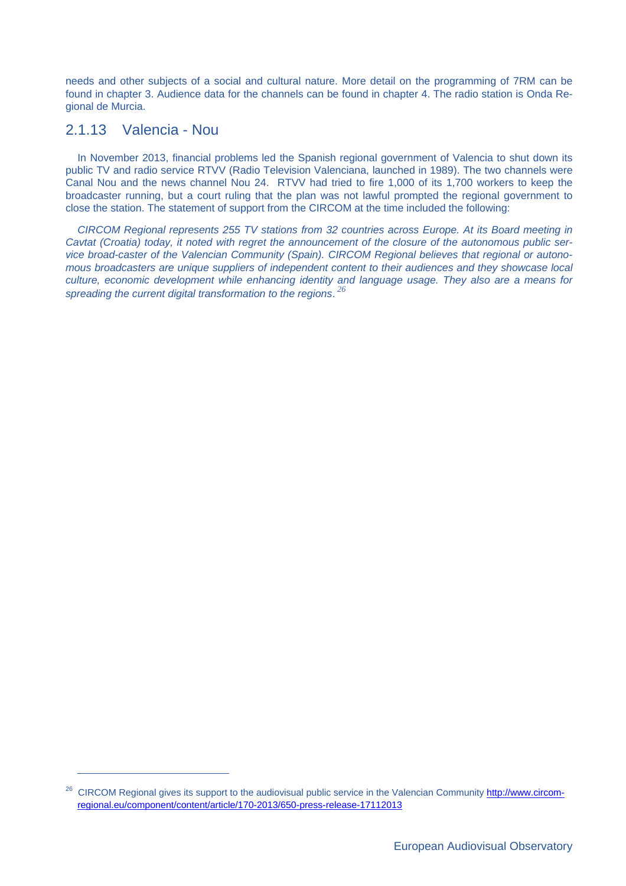needs and other subjects of a social and cultural nature. More detail on the programming of 7RM can be found in chapter 3. Audience data for the channels can be found in chapter 4. The radio station is Onda Regional de Murcia.

### 2.1.13 Valencia - Nou

In November 2013, financial problems led the Spanish regional government of Valencia to shut down its public TV and radio service RTVV (Radio Television Valenciana, launched in 1989). The two channels were Canal Nou and the news channel Nou 24. RTVV had tried to fire 1,000 of its 1,700 workers to keep the broadcaster running, but a court ruling that the plan was not lawful prompted the regional government to close the station. The statement of support from the CIRCOM at the time included the following:

*CIRCOM Regional represents 255 TV stations from 32 countries across Europe. At its Board meeting in Cavtat (Croatia) today, it noted with regret the announcement of the closure of the autonomous public service broad-caster of the Valencian Community (Spain). CIRCOM Regional believes that regional or autonomous broadcasters are unique suppliers of independent content to their audiences and they showcase local culture, economic development while enhancing identity and language usage. They also are a means for spreading the current digital transformation to the regions*. [26]

---

[26] CIRCOM Regional gives its support to the audiovisual public service in the Valencian Community http://www.circom-regional.eu/component/content/article/170-2013/650-press-release-17112013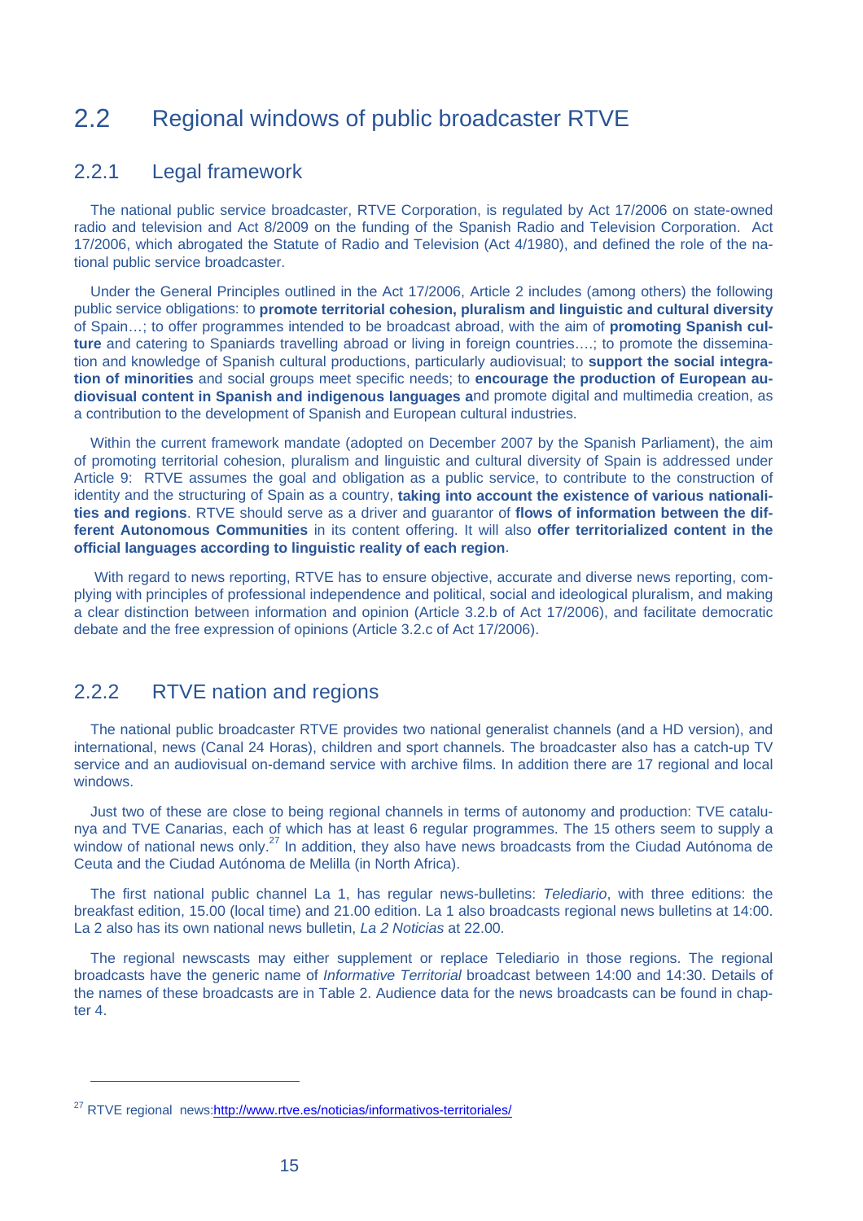## 2.2 Regional windows of public broadcaster RTVE

### 2.2.1 Legal framework

The national public service broadcaster, RTVE Corporation, is regulated by Act 17/2006 on state-owned radio and television and Act 8/2009 on the funding of the Spanish Radio and Television Corporation. Act 17/2006, which abrogated the Statute of Radio and Television (Act 4/1980), and defined the role of the national public service broadcaster.

Under the General Principles outlined in the Act 17/2006, Article 2 includes (among others) the following public service obligations: to **promote territorial cohesion, pluralism and linguistic and cultural diversity** of Spain…; to offer programmes intended to be broadcast abroad, with the aim of **promoting Spanish culture** and catering to Spaniards travelling abroad or living in foreign countries….; to promote the dissemination and knowledge of Spanish cultural productions, particularly audiovisual; to **support the social integration of minorities** and social groups meet specific needs; to **encourage the production of European audiovisual content in Spanish and indigenous languages a**nd promote digital and multimedia creation, as a contribution to the development of Spanish and European cultural industries.

Within the current framework mandate (adopted on December 2007 by the Spanish Parliament), the aim of promoting territorial cohesion, pluralism and linguistic and cultural diversity of Spain is addressed under Article 9: RTVE assumes the goal and obligation as a public service, to contribute to the construction of identity and the structuring of Spain as a country, **taking into account the existence of various nationalities and regions**. RTVE should serve as a driver and guarantor of **flows of information between the different Autonomous Communities** in its content offering. It will also **offer territorialized content in the official languages according to linguistic reality of each region**.

With regard to news reporting, RTVE has to ensure objective, accurate and diverse news reporting, complying with principles of professional independence and political, social and ideological pluralism, and making a clear distinction between information and opinion (Article 3.2.b of Act 17/2006), and facilitate democratic debate and the free expression of opinions (Article 3.2.c of Act 17/2006).

### 2.2.2 RTVE nation and regions

The national public broadcaster RTVE provides two national generalist channels (and a HD version), and international, news (Canal 24 Horas), children and sport channels. The broadcaster also has a catch-up TV service and an audiovisual on-demand service with archive films. In addition there are 17 regional and local windows.

Just two of these are close to being regional channels in terms of autonomy and production: TVE catalunya and TVE Canarias, each of which has at least 6 regular programmes. The 15 others seem to supply a window of national news only.[27] In addition, they also have news broadcasts from the Ciudad Autónoma de Ceuta and the Ciudad Autónoma de Melilla (in North Africa).

The first national public channel La 1, has regular news-bulletins: *Telediario*, with three editions: the breakfast edition, 15.00 (local time) and 21.00 edition. La 1 also broadcasts regional news bulletins at 14:00. La 2 also has its own national news bulletin, *La 2 Noticias* at 22.00.

The regional newscasts may either supplement or replace Telediario in those regions. The regional broadcasts have the generic name of *Informative Territorial* broadcast between 14:00 and 14:30. Details of the names of these broadcasts are in Table 2. Audience data for the news broadcasts can be found in chapter 4.

[27] RTVE regional news:http://www.rtve.es/noticias/informativos-territoriales/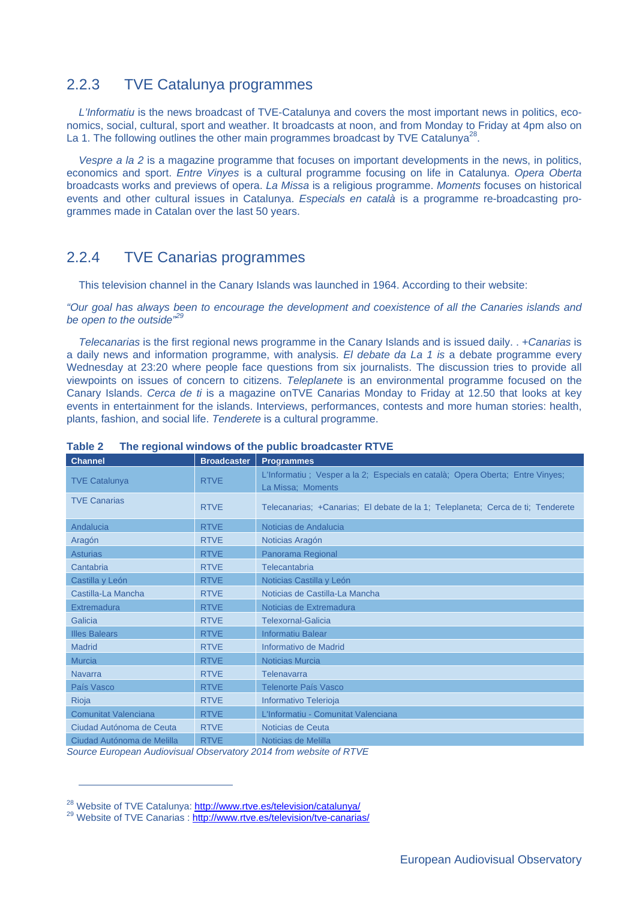## 2.2.3 TVE Catalunya programmes

*L'Informatiu* is the news broadcast of TVE-Catalunya and covers the most important news in politics, economics, social, cultural, sport and weather. It broadcasts at noon, and from Monday to Friday at 4pm also on La 1. The following outlines the other main programmes broadcast by TVE Catalunya[28].

*Vespre a la 2* is a magazine programme that focuses on important developments in the news, in politics, economics and sport. *Entre Vinyes* is a cultural programme focusing on life in Catalunya. *Opera Oberta* broadcasts works and previews of opera. *La Missa* is a religious programme. *Moments* focuses on historical events and other cultural issues in Catalunya. *Especials en català* is a programme re-broadcasting programmes made in Catalan over the last 50 years.

## 2.2.4 TVE Canarias programmes

This television channel in the Canary Islands was launched in 1964. According to their website:

*"Our goal has always been to encourage the development and coexistence of all the Canaries islands and be open to the outside"*[29]

*Telecanarias* is the first regional news programme in the Canary Islands and is issued daily. . *+Canarias* is a daily news and information programme, with analysis. *El debate da La 1 is* a debate programme every Wednesday at 23:20 where people face questions from six journalists. The discussion tries to provide all viewpoints on issues of concern to citizens. *Teleplanete* is an environmental programme focused on the Canary Islands. *Cerca de ti* is a magazine onTVE Canarias Monday to Friday at 12.50 that looks at key events in entertainment for the islands. Interviews, performances, contests and more human stories: health, plants, fashion, and social life. *Tenderete* is a cultural programme.

**Table 2 The regional windows of the public broadcaster RTVE**

| Channel | Broadcaster | Programmes |
|---|---|---|
| TVE Catalunya | RTVE | L'Informatiu ; Vesper a la 2; Especials en català; Opera Oberta; Entre Vinyes; La Missa; Moments |
| TVE Canarias | RTVE | Telecanarias; +Canarias; El debate de la 1; Teleplaneta; Cerca de ti; Tenderete |
| Andalucia | RTVE | Noticias de Andalucia |
| Aragón | RTVE | Noticias Aragón |
| Asturias | RTVE | Panorama Regional |
| Cantabria | RTVE | Telecantabria |
| Castilla y León | RTVE | Noticias Castilla y León |
| Castilla-La Mancha | RTVE | Noticias de Castilla-La Mancha |
| Extremadura | RTVE | Noticias de Extremadura |
| Galicia | RTVE | Telexornal-Galicia |
| Illes Balears | RTVE | Informatiu Balear |
| Madrid | RTVE | Informativo de Madrid |
| Murcia | RTVE | Noticias Murcia |
| Navarra | RTVE | Telenavarra |
| País Vasco | RTVE | Telenorte País Vasco |
| Rioja | RTVE | Informativo Telerioja |
| Comunitat Valenciana | RTVE | L'Informatiu - Comunitat Valenciana |
| Ciudad Autónoma de Ceuta | RTVE | Noticias de Ceuta |
| Ciudad Autónoma de Melilla | RTVE | Noticias de Melilla |

*Source European Audiovisual Observatory 2014 from website of RTVE*

[28] Website of TVE Catalunya: http://www.rtve.es/television/catalunya/

[29] Website of TVE Canarias : http://www.rtve.es/television/tve-canarias/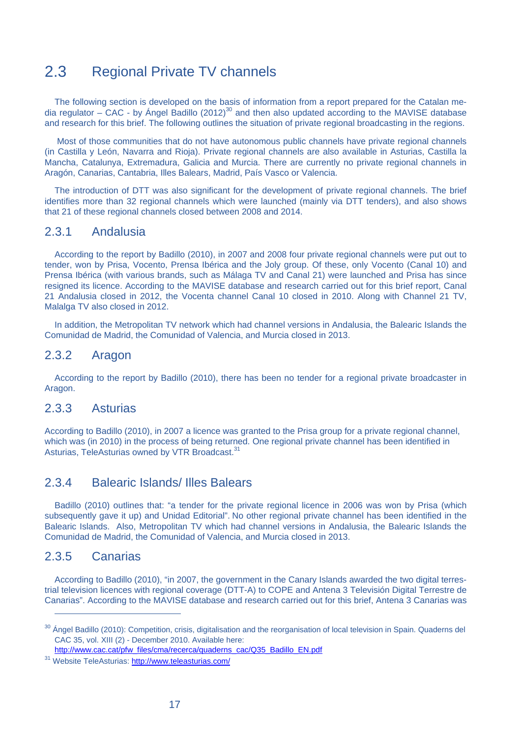## 2.3 Regional Private TV channels

The following section is developed on the basis of information from a report prepared for the Catalan media regulator – CAC - by Ángel Badillo (2012)[30] and then also updated according to the MAVISE database and research for this brief. The following outlines the situation of private regional broadcasting in the regions.

Most of those communities that do not have autonomous public channels have private regional channels (in Castilla y León, Navarra and Rioja). Private regional channels are also available in Asturias, Castilla la Mancha, Catalunya, Extremadura, Galicia and Murcia. There are currently no private regional channels in Aragón, Canarias, Cantabria, Illes Balears, Madrid, País Vasco or Valencia.

The introduction of DTT was also significant for the development of private regional channels. The brief identifies more than 32 regional channels which were launched (mainly via DTT tenders), and also shows that 21 of these regional channels closed between 2008 and 2014.

### 2.3.1 Andalusia

According to the report by Badillo (2010), in 2007 and 2008 four private regional channels were put out to tender, won by Prisa, Vocento, Prensa Ibérica and the Joly group. Of these, only Vocento (Canal 10) and Prensa Ibérica (with various brands, such as Málaga TV and Canal 21) were launched and Prisa has since resigned its licence. According to the MAVISE database and research carried out for this brief report, Canal 21 Andalusia closed in 2012, the Vocenta channel Canal 10 closed in 2010. Along with Channel 21 TV, Malalga TV also closed in 2012.

In addition, the Metropolitan TV network which had channel versions in Andalusia, the Balearic Islands the Comunidad de Madrid, the Comunidad of Valencia, and Murcia closed in 2013.

### 2.3.2 Aragon

According to the report by Badillo (2010), there has been no tender for a regional private broadcaster in Aragon.

### 2.3.3 Asturias

According to Badillo (2010), in 2007 a licence was granted to the Prisa group for a private regional channel, which was (in 2010) in the process of being returned. One regional private channel has been identified in Asturias, TeleAsturias owned by VTR Broadcast.[31]

### 2.3.4 Balearic Islands/ Illes Balears

Badillo (2010) outlines that: "a tender for the private regional licence in 2006 was won by Prisa (which subsequently gave it up) and Unidad Editorial". No other regional private channel has been identified in the Balearic Islands. Also, Metropolitan TV which had channel versions in Andalusia, the Balearic Islands the Comunidad de Madrid, the Comunidad of Valencia, and Murcia closed in 2013.

### 2.3.5 Canarias

According to Badillo (2010), "in 2007, the government in the Canary Islands awarded the two digital terrestrial television licences with regional coverage (DTT-A) to COPE and Antena 3 Televisión Digital Terrestre de Canarias". According to the MAVISE database and research carried out for this brief, Antena 3 Canarias was

---

[30] Ángel Badillo (2010): Competition, crisis, digitalisation and the reorganisation of local television in Spain. Quaderns del CAC 35, vol. XIII (2) - December 2010. Available here: http://www.cac.cat/pfw_files/cma/recerca/quaderns_cac/Q35_Badillo_EN.pdf

[31] Website TeleAsturias: http://www.teleasturias.com/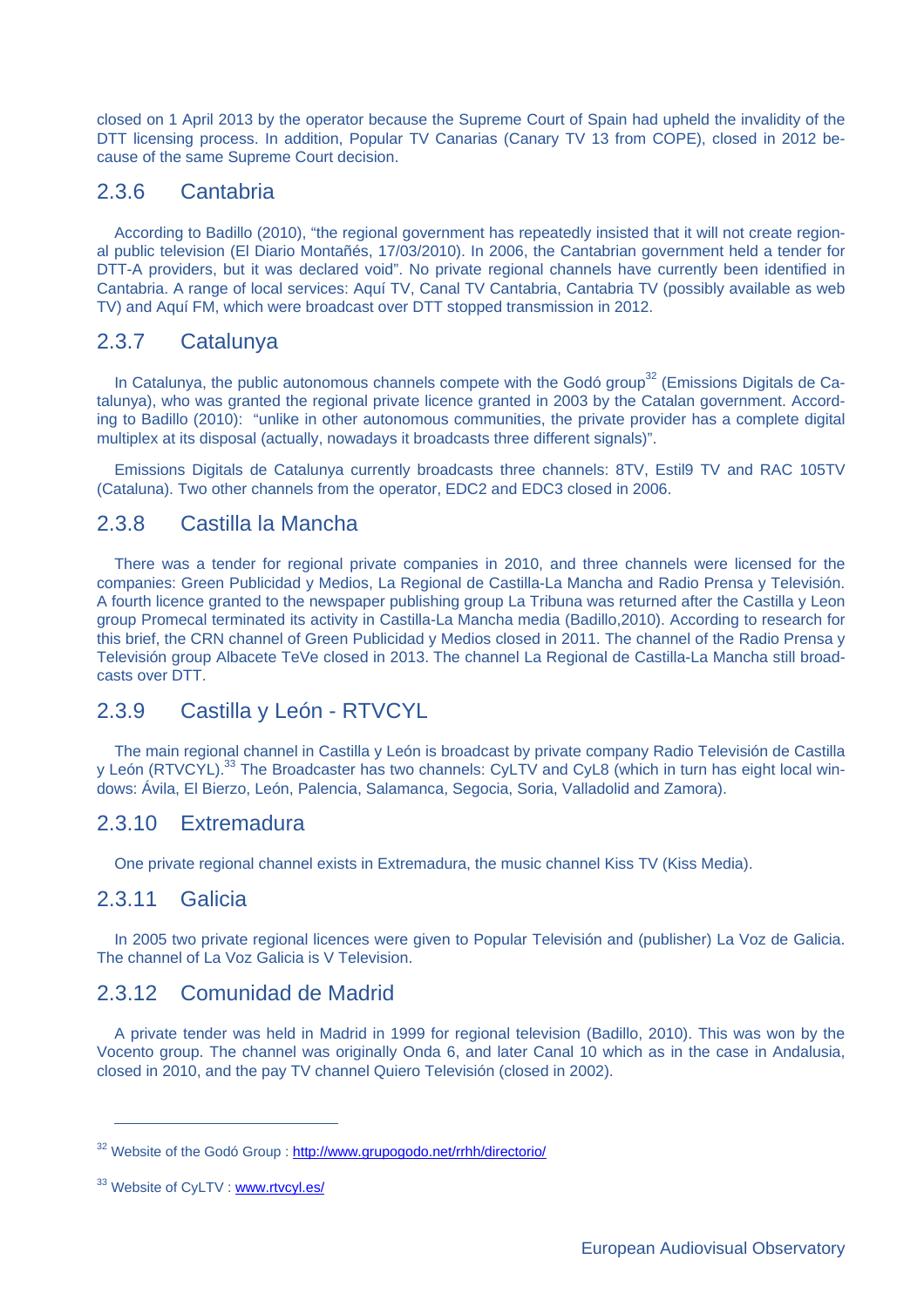closed on 1 April 2013 by the operator because the Supreme Court of Spain had upheld the invalidity of the DTT licensing process. In addition, Popular TV Canarias (Canary TV 13 from COPE), closed in 2012 because of the same Supreme Court decision.

### 2.3.6 Cantabria

According to Badillo (2010), "the regional government has repeatedly insisted that it will not create regional public television (El Diario Montañés, 17/03/2010). In 2006, the Cantabrian government held a tender for DTT-A providers, but it was declared void". No private regional channels have currently been identified in Cantabria. A range of local services: Aquí TV, Canal TV Cantabria, Cantabria TV (possibly available as web TV) and Aquí FM, which were broadcast over DTT stopped transmission in 2012.

### 2.3.7 Catalunya

In Catalunya, the public autonomous channels compete with the Godó group[32] (Emissions Digitals de Catalunya), who was granted the regional private licence granted in 2003 by the Catalan government. According to Badillo (2010): "unlike in other autonomous communities, the private provider has a complete digital multiplex at its disposal (actually, nowadays it broadcasts three different signals)".

Emissions Digitals de Catalunya currently broadcasts three channels: 8TV, Estil9 TV and RAC 105TV (Cataluna). Two other channels from the operator, EDC2 and EDC3 closed in 2006.

### 2.3.8 Castilla la Mancha

There was a tender for regional private companies in 2010, and three channels were licensed for the companies: Green Publicidad y Medios, La Regional de Castilla-La Mancha and Radio Prensa y Televisión. A fourth licence granted to the newspaper publishing group La Tribuna was returned after the Castilla y Leon group Promecal terminated its activity in Castilla-La Mancha media (Badillo,2010). According to research for this brief, the CRN channel of Green Publicidad y Medios closed in 2011. The channel of the Radio Prensa y Televisión group Albacete TeVe closed in 2013. The channel La Regional de Castilla-La Mancha still broadcasts over DTT.

### 2.3.9 Castilla y León - RTVCYL

The main regional channel in Castilla y León is broadcast by private company Radio Televisión de Castilla y León (RTVCYL).[33] The Broadcaster has two channels: CyLTV and CyL8 (which in turn has eight local windows: Ávila, El Bierzo, León, Palencia, Salamanca, Segocia, Soria, Valladolid and Zamora).

### 2.3.10 Extremadura

One private regional channel exists in Extremadura, the music channel Kiss TV (Kiss Media).

### 2.3.11 Galicia

In 2005 two private regional licences were given to Popular Televisión and (publisher) La Voz de Galicia. The channel of La Voz Galicia is V Television.

### 2.3.12 Comunidad de Madrid

A private tender was held in Madrid in 1999 for regional television (Badillo, 2010). This was won by the Vocento group. The channel was originally Onda 6, and later Canal 10 which as in the case in Andalusia, closed in 2010, and the pay TV channel Quiero Televisión (closed in 2002).

---

[32] Website of the Godó Group : http://www.grupogodo.net/rrhh/directorio/

[33] Website of CyLTV : www.rtvcyl.es/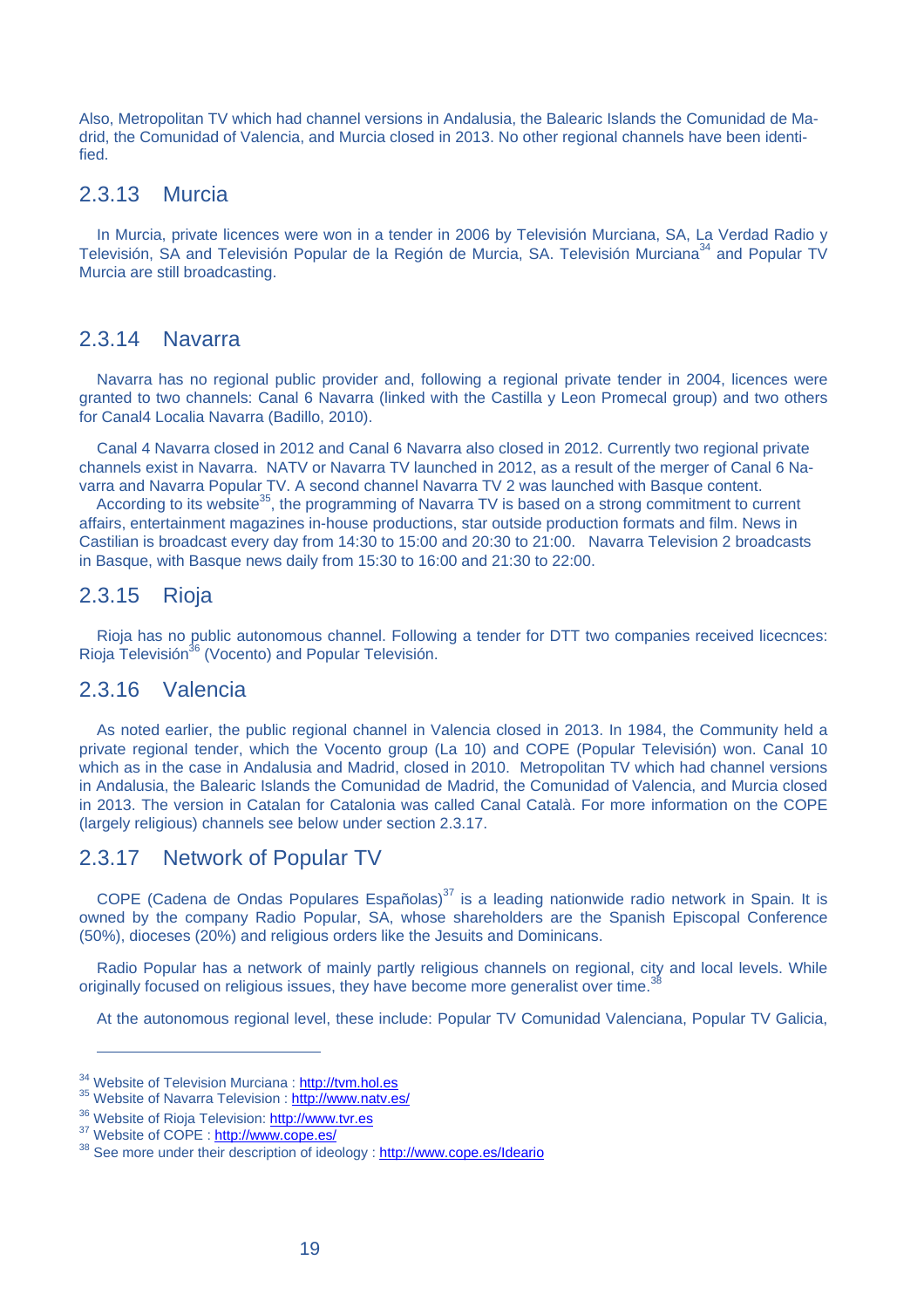Also, Metropolitan TV which had channel versions in Andalusia, the Balearic Islands the Comunidad de Madrid, the Comunidad of Valencia, and Murcia closed in 2013. No other regional channels have been identified.

### 2.3.13 Murcia

In Murcia, private licences were won in a tender in 2006 by Televisión Murciana, SA, La Verdad Radio y Televisión, SA and Televisión Popular de la Región de Murcia, SA. Televisión Murciana[34] and Popular TV Murcia are still broadcasting.

### 2.3.14 Navarra

Navarra has no regional public provider and, following a regional private tender in 2004, licences were granted to two channels: Canal 6 Navarra (linked with the Castilla y Leon Promecal group) and two others for Canal4 Localia Navarra (Badillo, 2010).

Canal 4 Navarra closed in 2012 and Canal 6 Navarra also closed in 2012. Currently two regional private channels exist in Navarra. NATV or Navarra TV launched in 2012, as a result of the merger of Canal 6 Navarra and Navarra Popular TV. A second channel Navarra TV 2 was launched with Basque content.

According to its website[35], the programming of Navarra TV is based on a strong commitment to current affairs, entertainment magazines in-house productions, star outside production formats and film. News in Castilian is broadcast every day from 14:30 to 15:00 and 20:30 to 21:00. Navarra Television 2 broadcasts in Basque, with Basque news daily from 15:30 to 16:00 and 21:30 to 22:00.

### 2.3.15 Rioja

Rioja has no public autonomous channel. Following a tender for DTT two companies received licecnces: Rioja Televisión[36] (Vocento) and Popular Televisión.

### 2.3.16 Valencia

As noted earlier, the public regional channel in Valencia closed in 2013. In 1984, the Community held a private regional tender, which the Vocento group (La 10) and COPE (Popular Televisión) won. Canal 10 which as in the case in Andalusia and Madrid, closed in 2010. Metropolitan TV which had channel versions in Andalusia, the Balearic Islands the Comunidad de Madrid, the Comunidad of Valencia, and Murcia closed in 2013. The version in Catalan for Catalonia was called Canal Català. For more information on the COPE (largely religious) channels see below under section 2.3.17.

### 2.3.17 Network of Popular TV

COPE (Cadena de Ondas Populares Españolas)[37] is a leading nationwide radio network in Spain. It is owned by the company Radio Popular, SA, whose shareholders are the Spanish Episcopal Conference (50%), dioceses (20%) and religious orders like the Jesuits and Dominicans.

Radio Popular has a network of mainly partly religious channels on regional, city and local levels. While originally focused on religious issues, they have become more generalist over time.[38]

At the autonomous regional level, these include: Popular TV Comunidad Valenciana, Popular TV Galicia,

---

[34] Website of Television Murciana : http://tvm.hol.es

[35] Website of Navarra Television : http://www.natv.es/

[36] Website of Rioja Television: http://www.tvr.es

[37] Website of COPE : http://www.cope.es/

[38] See more under their description of ideology : http://www.cope.es/Ideario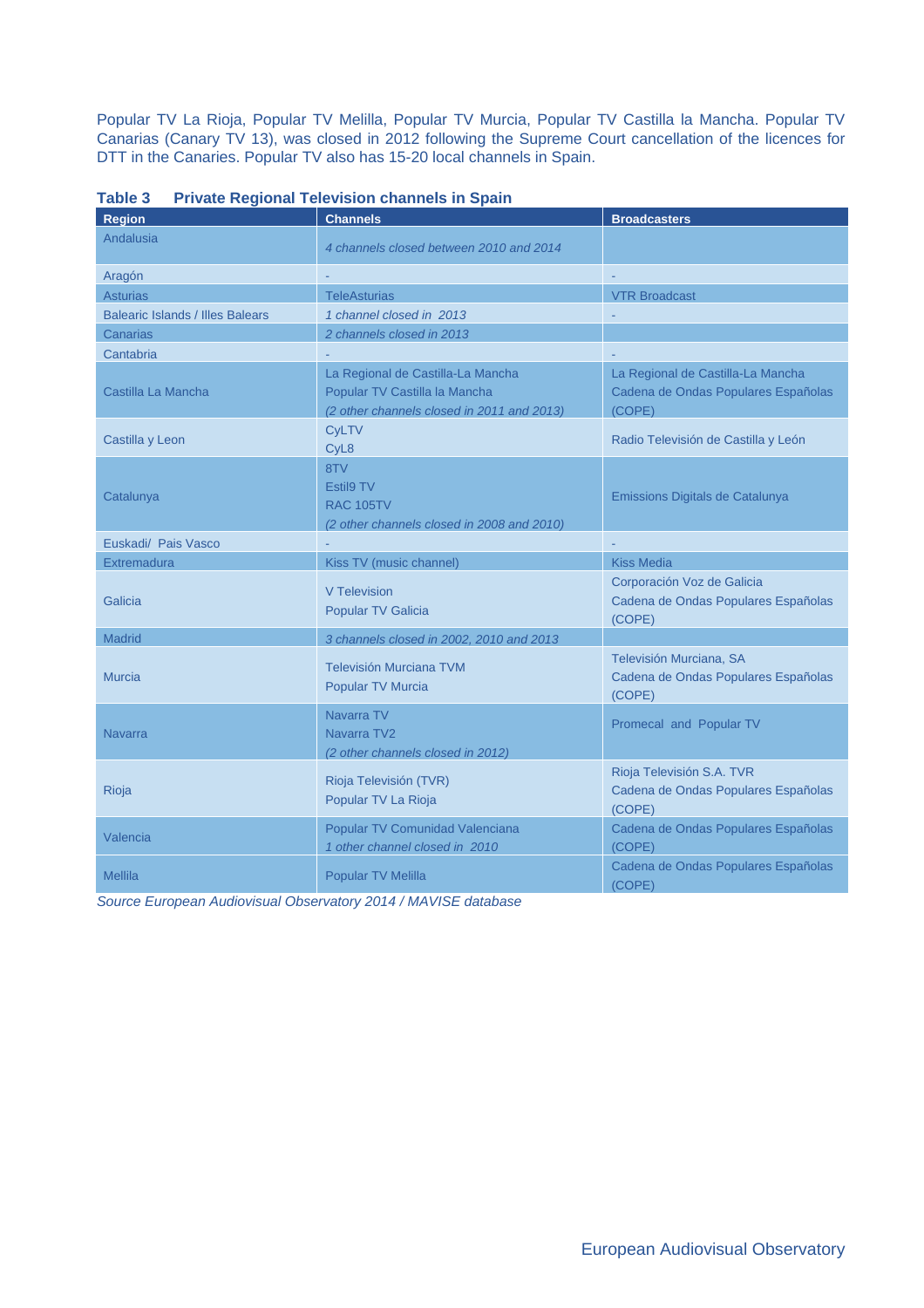Popular TV La Rioja, Popular TV Melilla, Popular TV Murcia, Popular TV Castilla la Mancha. Popular TV Canarias (Canary TV 13), was closed in 2012 following the Supreme Court cancellation of the licences for DTT in the Canaries. Popular TV also has 15-20 local channels in Spain.

**Table 3 Private Regional Television channels in Spain**

| Region | Channels | Broadcasters |
|---|---|---|
| Andalusia | *4 channels closed between 2010 and 2014* | |
| Aragón | - | - |
| Asturias | TeleAsturias | VTR Broadcast |
| Balearic Islands / Illes Balears | *1 channel closed in 2013* | - |
| Canarias | *2 channels closed in 2013* | |
| Cantabria | - | - |
| Castilla La Mancha | La Regional de Castilla-La Mancha<br>Popular TV Castilla la Mancha<br>*(2 other channels closed in 2011 and 2013)* | La Regional de Castilla-La Mancha<br>Cadena de Ondas Populares Españolas (COPE) |
| Castilla y Leon | CyLTV<br>CyL8 | Radio Televisión de Castilla y León |
| Catalunya | 8TV<br>Estil9 TV<br>RAC 105TV<br>*(2 other channels closed in 2008 and 2010)* | Emissions Digitals de Catalunya |
| Euskadi/ Pais Vasco | - | - |
| Extremadura | Kiss TV (music channel) | Kiss Media |
| Galicia | V Television<br>Popular TV Galicia | Corporación Voz de Galicia<br>Cadena de Ondas Populares Españolas (COPE) |
| Madrid | *3 channels closed in 2002, 2010 and 2013* | |
| Murcia | Televisión Murciana TVM<br>Popular TV Murcia | Televisión Murciana, SA<br>Cadena de Ondas Populares Españolas (COPE) |
| Navarra | Navarra TV<br>Navarra TV2<br>*(2 other channels closed in 2012)* | Promecal and Popular TV |
| Rioja | Rioja Televisión (TVR)<br>Popular TV La Rioja | Rioja Televisión S.A. TVR<br>Cadena de Ondas Populares Españolas (COPE) |
| Valencia | Popular TV Comunidad Valenciana<br>*1 other channel closed in 2010* | Cadena de Ondas Populares Españolas (COPE) |
| Mellila | Popular TV Melilla | Cadena de Ondas Populares Españolas (COPE) |

*Source European Audiovisual Observatory 2014 / MAVISE database*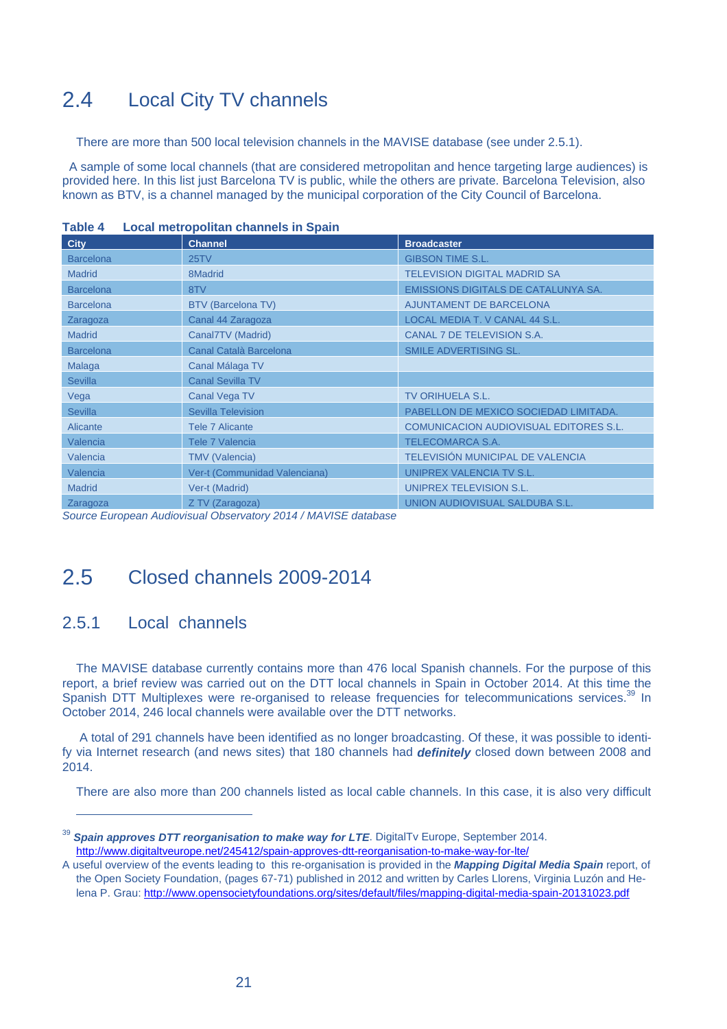## 2.4 Local City TV channels

There are more than 500 local television channels in the MAVISE database (see under 2.5.1).

A sample of some local channels (that are considered metropolitan and hence targeting large audiences) is provided here. In this list just Barcelona TV is public, while the others are private. Barcelona Television, also known as BTV, is a channel managed by the municipal corporation of the City Council of Barcelona.

**Table 4 Local metropolitan channels in Spain**

| City | Channel | Broadcaster |
|---|---|---|
| Barcelona | 25TV | GIBSON TIME S.L. |
| Madrid | 8Madrid | TELEVISION DIGITAL MADRID SA |
| Barcelona | 8TV | EMISSIONS DIGITALS DE CATALUNYA SA. |
| Barcelona | BTV (Barcelona TV) | AJUNTAMENT DE BARCELONA |
| Zaragoza | Canal 44 Zaragoza | LOCAL MEDIA T. V CANAL 44 S.L. |
| Madrid | Canal7TV (Madrid) | CANAL 7 DE TELEVISION S.A. |
| Barcelona | Canal Català Barcelona | SMILE ADVERTISING SL. |
| Malaga | Canal Málaga TV | |
| Sevilla | Canal Sevilla TV | |
| Vega | Canal Vega TV | TV ORIHUELA S.L. |
| Sevilla | Sevilla Television | PABELLON DE MEXICO SOCIEDAD LIMITADA. |
| Alicante | Tele 7 Alicante | COMUNICACION AUDIOVISUAL EDITORES S.L. |
| Valencia | Tele 7 Valencia | TELECOMARCA S.A. |
| Valencia | TMV (Valencia) | TELEVISIÓN MUNICIPAL DE VALENCIA |
| Valencia | Ver-t (Communidad Valenciana) | UNIPREX VALENCIA TV S.L. |
| Madrid | Ver-t (Madrid) | UNIPREX TELEVISION S.L. |
| Zaragoza | Z TV (Zaragoza) | UNION AUDIOVISUAL SALDUBA S.L. |

*Source European Audiovisual Observatory 2014 / MAVISE database*

## 2.5 Closed channels 2009-2014

### 2.5.1 Local channels

The MAVISE database currently contains more than 476 local Spanish channels. For the purpose of this report, a brief review was carried out on the DTT local channels in Spain in October 2014. At this time the Spanish DTT Multiplexes were re-organised to release frequencies for telecommunications services.[39] In October 2014, 246 local channels were available over the DTT networks.

A total of 291 channels have been identified as no longer broadcasting. Of these, it was possible to identify via Internet research (and news sites) that 180 channels had ***definitely*** closed down between 2008 and 2014.

There are also more than 200 channels listed as local cable channels. In this case, it is also very difficult

---

[39] ***Spain approves DTT reorganisation to make way for LTE***. DigitalTv Europe, September 2014. http://www.digitaltveurope.net/245412/spain-approves-dtt-reorganisation-to-make-way-for-lte/

A useful overview of the events leading to this re-organisation is provided in the ***Mapping Digital Media Spain*** report, of the Open Society Foundation, (pages 67-71) published in 2012 and written by Carles Llorens, Virginia Luzón and Helena P. Grau: http://www.opensocietyfoundations.org/sites/default/files/mapping-digital-media-spain-20131023.pdf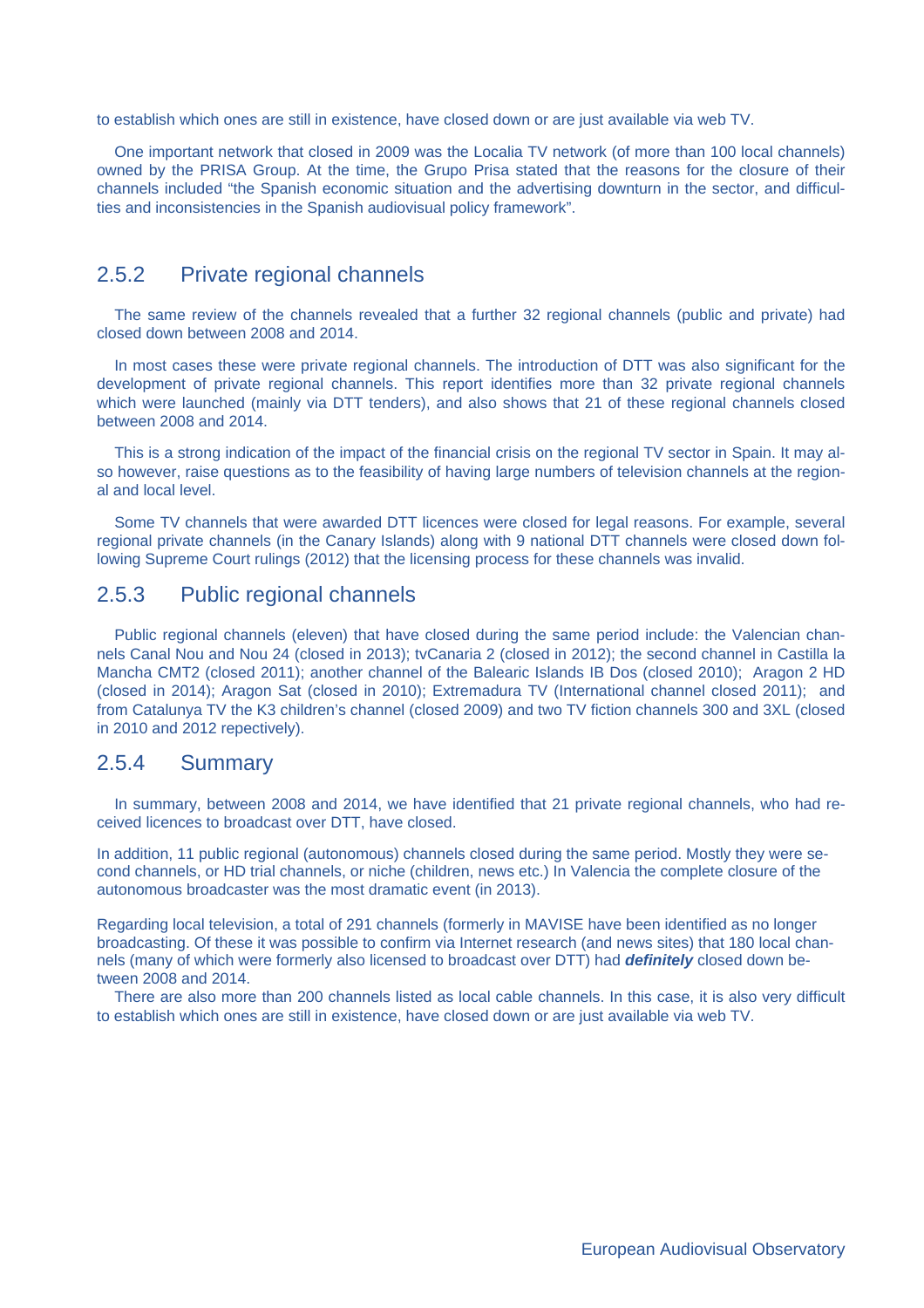to establish which ones are still in existence, have closed down or are just available via web TV.

One important network that closed in 2009 was the Localia TV network (of more than 100 local channels) owned by the PRISA Group. At the time, the Grupo Prisa stated that the reasons for the closure of their channels included "the Spanish economic situation and the advertising downturn in the sector, and difficulties and inconsistencies in the Spanish audiovisual policy framework".

### 2.5.2 Private regional channels

The same review of the channels revealed that a further 32 regional channels (public and private) had closed down between 2008 and 2014.

In most cases these were private regional channels. The introduction of DTT was also significant for the development of private regional channels. This report identifies more than 32 private regional channels which were launched (mainly via DTT tenders), and also shows that 21 of these regional channels closed between 2008 and 2014.

This is a strong indication of the impact of the financial crisis on the regional TV sector in Spain. It may also however, raise questions as to the feasibility of having large numbers of television channels at the regional and local level.

Some TV channels that were awarded DTT licences were closed for legal reasons. For example, several regional private channels (in the Canary Islands) along with 9 national DTT channels were closed down following Supreme Court rulings (2012) that the licensing process for these channels was invalid.

### 2.5.3 Public regional channels

Public regional channels (eleven) that have closed during the same period include: the Valencian channels Canal Nou and Nou 24 (closed in 2013); tvCanaria 2 (closed in 2012); the second channel in Castilla la Mancha CMT2 (closed 2011); another channel of the Balearic Islands IB Dos (closed 2010); Aragon 2 HD (closed in 2014); Aragon Sat (closed in 2010); Extremadura TV (International channel closed 2011); and from Catalunya TV the K3 children's channel (closed 2009) and two TV fiction channels 300 and 3XL (closed in 2010 and 2012 repectively).

### 2.5.4 Summary

In summary, between 2008 and 2014, we have identified that 21 private regional channels, who had received licences to broadcast over DTT, have closed.

In addition, 11 public regional (autonomous) channels closed during the same period. Mostly they were second channels, or HD trial channels, or niche (children, news etc.) In Valencia the complete closure of the autonomous broadcaster was the most dramatic event (in 2013).

Regarding local television, a total of 291 channels (formerly in MAVISE have been identified as no longer broadcasting. Of these it was possible to confirm via Internet research (and news sites) that 180 local channels (many of which were formerly also licensed to broadcast over DTT) had ***definitely*** closed down between 2008 and 2014.

There are also more than 200 channels listed as local cable channels. In this case, it is also very difficult to establish which ones are still in existence, have closed down or are just available via web TV.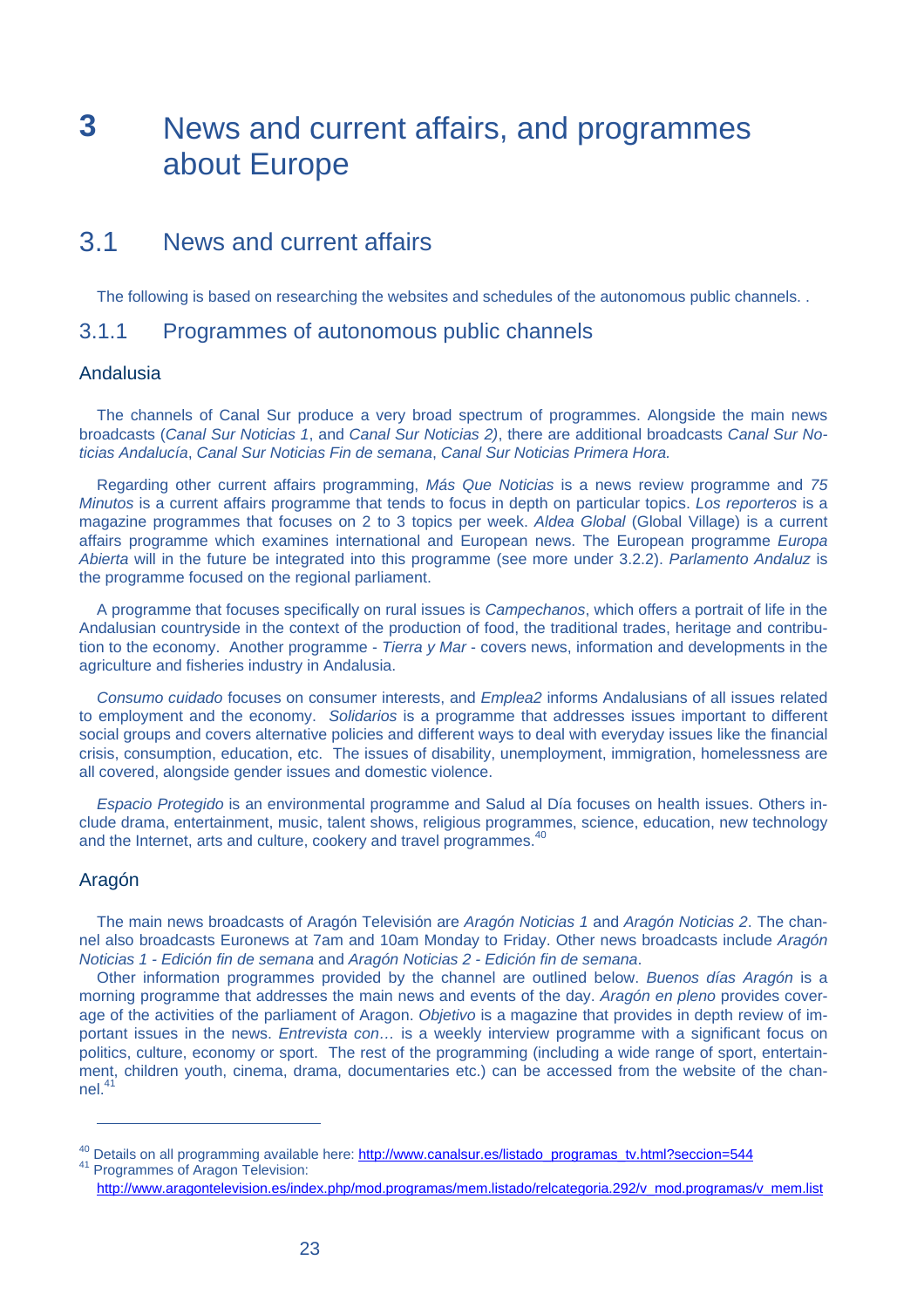# 3 News and current affairs, and programmes about Europe

## 3.1 News and current affairs

The following is based on researching the websites and schedules of the autonomous public channels. .

### 3.1.1 Programmes of autonomous public channels

#### Andalusia

The channels of Canal Sur produce a very broad spectrum of programmes. Alongside the main news broadcasts (*Canal Sur Noticias 1*, and *Canal Sur Noticias 2)*, there are additional broadcasts *Canal Sur Noticias Andalucía*, *Canal Sur Noticias Fin de semana*, *Canal Sur Noticias Primera Hora.*

Regarding other current affairs programming, *Más Que Noticias* is a news review programme and *75 Minutos* is a current affairs programme that tends to focus in depth on particular topics. *Los reporteros* is a magazine programmes that focuses on 2 to 3 topics per week. *Aldea Global* (Global Village) is a current affairs programme which examines international and European news. The European programme *Europa Abierta* will in the future be integrated into this programme (see more under 3.2.2). *Parlamento Andaluz* is the programme focused on the regional parliament.

A programme that focuses specifically on rural issues is *Campechanos*, which offers a portrait of life in the Andalusian countryside in the context of the production of food, the traditional trades, heritage and contribution to the economy. Another programme - *Tierra y Mar* - covers news, information and developments in the agriculture and fisheries industry in Andalusia.

*Consumo cuidado* focuses on consumer interests, and *Emplea2* informs Andalusians of all issues related to employment and the economy. *Solidarios* is a programme that addresses issues important to different social groups and covers alternative policies and different ways to deal with everyday issues like the financial crisis, consumption, education, etc. The issues of disability, unemployment, immigration, homelessness are all covered, alongside gender issues and domestic violence.

*Espacio Protegido* is an environmental programme and Salud al Día focuses on health issues. Others include drama, entertainment, music, talent shows, religious programmes, science, education, new technology and the Internet, arts and culture, cookery and travel programmes.[40]

#### Aragón

The main news broadcasts of Aragón Televisión are *Aragón Noticias 1* and *Aragón Noticias 2*. The channel also broadcasts Euronews at 7am and 10am Monday to Friday. Other news broadcasts include *Aragón Noticias 1 - Edición fin de semana* and *Aragón Noticias 2 - Edición fin de semana*.

Other information programmes provided by the channel are outlined below. *Buenos días Aragón* is a morning programme that addresses the main news and events of the day. *Aragón en pleno* provides coverage of the activities of the parliament of Aragon. *Objetivo* is a magazine that provides in depth review of important issues in the news. *Entrevista con…* is a weekly interview programme with a significant focus on politics, culture, economy or sport. The rest of the programming (including a wide range of sport, entertainment, children youth, cinema, drama, documentaries etc.) can be accessed from the website of the channel.[41]

---

[40] Details on all programming available here: http://www.canalsur.es/listado_programas_tv.html?seccion=544

[41] Programmes of Aragon Television: http://www.aragontelevision.es/index.php/mod.programas/mem.listado/relcategoria.292/v_mod.programas/v_mem.list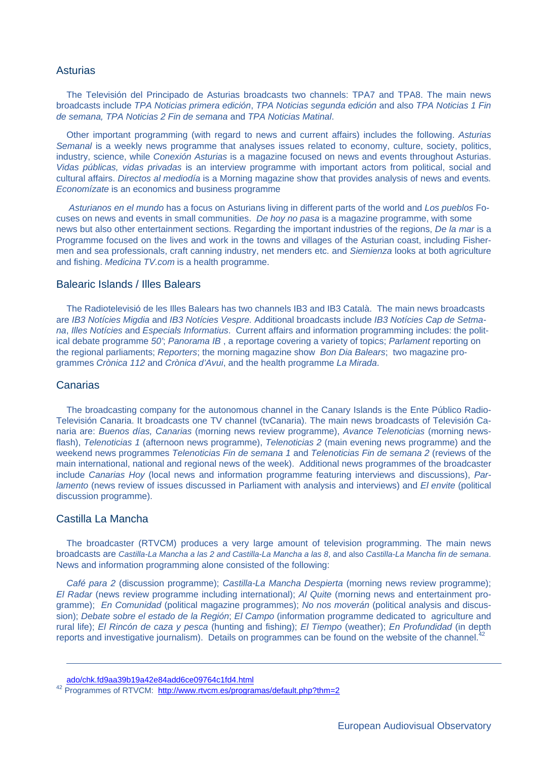## Asturias

The Televisión del Principado de Asturias broadcasts two channels: TPA7 and TPA8. The main news broadcasts include *TPA Noticias primera edición*, *TPA Noticias segunda edición* and also *TPA Noticias 1 Fin de semana, TPA Noticias 2 Fin de semana* and *TPA Noticias Matinal*.

Other important programming (with regard to news and current affairs) includes the following. *Asturias Semanal* is a weekly news programme that analyses issues related to economy, culture, society, politics, industry, science, while *Conexión Asturias* is a magazine focused on news and events throughout Asturias. *Vidas públicas, vidas privadas* is an interview programme with important actors from political, social and cultural affairs. *Directos al mediodía* is a Morning magazine show that provides analysis of news and events. *Economízate* is an economics and business programme

*Asturianos en el mundo* has a focus on Asturians living in different parts of the world and *Los pueblos* Focuses on news and events in small communities. *De hoy no pasa* is a magazine programme, with some news but also other entertainment sections. Regarding the important industries of the regions, *De la mar* is a Programme focused on the lives and work in the towns and villages of the Asturian coast, including Fishermen and sea professionals, craft canning industry, net menders etc. and *Siemienza* looks at both agriculture and fishing. *Medicina TV.com* is a health programme.

## Balearic Islands / Illes Balears

The Radiotelevisió de les Illes Balears has two channels IB3 and IB3 Català. The main news broadcasts are *IB3 Notícies Migdia* and *IB3 Notícies Vespre.* Additional broadcasts include *IB3 Notícies Cap de Setmana*, *Illes Notícies* and *Especials Informatius*. Current affairs and information programming includes: the political debate programme *50'*; *Panorama IB* , a reportage covering a variety of topics; *Parlament* reporting on the regional parliaments; *Reporters*; the morning magazine show *Bon Dia Balears*; two magazine programmes *Crònica 112* and *Crònica d'Avui*, and the health programme *La Mirada*.

## Canarias

The broadcasting company for the autonomous channel in the Canary Islands is the Ente Público Radio-Televisión Canaria. It broadcasts one TV channel (tvCanaria). The main news broadcasts of Televisión Canaria are: *Buenos días, Canarias* (morning news review programme), *Avance Telenoticias* (morning newsflash), *Telenoticias 1* (afternoon news programme), *Telenoticias 2* (main evening news programme) and the weekend news programmes *Telenoticias Fin de semana 1* and *Telenoticias Fin de semana 2* (reviews of the main international, national and regional news of the week). Additional news programmes of the broadcaster include *Canarias Hoy* (local news and information programme featuring interviews and discussions), *Parlamento* (news review of issues discussed in Parliament with analysis and interviews) and *El envite* (political discussion programme).

## Castilla La Mancha

The broadcaster (RTVCM) produces a very large amount of television programming. The main news broadcasts are *Castilla-La Mancha a las 2 and Castilla-La Mancha a las 8*, and also *Castilla-La Mancha fin de semana*. News and information programming alone consisted of the following:

*Café para 2* (discussion programme); *Castilla-La Mancha Despierta* (morning news review programme); *El Radar* (news review programme including international); *Al Quite* (morning news and entertainment programme); *En Comunidad* (political magazine programmes); *No nos moverán* (political analysis and discussion); *Debate sobre el estado de la Región*; *El Campo* (information programme dedicated to agriculture and rural life); *El Rincón de caza y pesca* (hunting and fishing); *El Tiempo* (weather); *En Profundidad* (in depth reports and investigative journalism). Details on programmes can be found on the website of the channel.[42]

---

ado/chk.fd9aa39b19a42e84add6ce09764c1fd4.html

[42] Programmes of RTVCM: http://www.rtvcm.es/programas/default.php?thm=2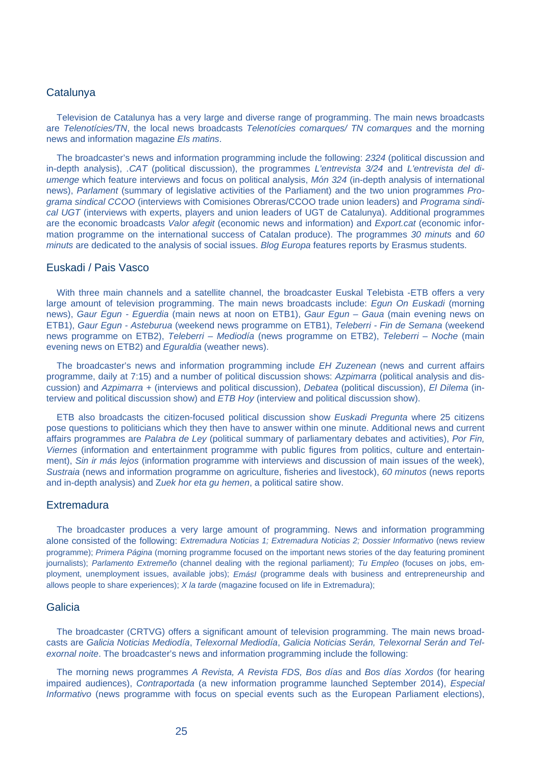## Catalunya

Television de Catalunya has a very large and diverse range of programming. The main news broadcasts are *Telenotícies/TN*, the local news broadcasts *Telenotícies comarques/ TN comarques* and the morning news and information magazine *Els matins*.

The broadcaster's news and information programming include the following: *2324* (political discussion and in-depth analysis), *.CAT* (political discussion), the programmes *L'entrevista 3/24* and *L'entrevista del diumenge* which feature interviews and focus on political analysis, *Món 324* (in-depth analysis of international news), *Parlament* (summary of legislative activities of the Parliament) and the two union programmes *Programa sindical CCOO* (interviews with Comisiones Obreras/CCOO trade union leaders) and *Programa sindical UGT* (interviews with experts, players and union leaders of UGT de Catalunya). Additional programmes are the economic broadcasts *Valor afegit* (economic news and information) and *Export.cat* (economic information programme on the international success of Catalan produce). The programmes *30 minuts* and *60 minuts* are dedicated to the analysis of social issues. *Blog Europa* features reports by Erasmus students.

## Euskadi / Pais Vasco

With three main channels and a satellite channel, the broadcaster Euskal Telebista -ETB offers a very large amount of television programming. The main news broadcasts include: *Egun On Euskadi* (morning news), *Gaur Egun - Eguerdia* (main news at noon on ETB1), *Gaur Egun – Gaua* (main evening news on ETB1), *Gaur Egun - Asteburua* (weekend news programme on ETB1), *Teleberri - Fin de Semana* (weekend news programme on ETB2), *Teleberri – Mediodía* (news programme on ETB2), *Teleberri – Noche* (main evening news on ETB2) and *Eguraldia* (weather news).

The broadcaster's news and information programming include *EH Zuzenean* (news and current affairs programme, daily at 7:15) and a number of political discussion shows: *Azpimarra* (political analysis and discussion) and *Azpimarra +* (interviews and political discussion), *Debatea* (political discussion), *El Dilema* (interview and political discussion show) and *ETB Hoy* (interview and political discussion show).

ETB also broadcasts the citizen-focused political discussion show *Euskadi Pregunta* where 25 citizens pose questions to politicians which they then have to answer within one minute. Additional news and current affairs programmes are *Palabra de Ley* (political summary of parliamentary debates and activities), *Por Fin, Viernes* (information and entertainment programme with public figures from politics, culture and entertainment), *Sin ir más lejos* (information programme with interviews and discussion of main issues of the week), *Sustraia* (news and information programme on agriculture, fisheries and livestock), *60 minutos* (news reports and in-depth analysis) and *Zuek hor eta gu hemen*, a political satire show.

## Extremadura

The broadcaster produces a very large amount of programming. News and information programming alone consisted of the following: *Extremadura Noticias 1; Extremadura Noticias 2; Dossier Informativo* (news review programme); *Primera Página* (morning programme focused on the important news stories of the day featuring prominent journalists); *Parlamento Extremeño* (channel dealing with the regional parliament); *Tu Empleo* (focuses on jobs, employment, unemployment issues, available jobs); *EmásI* (programme deals with business and entrepreneurship and allows people to share experiences); *X la tarde* (magazine focused on life in Extremadura);

## Galicia

The broadcaster (CRTVG) offers a significant amount of television programming. The main news broadcasts are *Galicia Noticias Mediodía*, *Telexornal Mediodía*, *Galicia Noticias Serán, Telexornal Serán and Telexornal noite*. The broadcaster's news and information programming include the following:

The morning news programmes *A Revista, A Revista FDS, Bos días* and *Bos días Xordos* (for hearing impaired audiences), *Contraportada* (a new information programme launched September 2014), *Especial Informativo* (news programme with focus on special events such as the European Parliament elections),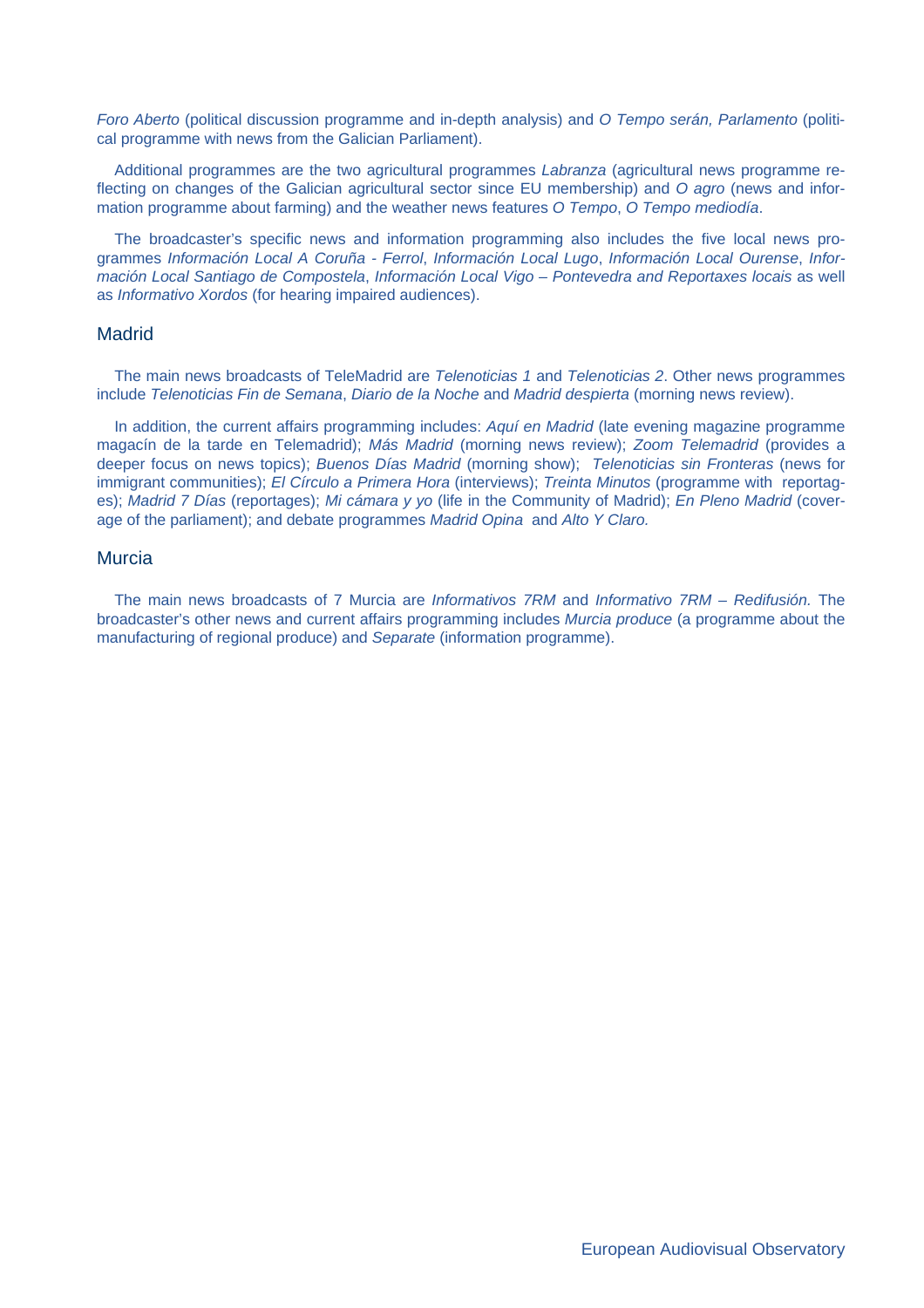*Foro Aberto* (political discussion programme and in-depth analysis) and *O Tempo serán, Parlamento* (political programme with news from the Galician Parliament).

Additional programmes are the two agricultural programmes *Labranza* (agricultural news programme reflecting on changes of the Galician agricultural sector since EU membership) and *O agro* (news and information programme about farming) and the weather news features *O Tempo*, *O Tempo mediodía*.

The broadcaster's specific news and information programming also includes the five local news programmes *Información Local A Coruña - Ferrol*, *Información Local Lugo*, *Información Local Ourense*, *Información Local Santiago de Compostela*, *Información Local Vigo – Pontevedra and Reportaxes locais* as well as *Informativo Xordos* (for hearing impaired audiences).

## Madrid

The main news broadcasts of TeleMadrid are *Telenoticias 1* and *Telenoticias 2*. Other news programmes include *Telenoticias Fin de Semana*, *Diario de la Noche* and *Madrid despierta* (morning news review).

In addition, the current affairs programming includes: *Aquí en Madrid* (late evening magazine programme magacín de la tarde en Telemadrid); *Más Madrid* (morning news review); *Zoom Telemadrid* (provides a deeper focus on news topics); *Buenos Días Madrid* (morning show); *Telenoticias sin Fronteras* (news for immigrant communities); *El Círculo a Primera Hora* (interviews); *Treinta Minutos* (programme with reportages); *Madrid 7 Días* (reportages); *Mi cámara y yo* (life in the Community of Madrid); *En Pleno Madrid* (coverage of the parliament); and debate programmes *Madrid Opina* and *Alto Y Claro.*

## Murcia

The main news broadcasts of 7 Murcia are *Informativos 7RM* and *Informativo 7RM – Redifusión.* The broadcaster's other news and current affairs programming includes *Murcia produce* (a programme about the manufacturing of regional produce) and *Separate* (information programme).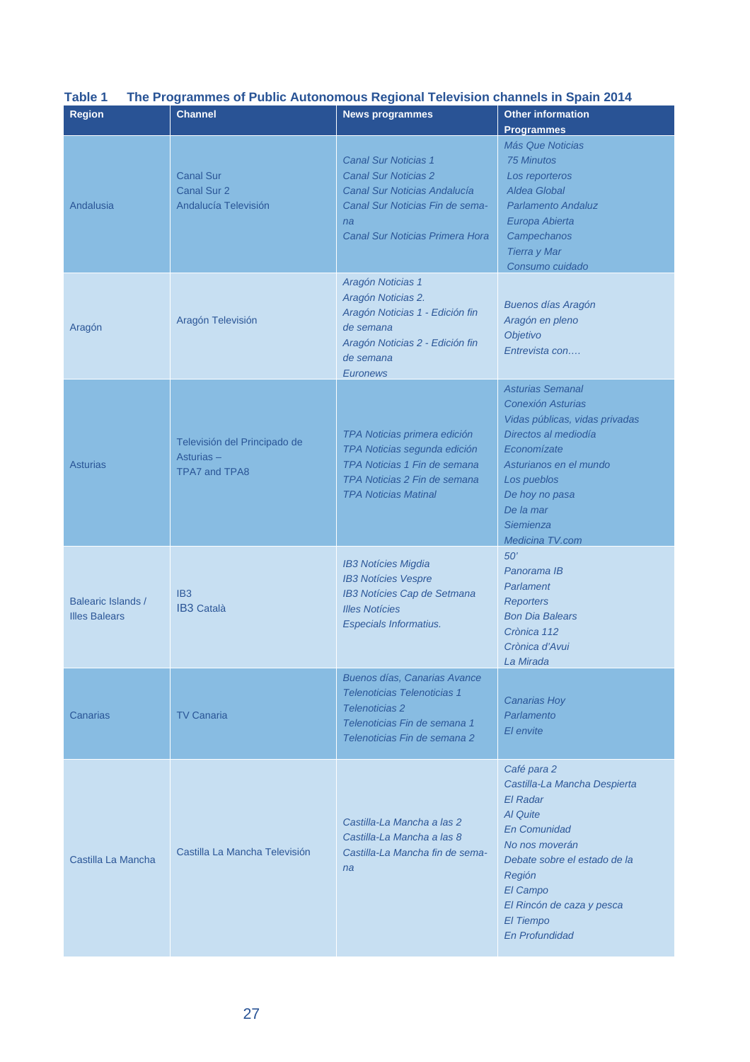**Table 1 The Programmes of Public Autonomous Regional Television channels in Spain 2014**

| Region | Channel | News programmes | Other information Programmes |
|---|---|---|---|
| Andalusia | Canal Sur<br>Canal Sur 2<br>Andalucía Televisión | *Canal Sur Noticias 1*<br>*Canal Sur Noticias 2*<br>*Canal Sur Noticias Andalucía*<br>*Canal Sur Noticias Fin de semana*<br>*Canal Sur Noticias Primera Hora* | *Más Que Noticias*<br>*75 Minutos*<br>*Los reporteros*<br>*Aldea Global*<br>*Parlamento Andaluz*<br>*Europa Abierta*<br>*Campechanos*<br>*Tierra y Mar*<br>*Consumo cuidado* |
| Aragón | Aragón Televisión | *Aragón Noticias 1*<br>*Aragón Noticias 2.*<br>*Aragón Noticias 1 - Edición fin de semana*<br>*Aragón Noticias 2 - Edición fin de semana*<br>*Euronews* | *Buenos días Aragón*<br>*Aragón en pleno*<br>*Objetivo*<br>*Entrevista con….* |
| Asturias | Televisión del Principado de Asturias – TPA7 and TPA8 | *TPA Noticias primera edición*<br>*TPA Noticias segunda edición*<br>*TPA Noticias 1 Fin de semana*<br>*TPA Noticias 2 Fin de semana*<br>*TPA Noticias Matinal* | *Asturias Semanal*<br>*Conexión Asturias*<br>*Vidas públicas, vidas privadas*<br>*Directos al mediodía*<br>*Economízate*<br>*Asturianos en el mundo*<br>*Los pueblos*<br>*De hoy no pasa*<br>*De la mar*<br>*Siemienza*<br>*Medicina TV.com* |
| Balearic Islands / Illes Balears | IB3<br>IB3 Català | *IB3 Notícies Migdia*<br>*IB3 Notícies Vespre*<br>*IB3 Notícies Cap de Setmana*<br>*Illes Notícies*<br>*Especials Informatius.* | *50'*<br>*Panorama IB*<br>*Parlament*<br>*Reporters*<br>*Bon Dia Balears*<br>*Crònica 112*<br>*Crònica d'Avui*<br>*La Mirada* |
| Canarias | TV Canaria | *Buenos días, Canarias Avance*<br>*Telenoticias Telenoticias 1*<br>*Telenoticias 2*<br>*Telenoticias Fin de semana 1*<br>*Telenoticias Fin de semana 2* | *Canarias Hoy*<br>*Parlamento*<br>*El envite* |
| Castilla La Mancha | Castilla La Mancha Televisión | *Castilla-La Mancha a las 2*<br>*Castilla-La Mancha a las 8*<br>*Castilla-La Mancha fin de semana* | *Café para 2*<br>*Castilla-La Mancha Despierta*<br>*El Radar*<br>*Al Quite*<br>*En Comunidad*<br>*No nos moverán*<br>*Debate sobre el estado de la Región*<br>*El Campo*<br>*El Rincón de caza y pesca*<br>*El Tiempo*<br>*En Profundidad* |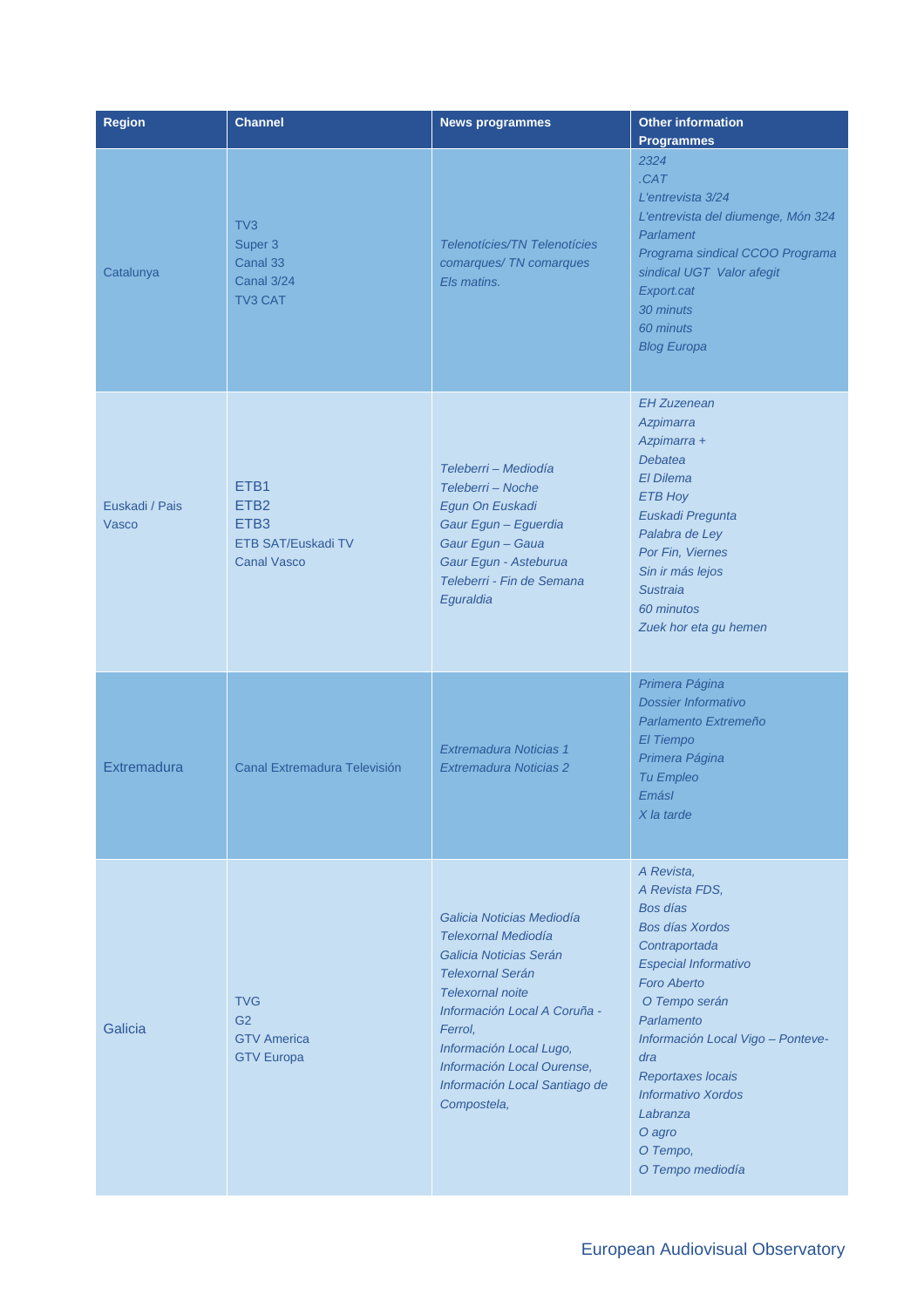| Region | Channel | News programmes | Other information Programmes |
|---|---|---|---|
| Catalunya | TV3<br>Super 3<br>Canal 33<br>Canal 3/24<br>TV3 CAT | *Telenotícies/TN Telenotícies comarques/ TN comarques*<br>*Els matins.* | *2324*<br>*.CAT*<br>*L'entrevista 3/24*<br>*L'entrevista del diumenge, Món 324*<br>*Parlament*<br>*Programa sindical CCOO Programa sindical UGT Valor afegit*<br>*Export.cat*<br>*30 minuts*<br>*60 minuts*<br>*Blog Europa* |
| Euskadi / Pais Vasco | ETB1<br>ETB2<br>ETB3<br>ETB SAT/Euskadi TV<br>Canal Vasco | *Teleberri – Mediodía*<br>*Teleberri – Noche*<br>*Egun On Euskadi*<br>*Gaur Egun – Eguerdia*<br>*Gaur Egun – Gaua*<br>*Gaur Egun - Asteburua*<br>*Teleberri - Fin de Semana*<br>*Eguraldia* | *EH Zuzenean*<br>*Azpimarra*<br>*Azpimarra +*<br>*Debatea*<br>*El Dilema*<br>*ETB Hoy*<br>*Euskadi Pregunta*<br>*Palabra de Ley*<br>*Por Fin, Viernes*<br>*Sin ir más lejos*<br>*Sustraia*<br>*60 minutos*<br>*Zuek hor eta gu hemen* |
| Extremadura | Canal Extremadura Televisión | *Extremadura Noticias 1*<br>*Extremadura Noticias 2* | *Primera Página*<br>*Dossier Informativo*<br>*Parlamento Extremeño*<br>*El Tiempo*<br>*Primera Página*<br>*Tu Empleo*<br>*Emásl*<br>*X la tarde* |
| Galicia | TVG<br>G2<br>GTV America<br>GTV Europa | *Galicia Noticias Mediodía*<br>*Telexornal Mediodía*<br>*Galicia Noticias Serán*<br>*Telexornal Serán*<br>*Telexornal noite*<br>*Información Local A Coruña - Ferrol,*<br>*Información Local Lugo,*<br>*Información Local Ourense,*<br>*Información Local Santiago de Compostela,* | *A Revista,*<br>*A Revista FDS,*<br>*Bos días*<br>*Bos días Xordos*<br>*Contraportada*<br>*Especial Informativo*<br>*Foro Aberto*<br>*O Tempo serán*<br>*Parlamento*<br>*Información Local Vigo – Pontevedra*<br>*Reportaxes locais*<br>*Informativo Xordos*<br>*Labranza*<br>*O agro*<br>*O Tempo,*<br>*O Tempo mediodía* |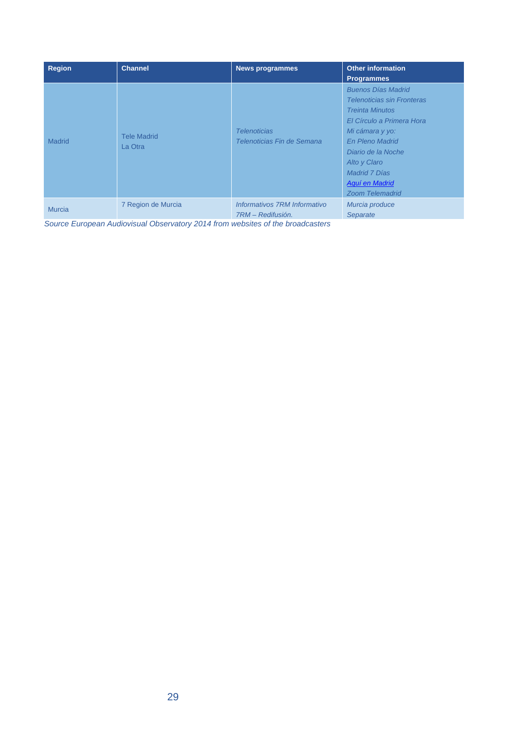| Region | Channel | News programmes | Other information Programmes |
|---|---|---|---|
| Madrid | Tele Madrid<br>La Otra | *Telenoticias*<br>*Telenoticias Fin de Semana* | *Buenos Días Madrid*<br>*Telenoticias sin Fronteras*<br>*Treinta Minutos*<br>*El Círculo a Primera Hora*<br>*Mi cámara y yo:*<br>*En Pleno Madrid*<br>*Diario de la Noche*<br>*Alto y Claro*<br>*Madrid 7 Días*<br>*Aquí en Madrid*<br>*Zoom Telemadrid* |
| Murcia | 7 Region de Murcia | *Informativos 7RM Informativo 7RM – Redifusión.* | *Murcia produce*<br>*Separate* |

*Source European Audiovisual Observatory 2014 from websites of the broadcasters*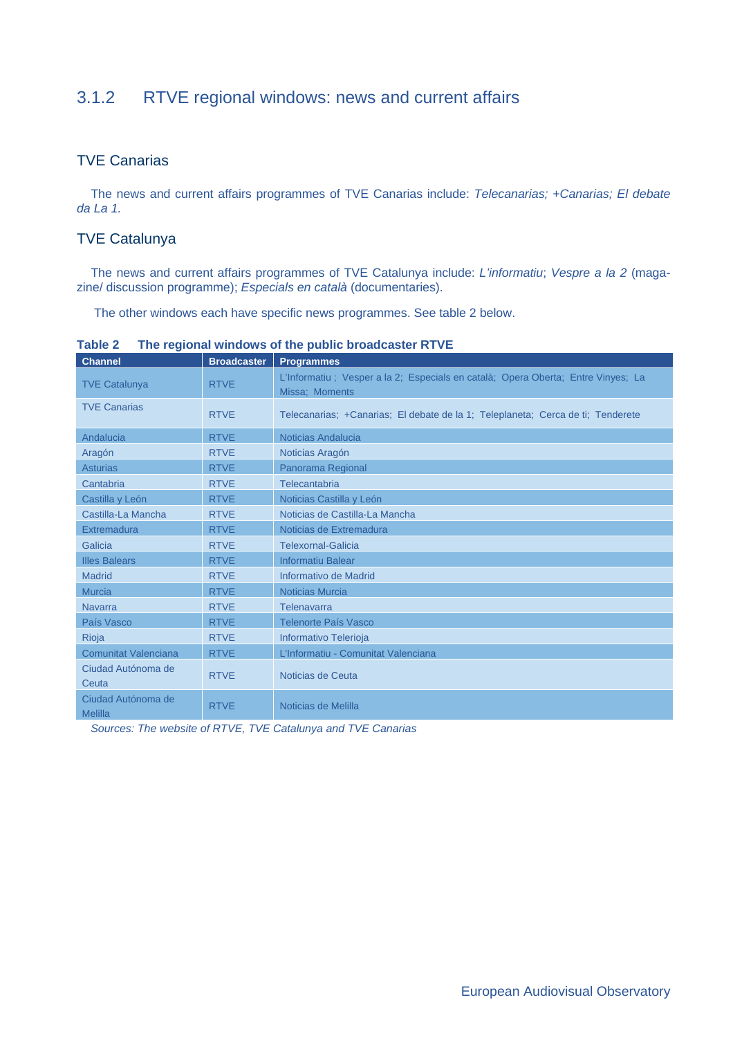### 3.1.2 RTVE regional windows: news and current affairs

#### TVE Canarias

The news and current affairs programmes of TVE Canarias include: *Telecanarias; +Canarias; El debate da La 1.*

#### TVE Catalunya

The news and current affairs programmes of TVE Catalunya include: *L'informatiu*; *Vespre a la 2* (magazine/ discussion programme); *Especials en català* (documentaries).

The other windows each have specific news programmes. See table 2 below.

**Table 2 The regional windows of the public broadcaster RTVE**

| Channel | Broadcaster | Programmes |
|---|---|---|
| TVE Catalunya | RTVE | L'Informatiu ; Vesper a la 2; Especials en català; Opera Oberta; Entre Vinyes; La Missa; Moments |
| TVE Canarias | RTVE | Telecanarias; +Canarias; El debate de la 1; Teleplaneta; Cerca de ti; Tenderete |
| Andalucia | RTVE | Noticias Andalucia |
| Aragón | RTVE | Noticias Aragón |
| Asturias | RTVE | Panorama Regional |
| Cantabria | RTVE | Telecantabria |
| Castilla y León | RTVE | Noticias Castilla y León |
| Castilla-La Mancha | RTVE | Noticias de Castilla-La Mancha |
| Extremadura | RTVE | Noticias de Extremadura |
| Galicia | RTVE | Telexornal-Galicia |
| Illes Balears | RTVE | Informatiu Balear |
| Madrid | RTVE | Informativo de Madrid |
| Murcia | RTVE | Noticias Murcia |
| Navarra | RTVE | Telenavarra |
| País Vasco | RTVE | Telenorte País Vasco |
| Rioja | RTVE | Informativo Telerioja |
| Comunitat Valenciana | RTVE | L'Informatiu - Comunitat Valenciana |
| Ciudad Autónoma de Ceuta | RTVE | Noticias de Ceuta |
| Ciudad Autónoma de Melilla | RTVE | Noticias de Melilla |

*Sources: The website of RTVE, TVE Catalunya and TVE Canarias*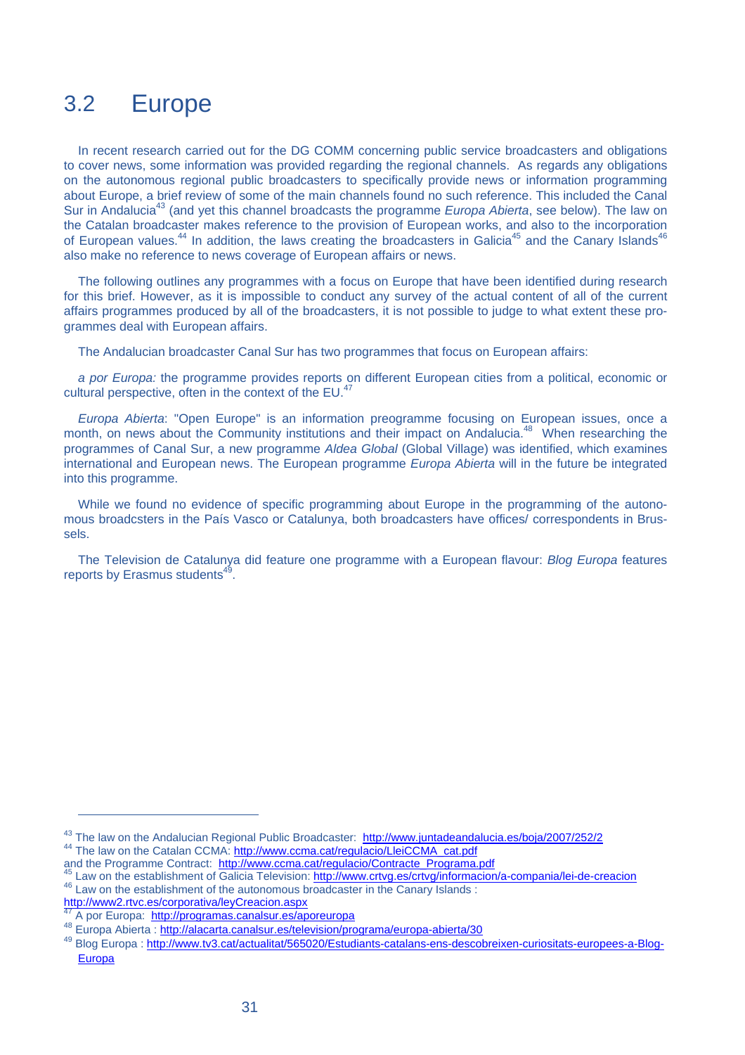## 3.2 Europe

In recent research carried out for the DG COMM concerning public service broadcasters and obligations to cover news, some information was provided regarding the regional channels. As regards any obligations on the autonomous regional public broadcasters to specifically provide news or information programming about Europe, a brief review of some of the main channels found no such reference. This included the Canal Sur in Andalucia[43] (and yet this channel broadcasts the programme *Europa Abierta*, see below). The law on the Catalan broadcaster makes reference to the provision of European works, and also to the incorporation of European values.[44] In addition, the laws creating the broadcasters in Galicia[45] and the Canary Islands[46] also make no reference to news coverage of European affairs or news.

The following outlines any programmes with a focus on Europe that have been identified during research for this brief. However, as it is impossible to conduct any survey of the actual content of all of the current affairs programmes produced by all of the broadcasters, it is not possible to judge to what extent these programmes deal with European affairs.

The Andalucian broadcaster Canal Sur has two programmes that focus on European affairs:

*a por Europa:* the programme provides reports on different European cities from a political, economic or cultural perspective, often in the context of the EU.[47]

*Europa Abierta*: "Open Europe" is an information preogramme focusing on European issues, once a month, on news about the Community institutions and their impact on Andalucia.[48] When researching the programmes of Canal Sur, a new programme *Aldea Global* (Global Village) was identified, which examines international and European news. The European programme *Europa Abierta* will in the future be integrated into this programme.

While we found no evidence of specific programming about Europe in the programming of the autonomous broadcsters in the País Vasco or Catalunya, both broadcasters have offices/ correspondents in Brussels.

The Television de Catalunya did feature one programme with a European flavour: *Blog Europa* features reports by Erasmus students[49].

---

[43] The law on the Andalucian Regional Public Broadcaster: http://www.juntadeandalucia.es/boja/2007/252/2

[44] The law on the Catalan CCMA: http://www.ccma.cat/regulacio/LleiCCMA_cat.pdf
and the Programme Contract: http://www.ccma.cat/regulacio/Contracte_Programa.pdf

[45] Law on the establishment of Galicia Television: http://www.crtvg.es/crtvg/informacion/a-compania/lei-de-creacion

[46] Law on the establishment of the autonomous broadcaster in the Canary Islands :
http://www2.rtvc.es/corporativa/leyCreacion.aspx

[47] A por Europa: http://programas.canalsur.es/aporeuropa

[48] Europa Abierta : http://alacarta.canalsur.es/television/programa/europa-abierta/30

[49] Blog Europa : http://www.tv3.cat/actualitat/565020/Estudiants-catalans-ens-descobreixen-curiositats-europees-a-Blog-Europa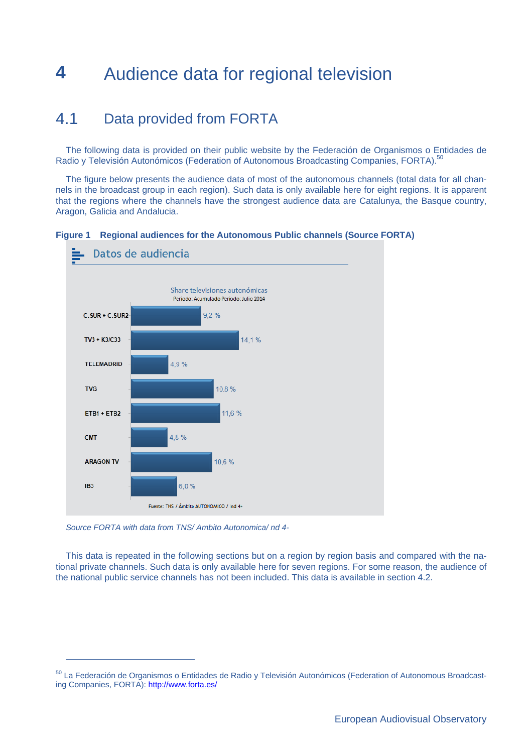# 4 Audience data for regional television

## 4.1 Data provided from FORTA

The following data is provided on their public website by the Federación de Organismos o Entidades de Radio y Televisión Autonómicos (Federation of Autonomous Broadcasting Companies, FORTA).[50]

The figure below presents the audience data of most of the autonomous channels (total data for all channels in the broadcast group in each region). Such data is only available here for eight regions. It is apparent that the regions where the channels have the strongest audience data are Catalunya, the Basque country, Aragon, Galicia and Andalucia.

**Figure 1 Regional audiences for the Autonomous Public channels (Source FORTA)**

Datos de audiencia

Share televisiones autonómicas
Periodo: Acumulado Periodo: Julio 2014

| Channel | Share |
|---|---|
| C.SUR + C.SUR2 | 9,2 % |
| TV3 + K3/C33 | 14,1 % |
| TELEMADRID | 4,9 % |
| TVG | 10,8 % |
| ETB1 + ETB2 | 11,6 % |
| CMT | 4,8 % |
| ARAGON TV | 10,6 % |
| IB3 | 6,0 % |

Fuente: TNS / Ámbito AUTONOMICO / ind 4-

*Source FORTA with data from TNS/ Ambito Autonomica/ nd 4-*

This data is repeated in the following sections but on a region by region basis and compared with the national private channels. Such data is only available here for seven regions. For some reason, the audience of the national public service channels has not been included. This data is available in section 4.2.

---

[50] La Federación de Organismos o Entidades de Radio y Televisión Autonómicos (Federation of Autonomous Broadcasting Companies, FORTA): http://www.forta.es/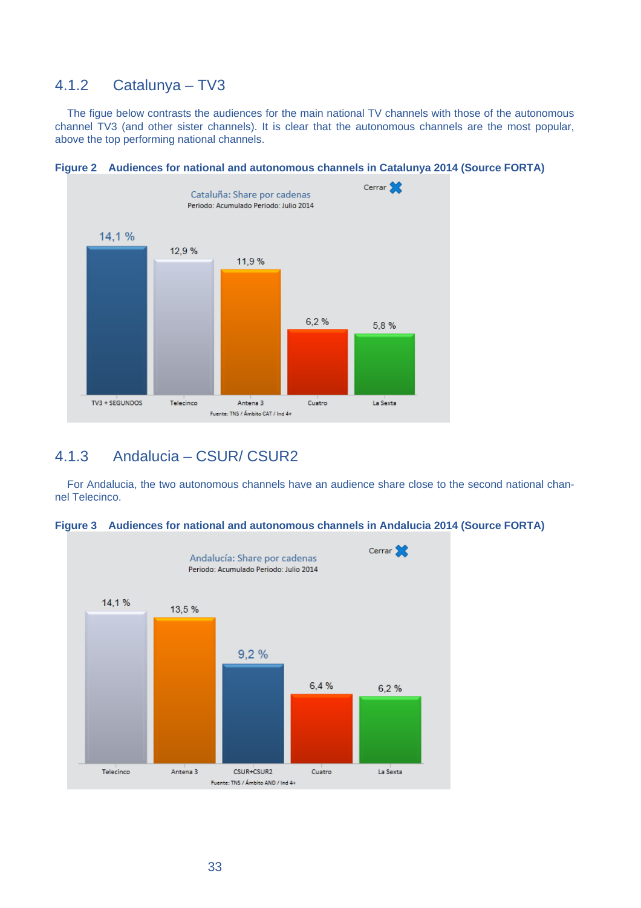### 4.1.2 Catalunya – TV3

The figue below contrasts the audiences for the main national TV channels with those of the autonomous channel TV3 (and other sister channels). It is clear that the autonomous channels are the most popular, above the top performing national channels.

**Figure 2 Audiences for national and autonomous channels in Catalunya 2014 (Source FORTA)**

Cataluña: Share por cadenas
Periodo: Acumulado Periodo: Julio 2014

| Canal | Share |
|---|---|
| TV3 + SEGUNDOS | 14,1 % |
| Telecinco | 12,9 % |
| Antena 3 | 11,9 % |
| Cuatro | 6,2 % |
| La Sexta | 5,8 % |

Fuente: TNS / Ámbito CAT / Ind 4+

### 4.1.3 Andalucia – CSUR/ CSUR2

For Andalucia, the two autonomous channels have an audience share close to the second national channel Telecinco.

**Figure 3 Audiences for national and autonomous channels in Andalucia 2014 (Source FORTA)**

Andalucía: Share por cadenas
Periodo: Acumulado Periodo: Julio 2014

| Canal | Share |
|---|---|
| Telecinco | 14,1 % |
| Antena 3 | 13,5 % |
| CSUR+CSUR2 | 9,2 % |
| Cuatro | 6,4 % |
| La Sexta | 6,2 % |

Fuente: TNS / Ámbito AND / Ind 4+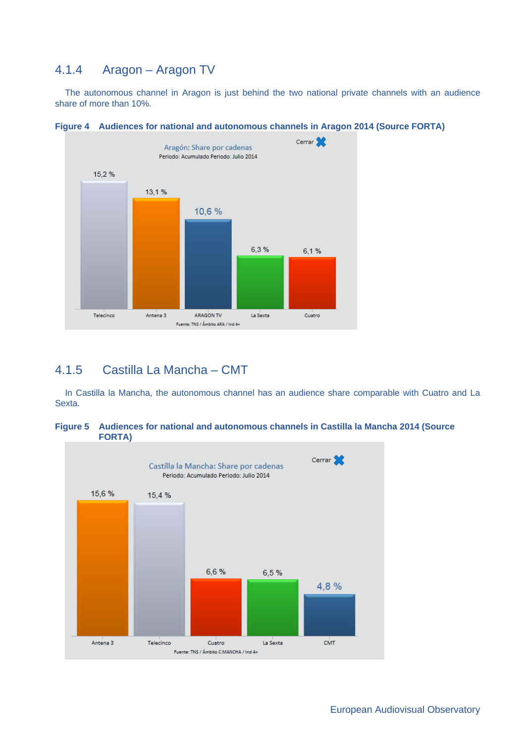### 4.1.4 Aragon – Aragon TV

The autonomous channel in Aragon is just behind the two national private channels with an audience share of more than 10%.

**Figure 4 Audiences for national and autonomous channels in Aragon 2014 (Source FORTA)**

Aragón: Share por cadenas
Periodo: Acumulado Periodo: Julio 2014

| Channel | Share |
|---|---|
| Telecinco | 15,2 % |
| Antena 3 | 13,1 % |
| ARAGON TV | 10,6 % |
| La Sexta | 6,3 % |
| Cuatro | 6,1 % |

Fuente: TNS / Ámbito ARA / Ind 4+

### 4.1.5 Castilla La Mancha – CMT

In Castilla la Mancha, the autonomous channel has an audience share comparable with Cuatro and La Sexta.

**Figure 5 Audiences for national and autonomous channels in Castilla la Mancha 2014 (Source FORTA)**

Castílla la Mancha: Share por cadenas
Periodo: Acumulado Periodo: Julio 2014

| Channel | Share |
|---|---|
| Antena 3 | 15,6 % |
| Telecinco | 15,4 % |
| Cuatro | 6,6 % |
| La Sexta | 6,5 % |
| CMT | 4,8 % |

Fuente: TNS / Ámbito C.MANCHA / Ind 4+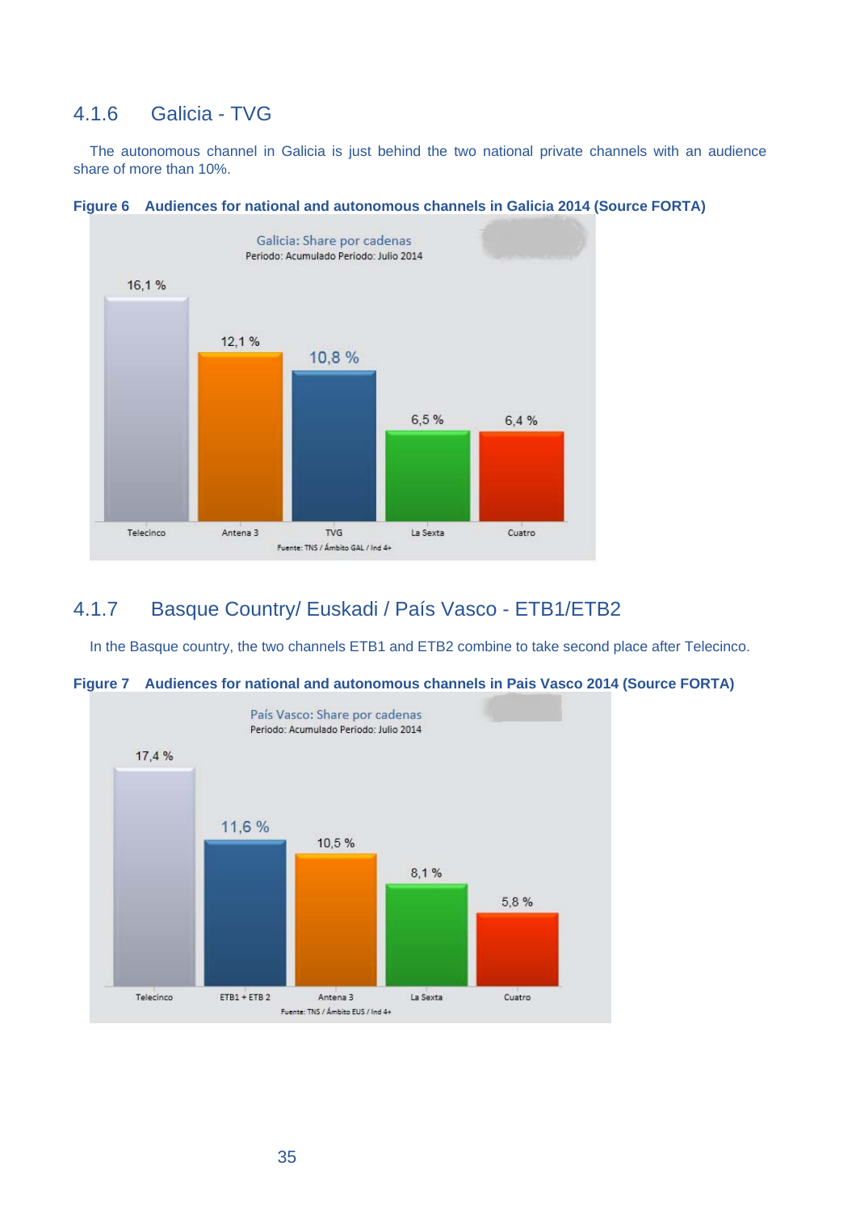### 4.1.6 Galicia - TVG

The autonomous channel in Galicia is just behind the two national private channels with an audience share of more than 10%.

**Figure 6 Audiences for national and autonomous channels in Galicia 2014 (Source FORTA)**

Galicia: Share por cadenas
Periodo: Acumulado Periodo: Julio 2014

| Telecinco | Antena 3 | TVG | La Sexta | Cuatro |
| --- | --- | --- | --- | --- |
| 16,1 % | 12,1 % | 10,8 % | 6,5 % | 6,4 % |

Fuente: TNS / Ámbito GAL / Ind 4+

### 4.1.7 Basque Country/ Euskadi / País Vasco - ETB1/ETB2

In the Basque country, the two channels ETB1 and ETB2 combine to take second place after Telecinco.

**Figure 7 Audiences for national and autonomous channels in Pais Vasco 2014 (Source FORTA)**

País Vasco: Share por cadenas
Periodo: Acumulado Periodo: Julio 2014

| Telecinco | ETB1 + ETB 2 | Antena 3 | La Sexta | Cuatro |
| --- | --- | --- | --- | --- |
| 17,4 % | 11,6 % | 10,5 % | 8,1 % | 5,8 % |

Fuente: TNS / Ámbito EUS / Ind 4+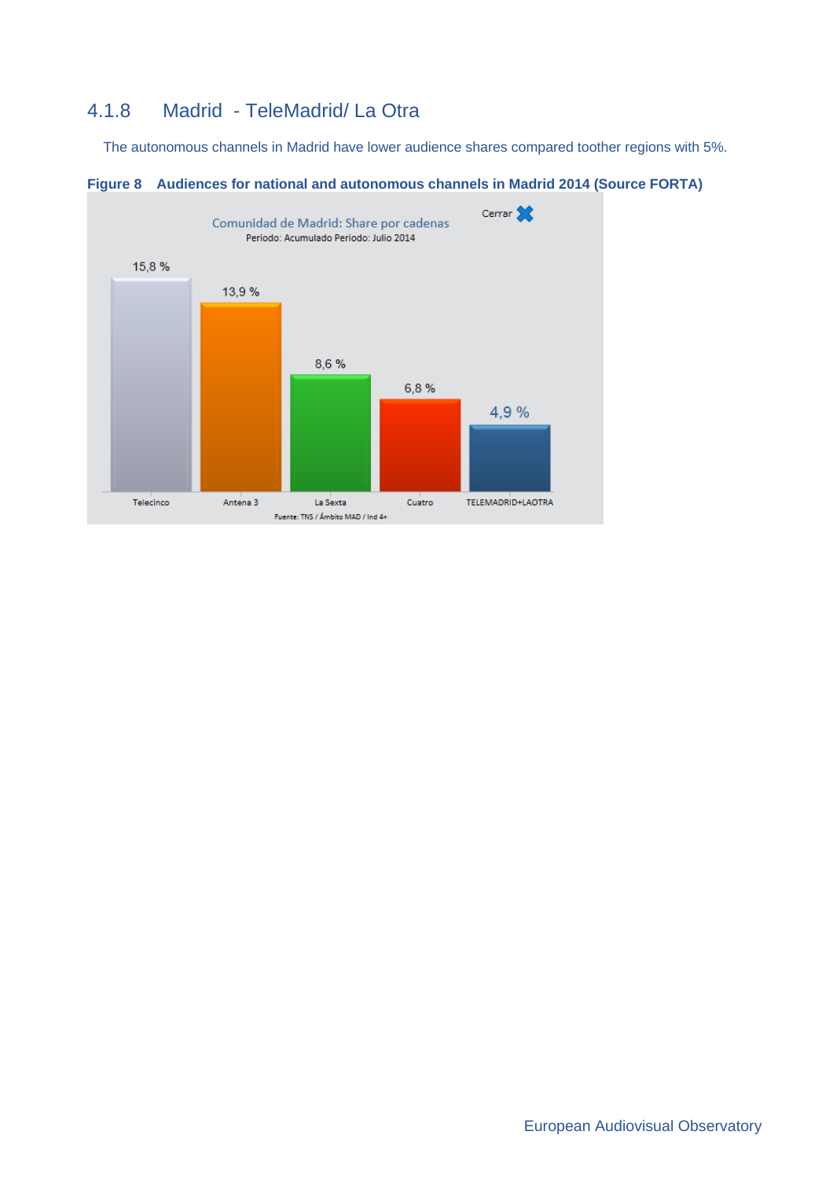### 4.1.8 Madrid - TeleMadrid/ La Otra

The autonomous channels in Madrid have lower audience shares compared toother regions with 5%.

**Figure 8 Audiences for national and autonomous channels in Madrid 2014 (Source FORTA)**

Comunidad de Madrid: Share por cadenas
Periodo: Acumulado Periodo: Julio 2014

| Telecinco | Antena 3 | La Sexta | Cuatro | TELEMADRID+LAOTRA |
| --- | --- | --- | --- | --- |
| 15,8 % | 13,9 % | 8,6 % | 6,8 % | 4,9 % |

Fuente: TNS / Ámbito MAD / Ind 4+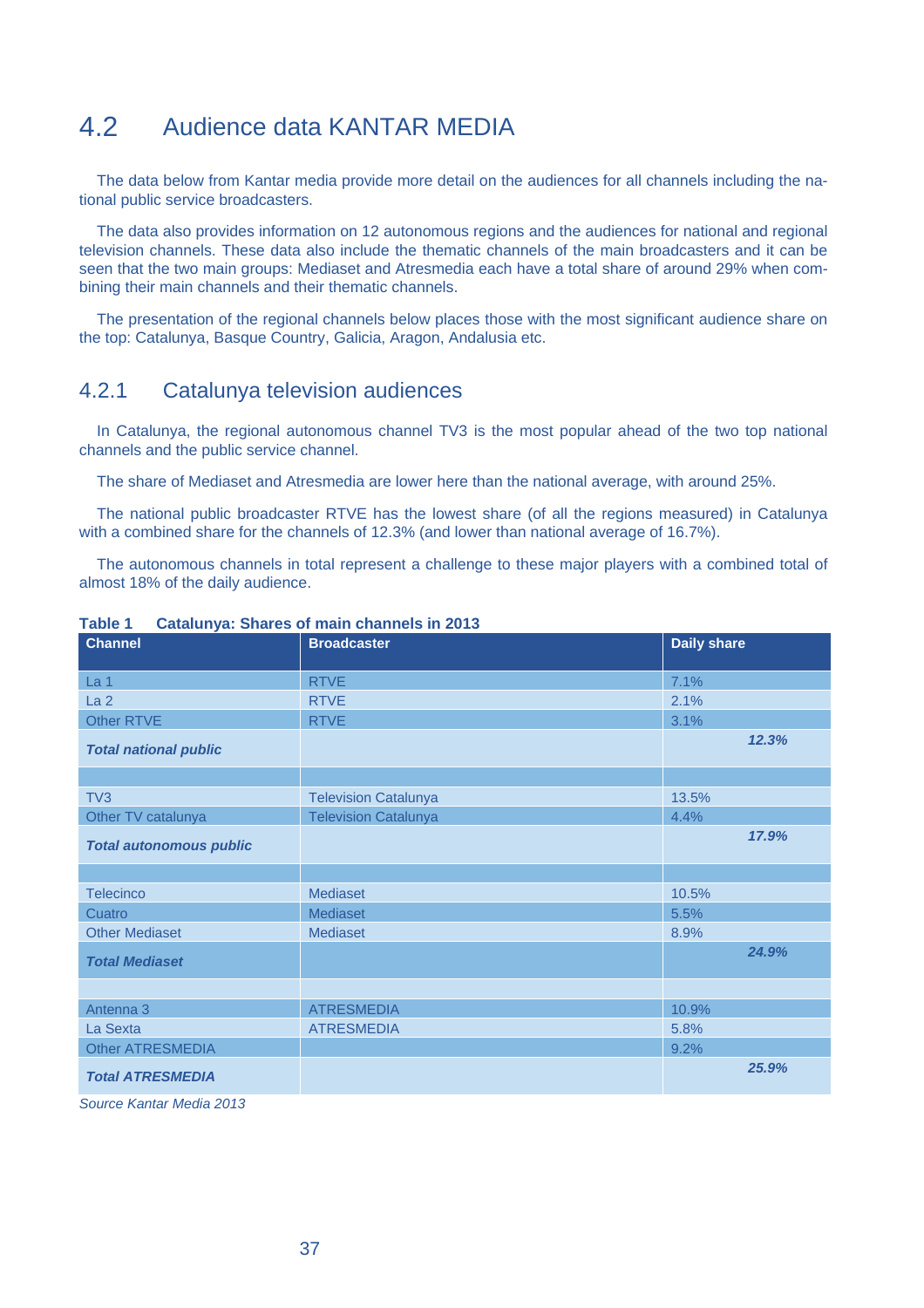## 4.2 Audience data KANTAR MEDIA

The data below from Kantar media provide more detail on the audiences for all channels including the national public service broadcasters.

The data also provides information on 12 autonomous regions and the audiences for national and regional television channels. These data also include the thematic channels of the main broadcasters and it can be seen that the two main groups: Mediaset and Atresmedia each have a total share of around 29% when combining their main channels and their thematic channels.

The presentation of the regional channels below places those with the most significant audience share on the top: Catalunya, Basque Country, Galicia, Aragon, Andalusia etc.

### 4.2.1 Catalunya television audiences

In Catalunya, the regional autonomous channel TV3 is the most popular ahead of the two top national channels and the public service channel.

The share of Mediaset and Atresmedia are lower here than the national average, with around 25%.

The national public broadcaster RTVE has the lowest share (of all the regions measured) in Catalunya with a combined share for the channels of 12.3% (and lower than national average of 16.7%).

The autonomous channels in total represent a challenge to these major players with a combined total of almost 18% of the daily audience.

**Table 1 Catalunya: Shares of main channels in 2013**

| Channel | Broadcaster | Daily share |
|---|---|---|
| La 1 | RTVE | 7.1% |
| La 2 | RTVE | 2.1% |
| Other RTVE | RTVE | 3.1% |
| ***Total national public*** | | ***12.3%*** |
| | | |
| TV3 | Television Catalunya | 13.5% |
| Other TV catalunya | Television Catalunya | 4.4% |
| ***Total autonomous public*** | | ***17.9%*** |
| | | |
| Telecinco | Mediaset | 10.5% |
| Cuatro | Mediaset | 5.5% |
| Other Mediaset | Mediaset | 8.9% |
| ***Total Mediaset*** | | ***24.9%*** |
| | | |
| Antenna 3 | ATRESMEDIA | 10.9% |
| La Sexta | ATRESMEDIA | 5.8% |
| Other ATRESMEDIA | | 9.2% |
| ***Total ATRESMEDIA*** | | ***25.9%*** |

*Source Kantar Media 2013*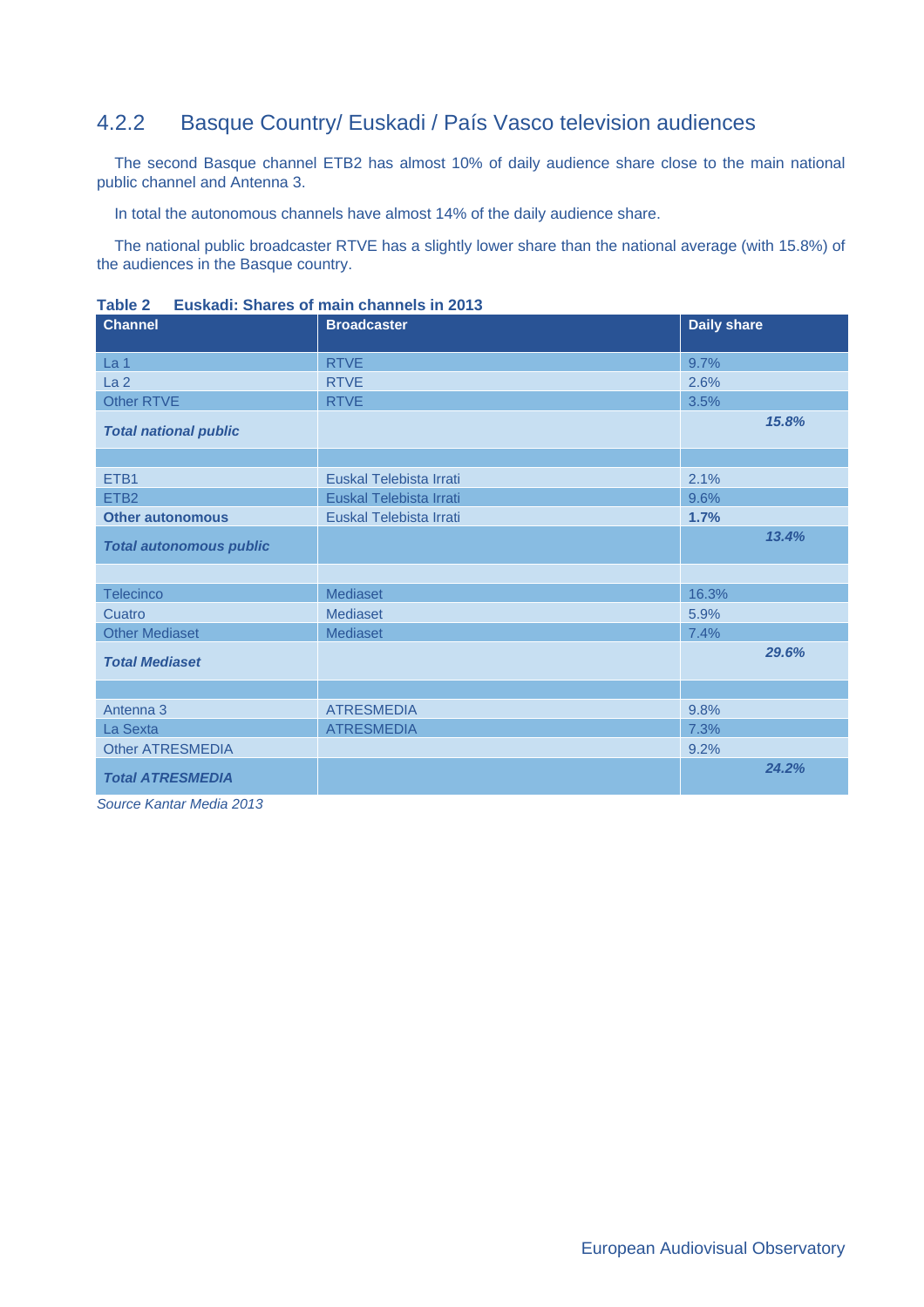### 4.2.2 Basque Country/ Euskadi / País Vasco television audiences

The second Basque channel ETB2 has almost 10% of daily audience share close to the main national public channel and Antenna 3.

In total the autonomous channels have almost 14% of the daily audience share.

The national public broadcaster RTVE has a slightly lower share than the national average (with 15.8%) of the audiences in the Basque country.

**Table 2 Euskadi: Shares of main channels in 2013**

| Channel | Broadcaster | Daily share |
|---|---|---|
| La 1 | RTVE | 9.7% |
| La 2 | RTVE | 2.6% |
| Other RTVE | RTVE | 3.5% |
| ***Total national public*** | | ***15.8%*** |
| | | |
| ETB1 | Euskal Telebista Irrati | 2.1% |
| ETB2 | Euskal Telebista Irrati | 9.6% |
| **Other autonomous** | Euskal Telebista Irrati | **1.7%** |
| ***Total autonomous public*** | | ***13.4%*** |
| | | |
| Telecinco | Mediaset | 16.3% |
| Cuatro | Mediaset | 5.9% |
| Other Mediaset | Mediaset | 7.4% |
| ***Total Mediaset*** | | ***29.6%*** |
| | | |
| Antenna 3 | ATRESMEDIA | 9.8% |
| La Sexta | ATRESMEDIA | 7.3% |
| Other ATRESMEDIA | | 9.2% |
| ***Total ATRESMEDIA*** | | ***24.2%*** |

*Source Kantar Media 2013*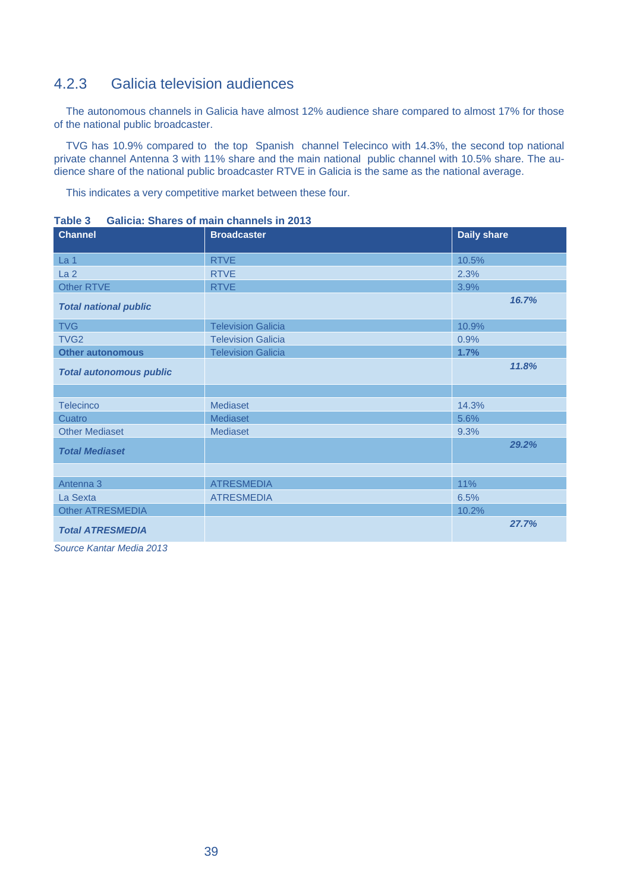### 4.2.3 Galicia television audiences

The autonomous channels in Galicia have almost 12% audience share compared to almost 17% for those of the national public broadcaster.

TVG has 10.9% compared to the top Spanish channel Telecinco with 14.3%, the second top national private channel Antenna 3 with 11% share and the main national public channel with 10.5% share. The audience share of the national public broadcaster RTVE in Galicia is the same as the national average.

This indicates a very competitive market between these four.

**Table 3 Galicia: Shares of main channels in 2013**

| Channel | Broadcaster | Daily share |
|---|---|---|
| La 1 | RTVE | 10.5% |
| La 2 | RTVE | 2.3% |
| Other RTVE | RTVE | 3.9% |
| ***Total national public*** | | ***16.7%*** |
| TVG | Television Galicia | 10.9% |
| TVG2 | Television Galicia | 0.9% |
| **Other autonomous** | Television Galicia | **1.7%** |
| ***Total autonomous public*** | | ***11.8%*** |
| | | |
| Telecinco | Mediaset | 14.3% |
| Cuatro | Mediaset | 5.6% |
| Other Mediaset | Mediaset | 9.3% |
| ***Total Mediaset*** | | ***29.2%*** |
| | | |
| Antenna 3 | ATRESMEDIA | 11% |
| La Sexta | ATRESMEDIA | 6.5% |
| Other ATRESMEDIA | | 10.2% |
| ***Total ATRESMEDIA*** | | ***27.7%*** |

*Source Kantar Media 2013*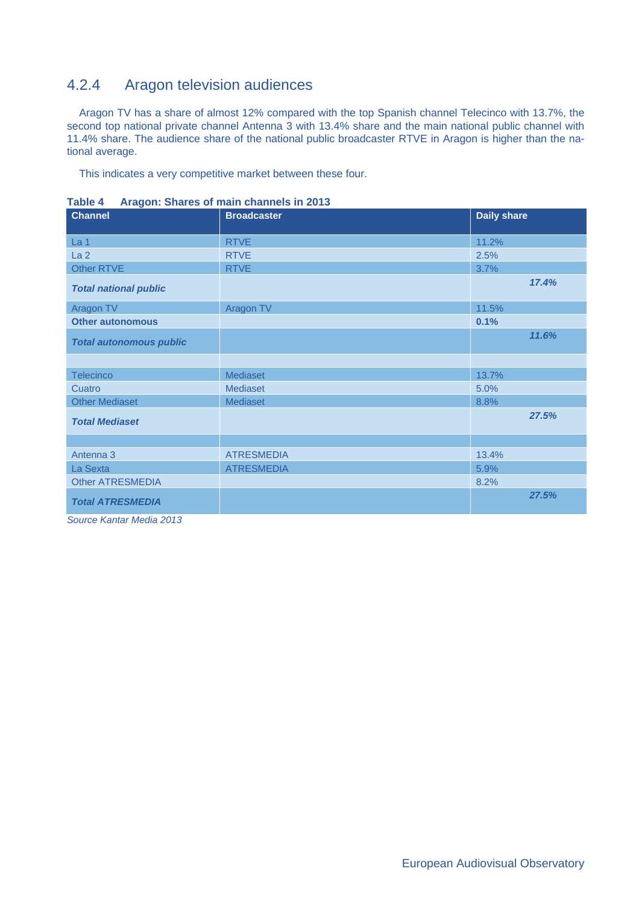### 4.2.4 Aragon television audiences

Aragon TV has a share of almost 12% compared with the top Spanish channel Telecinco with 13.7%, the second top national private channel Antenna 3 with 13.4% share and the main national public channel with 11.4% share. The audience share of the national public broadcaster RTVE in Aragon is higher than the national average.

This indicates a very competitive market between these four.

**Table 4 Aragon: Shares of main channels in 2013**

| Channel | Broadcaster | Daily share |
|---|---|---|
| La 1 | RTVE | 11.2% |
| La 2 | RTVE | 2.5% |
| Other RTVE | RTVE | 3.7% |
| ***Total national public*** | | ***17.4%*** |
| Aragon TV | Aragon TV | 11.5% |
| **Other autonomous** | | **0.1%** |
| ***Total autonomous public*** | | ***11.6%*** |
| | | |
| Telecinco | Mediaset | 13.7% |
| Cuatro | Mediaset | 5.0% |
| Other Mediaset | Mediaset | 8.8% |
| ***Total Mediaset*** | | ***27.5%*** |
| | | |
| Antenna 3 | ATRESMEDIA | 13.4% |
| La Sexta | ATRESMEDIA | 5.9% |
| Other ATRESMEDIA | | 8.2% |
| ***Total ATRESMEDIA*** | | ***27.5%*** |

*Source Kantar Media 2013*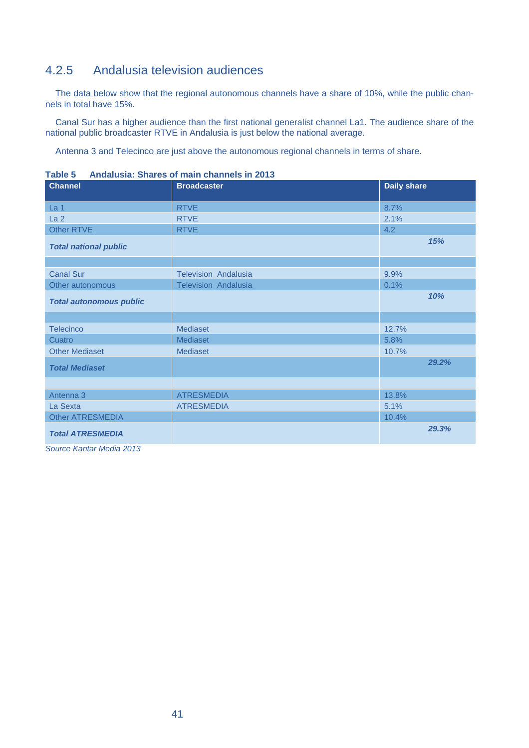### 4.2.5 Andalusia television audiences

The data below show that the regional autonomous channels have a share of 10%, while the public channels in total have 15%.

Canal Sur has a higher audience than the first national generalist channel La1. The audience share of the national public broadcaster RTVE in Andalusia is just below the national average.

Antenna 3 and Telecinco are just above the autonomous regional channels in terms of share.

**Table 5 Andalusia: Shares of main channels in 2013**

| Channel | Broadcaster | Daily share |
|---|---|---|
| La 1 | RTVE | 8.7% |
| La 2 | RTVE | 2.1% |
| Other RTVE | RTVE | 4.2 |
| ***Total national public*** | | ***15%*** |
| | | |
| Canal Sur | Television Andalusia | 9.9% |
| Other autonomous | Television Andalusia | 0.1% |
| ***Total autonomous public*** | | ***10%*** |
| | | |
| Telecinco | Mediaset | 12.7% |
| Cuatro | Mediaset | 5.8% |
| Other Mediaset | Mediaset | 10.7% |
| ***Total Mediaset*** | | ***29.2%*** |
| | | |
| Antenna 3 | ATRESMEDIA | 13.8% |
| La Sexta | ATRESMEDIA | 5.1% |
| Other ATRESMEDIA | | 10.4% |
| ***Total ATRESMEDIA*** | | ***29.3%*** |

*Source Kantar Media 2013*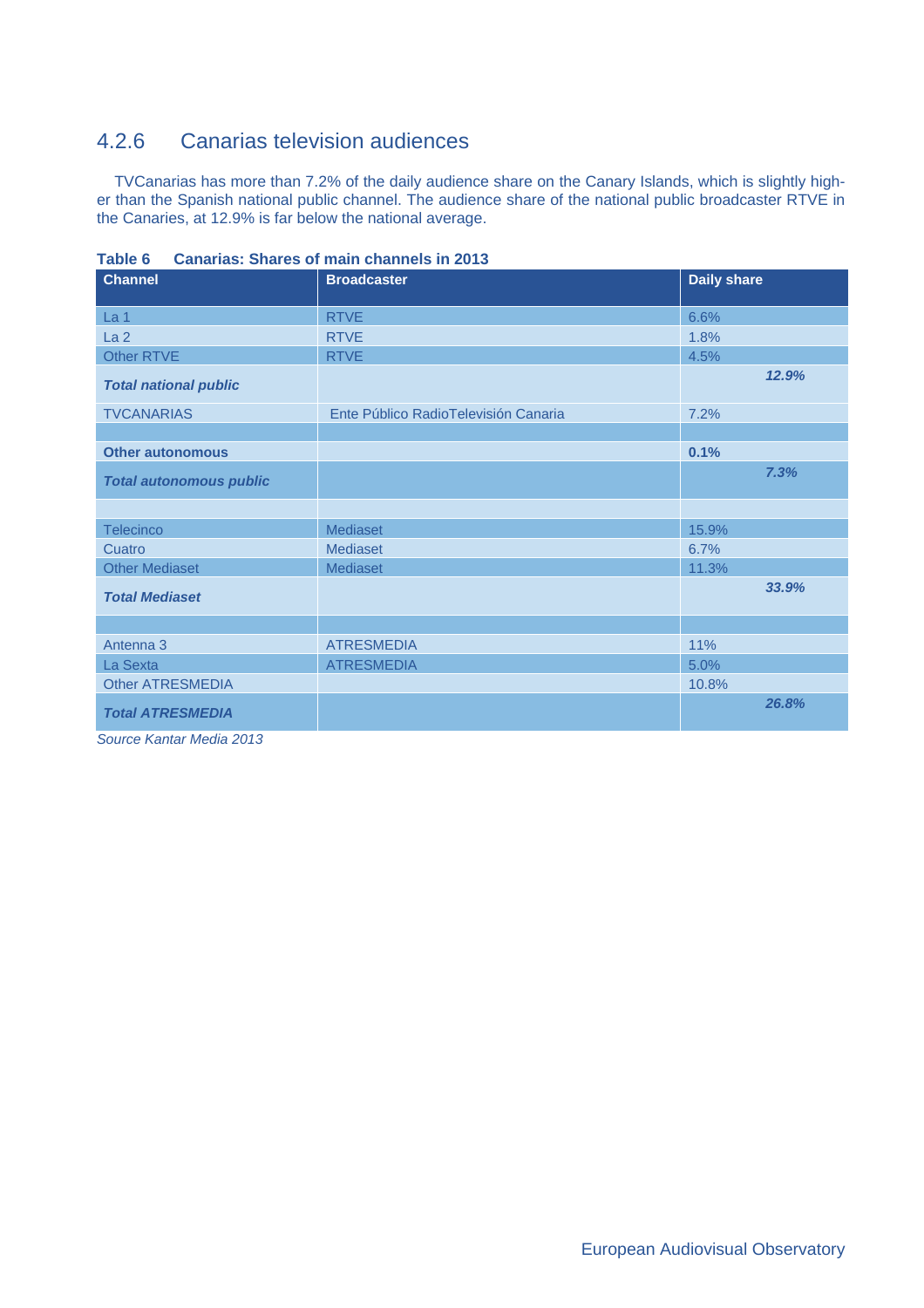### 4.2.6 Canarias television audiences

TVCanarias has more than 7.2% of the daily audience share on the Canary Islands, which is slightly higher than the Spanish national public channel. The audience share of the national public broadcaster RTVE in the Canaries, at 12.9% is far below the national average.

**Table 6 Canarias: Shares of main channels in 2013**

| Channel | Broadcaster | Daily share |
|---|---|---|
| La 1 | RTVE | 6.6% |
| La 2 | RTVE | 1.8% |
| Other RTVE | RTVE | 4.5% |
| ***Total national public*** | | ***12.9%*** |
| TVCANARIAS | Ente Público RadioTelevisión Canaria | 7.2% |
| | | |
| **Other autonomous** | | **0.1%** |
| ***Total autonomous public*** | | ***7.3%*** |
| | | |
| Telecinco | Mediaset | 15.9% |
| Cuatro | Mediaset | 6.7% |
| Other Mediaset | Mediaset | 11.3% |
| ***Total Mediaset*** | | ***33.9%*** |
| | | |
| Antenna 3 | ATRESMEDIA | 11% |
| La Sexta | ATRESMEDIA | 5.0% |
| Other ATRESMEDIA | | 10.8% |
| ***Total ATRESMEDIA*** | | ***26.8%*** |

*Source Kantar Media 2013*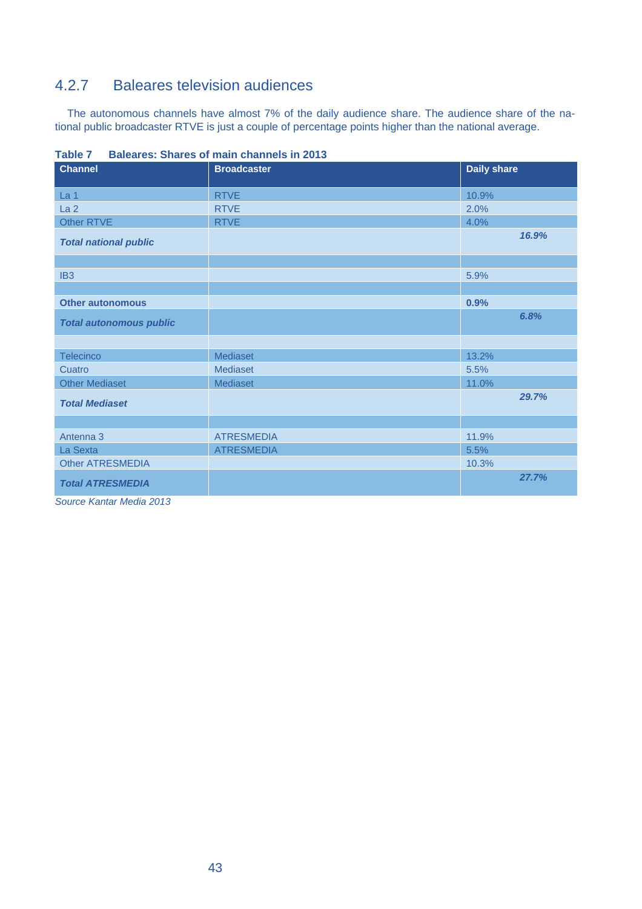### 4.2.7 Baleares television audiences

The autonomous channels have almost 7% of the daily audience share. The audience share of the national public broadcaster RTVE is just a couple of percentage points higher than the national average.

**Table 7 Baleares: Shares of main channels in 2013**

| Channel | Broadcaster | Daily share |
|---|---|---|
| La 1 | RTVE | 10.9% |
| La 2 | RTVE | 2.0% |
| Other RTVE | RTVE | 4.0% |
| ***Total national public*** | | ***16.9%*** |
| | | |
| IB3 | | 5.9% |
| | | |
| **Other autonomous** | | **0.9%** |
| ***Total autonomous public*** | | ***6.8%*** |
| | | |
| Telecinco | Mediaset | 13.2% |
| Cuatro | Mediaset | 5.5% |
| Other Mediaset | Mediaset | 11.0% |
| ***Total Mediaset*** | | ***29.7%*** |
| | | |
| Antenna 3 | ATRESMEDIA | 11.9% |
| La Sexta | ATRESMEDIA | 5.5% |
| Other ATRESMEDIA | | 10.3% |
| ***Total ATRESMEDIA*** | | ***27.7%*** |

*Source Kantar Media 2013*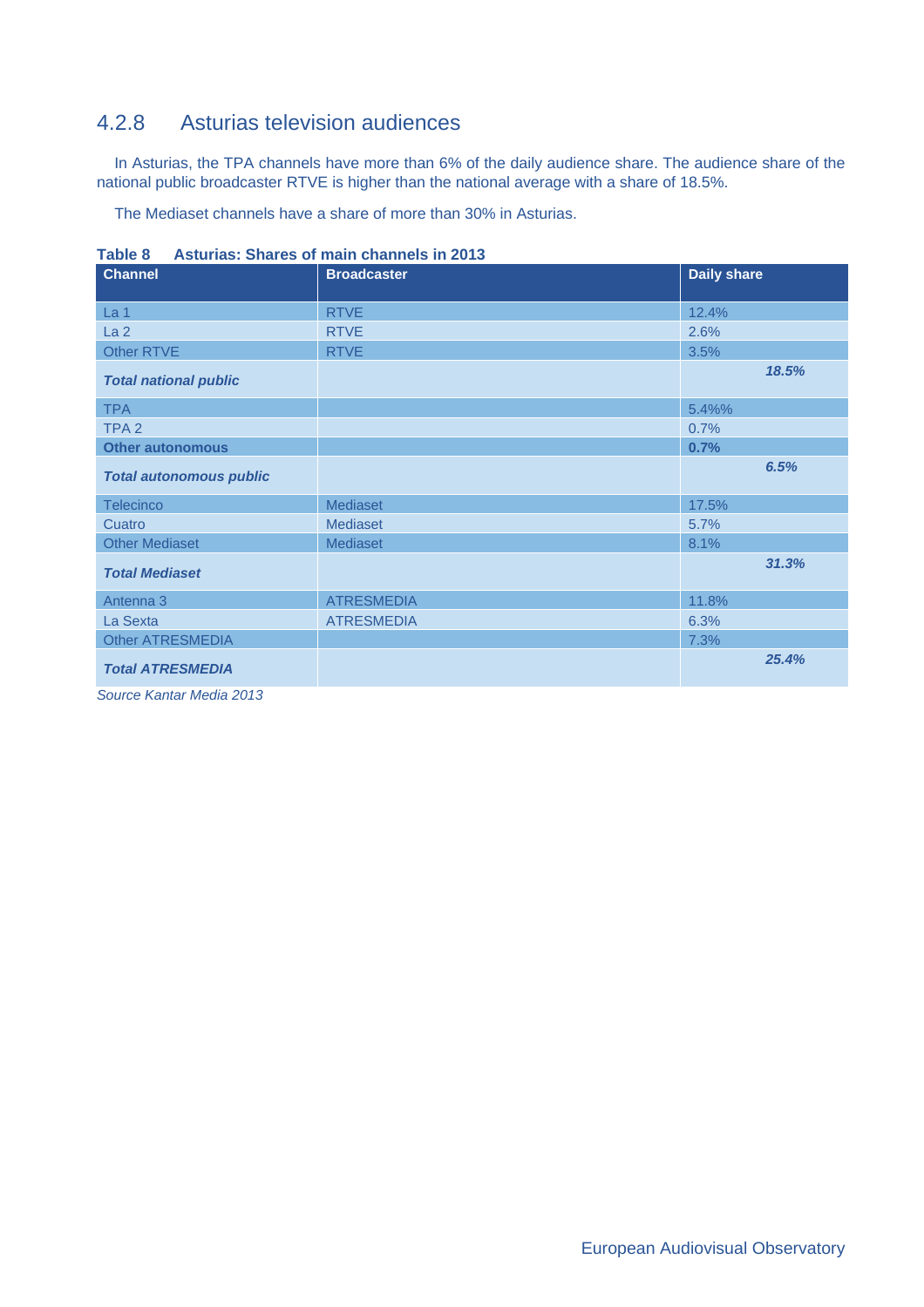### 4.2.8 Asturias television audiences

In Asturias, the TPA channels have more than 6% of the daily audience share. The audience share of the national public broadcaster RTVE is higher than the national average with a share of 18.5%.

The Mediaset channels have a share of more than 30% in Asturias.

**Table 8 Asturias: Shares of main channels in 2013**

| Channel | Broadcaster | Daily share |
|---|---|---|
| La 1 | RTVE | 12.4% |
| La 2 | RTVE | 2.6% |
| Other RTVE | RTVE | 3.5% |
| ***Total national public*** | | ***18.5%*** |
| TPA | | 5.4%% |
| TPA 2 | | 0.7% |
| **Other autonomous** | | **0.7%** |
| ***Total autonomous public*** | | ***6.5%*** |
| Telecinco | Mediaset | 17.5% |
| Cuatro | Mediaset | 5.7% |
| Other Mediaset | Mediaset | 8.1% |
| ***Total Mediaset*** | | ***31.3%*** |
| Antenna 3 | ATRESMEDIA | 11.8% |
| La Sexta | ATRESMEDIA | 6.3% |
| Other ATRESMEDIA | | 7.3% |
| ***Total ATRESMEDIA*** | | ***25.4%*** |

*Source Kantar Media 2013*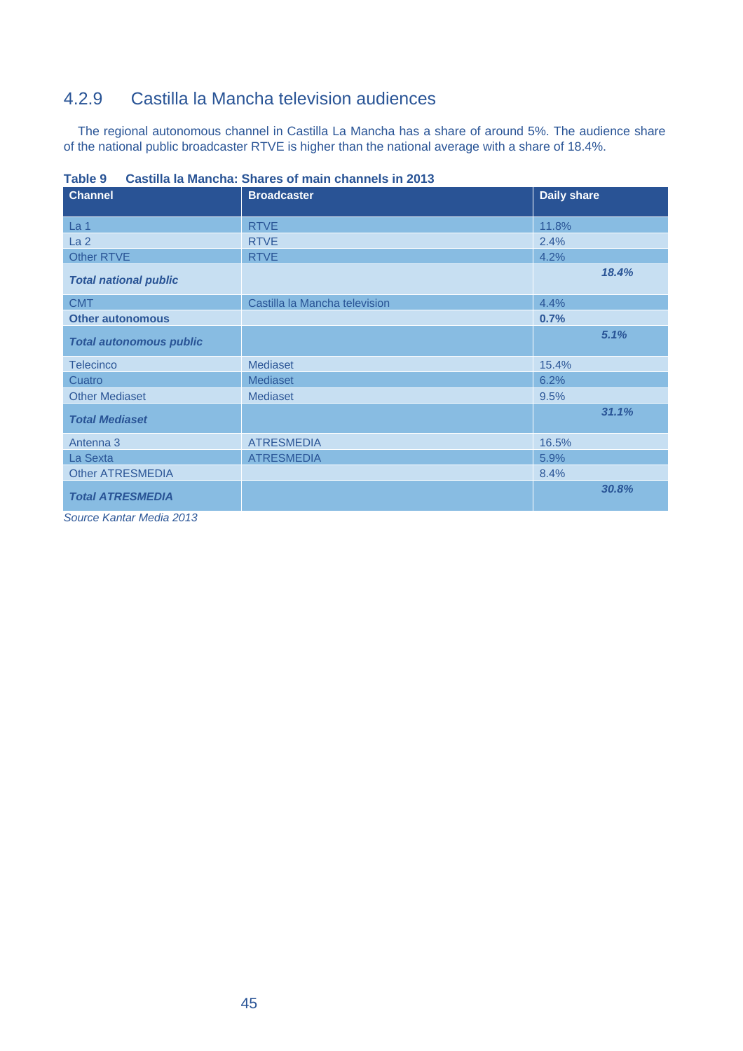### 4.2.9 Castilla la Mancha television audiences

The regional autonomous channel in Castilla La Mancha has a share of around 5%. The audience share of the national public broadcaster RTVE is higher than the national average with a share of 18.4%.

**Table 9 Castilla la Mancha: Shares of main channels in 2013**

| Channel | Broadcaster | Daily share |
|---|---|---|
| La 1 | RTVE | 11.8% |
| La 2 | RTVE | 2.4% |
| Other RTVE | RTVE | 4.2% |
| ***Total national public*** | | ***18.4%*** |
| CMT | Castilla la Mancha television | 4.4% |
| **Other autonomous** | | **0.7%** |
| ***Total autonomous public*** | | ***5.1%*** |
| Telecinco | Mediaset | 15.4% |
| Cuatro | Mediaset | 6.2% |
| Other Mediaset | Mediaset | 9.5% |
| ***Total Mediaset*** | | ***31.1%*** |
| Antenna 3 | ATRESMEDIA | 16.5% |
| La Sexta | ATRESMEDIA | 5.9% |
| Other ATRESMEDIA | | 8.4% |
| ***Total ATRESMEDIA*** | | ***30.8%*** |

*Source Kantar Media 2013*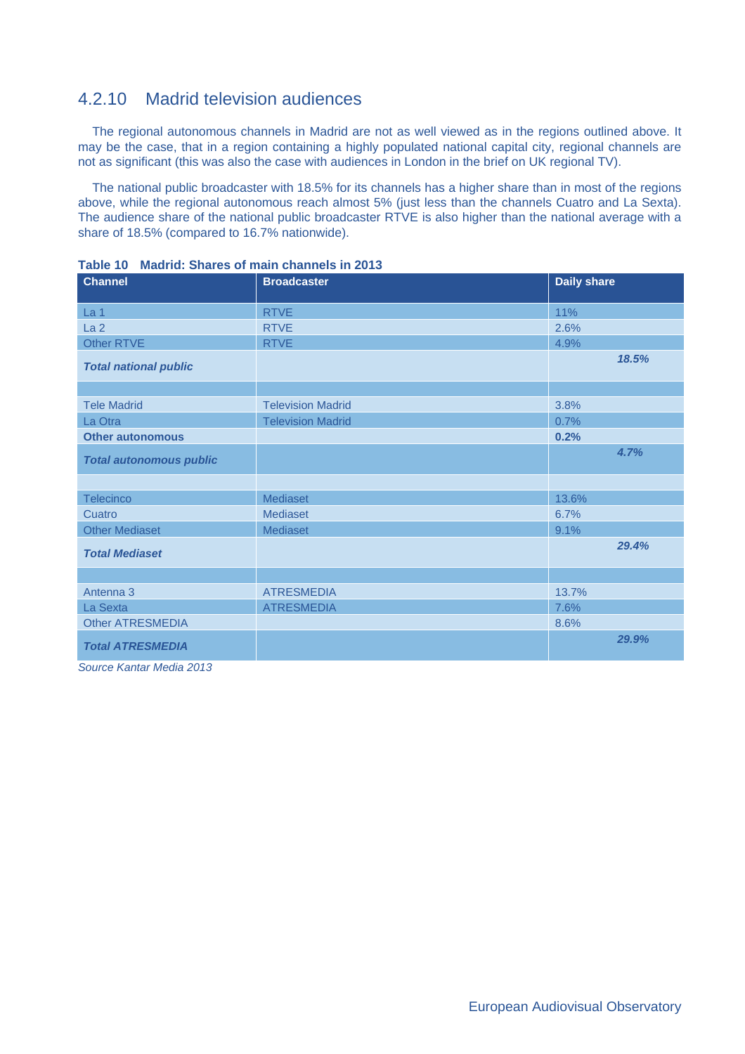### 4.2.10 Madrid television audiences

The regional autonomous channels in Madrid are not as well viewed as in the regions outlined above. It may be the case, that in a region containing a highly populated national capital city, regional channels are not as significant (this was also the case with audiences in London in the brief on UK regional TV).

The national public broadcaster with 18.5% for its channels has a higher share than in most of the regions above, while the regional autonomous reach almost 5% (just less than the channels Cuatro and La Sexta). The audience share of the national public broadcaster RTVE is also higher than the national average with a share of 18.5% (compared to 16.7% nationwide).

**Table 10 Madrid: Shares of main channels in 2013**

| Channel | Broadcaster | Daily share |
|---|---|---|
| La 1 | RTVE | 11% |
| La 2 | RTVE | 2.6% |
| Other RTVE | RTVE | 4.9% |
| ***Total national public*** | | ***18.5%*** |
| | | |
| Tele Madrid | Television Madrid | 3.8% |
| La Otra | Television Madrid | 0.7% |
| **Other autonomous** | | **0.2%** |
| ***Total autonomous public*** | | ***4.7%*** |
| | | |
| Telecinco | Mediaset | 13.6% |
| Cuatro | Mediaset | 6.7% |
| Other Mediaset | Mediaset | 9.1% |
| ***Total Mediaset*** | | ***29.4%*** |
| | | |
| Antenna 3 | ATRESMEDIA | 13.7% |
| La Sexta | ATRESMEDIA | 7.6% |
| Other ATRESMEDIA | | 8.6% |
| ***Total ATRESMEDIA*** | | ***29.9%*** |

*Source Kantar Media 2013*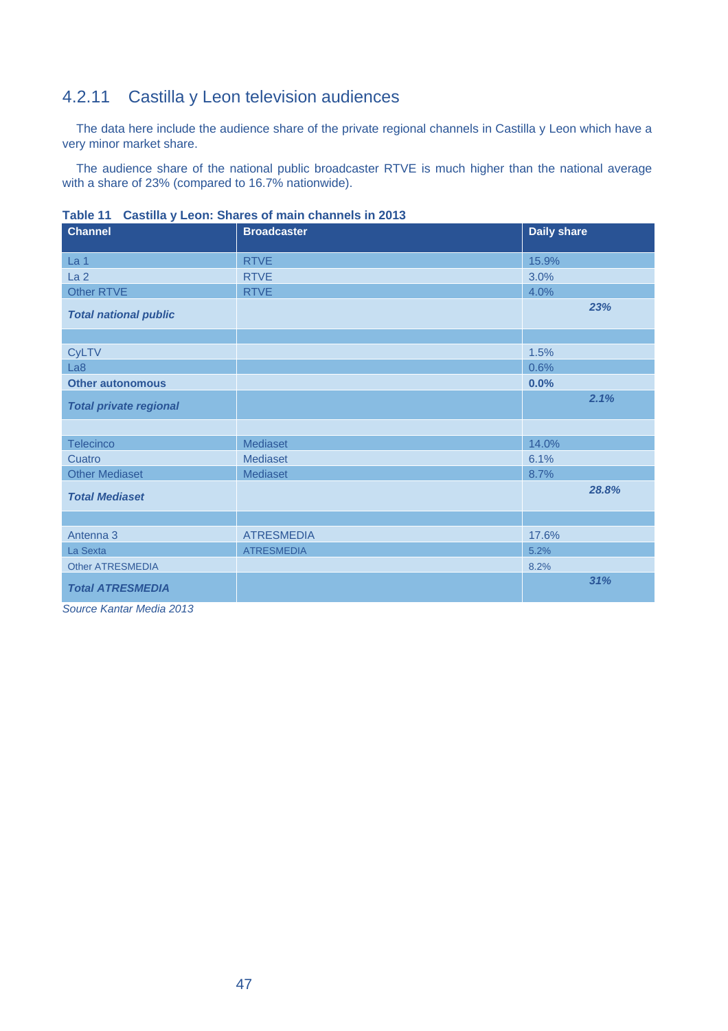## 4.2.11 Castilla y Leon television audiences

The data here include the audience share of the private regional channels in Castilla y Leon which have a very minor market share.

The audience share of the national public broadcaster RTVE is much higher than the national average with a share of 23% (compared to 16.7% nationwide).

**Table 11 Castilla y Leon: Shares of main channels in 2013**

| Channel | Broadcaster | Daily share |
|---|---|---|
| La 1 | RTVE | 15.9% |
| La 2 | RTVE | 3.0% |
| Other RTVE | RTVE | 4.0% |
| ***Total national public*** | | ***23%*** |
| | | |
| CyLTV | | 1.5% |
| La8 | | 0.6% |
| **Other autonomous** | | **0.0%** |
| ***Total private regional*** | | ***2.1%*** |
| | | |
| Telecinco | Mediaset | 14.0% |
| Cuatro | Mediaset | 6.1% |
| Other Mediaset | Mediaset | 8.7% |
| ***Total Mediaset*** | | ***28.8%*** |
| | | |
| Antenna 3 | ATRESMEDIA | 17.6% |
| La Sexta | ATRESMEDIA | 5.2% |
| Other ATRESMEDIA | | 8.2% |
| ***Total ATRESMEDIA*** | | ***31%*** |

*Source Kantar Media 2013*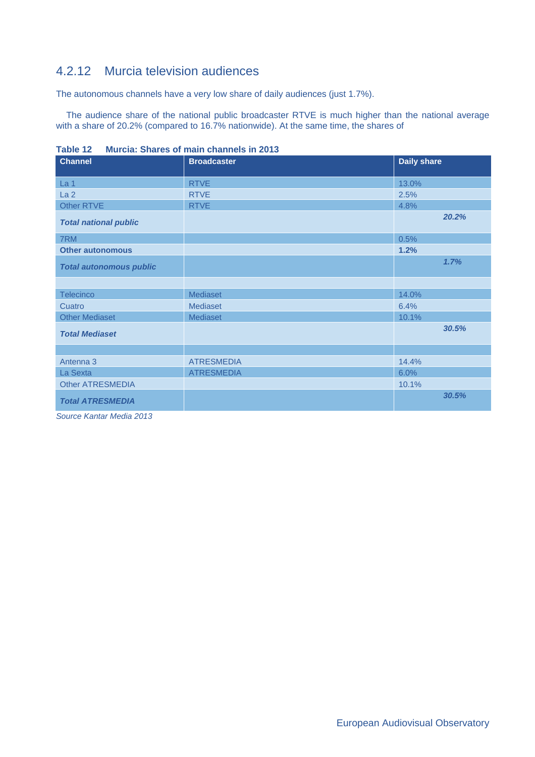### 4.2.12 Murcia television audiences

The autonomous channels have a very low share of daily audiences (just 1.7%).

The audience share of the national public broadcaster RTVE is much higher than the national average with a share of 20.2% (compared to 16.7% nationwide). At the same time, the shares of

**Table 12 Murcia: Shares of main channels in 2013**

| Channel | Broadcaster | Daily share |
|---|---|---|
| La 1 | RTVE | 13.0% |
| La 2 | RTVE | 2.5% |
| Other RTVE | RTVE | 4.8% |
| ***Total national public*** | | ***20.2%*** |
| 7RM | | 0.5% |
| **Other autonomous** | | **1.2%** |
| ***Total autonomous public*** | | ***1.7%*** |
| | | |
| Telecinco | Mediaset | 14.0% |
| Cuatro | Mediaset | 6.4% |
| Other Mediaset | Mediaset | 10.1% |
| ***Total Mediaset*** | | ***30.5%*** |
| | | |
| Antenna 3 | ATRESMEDIA | 14.4% |
| La Sexta | ATRESMEDIA | 6.0% |
| Other ATRESMEDIA | | 10.1% |
| ***Total ATRESMEDIA*** | | ***30.5%*** |

*Source Kantar Media 2013*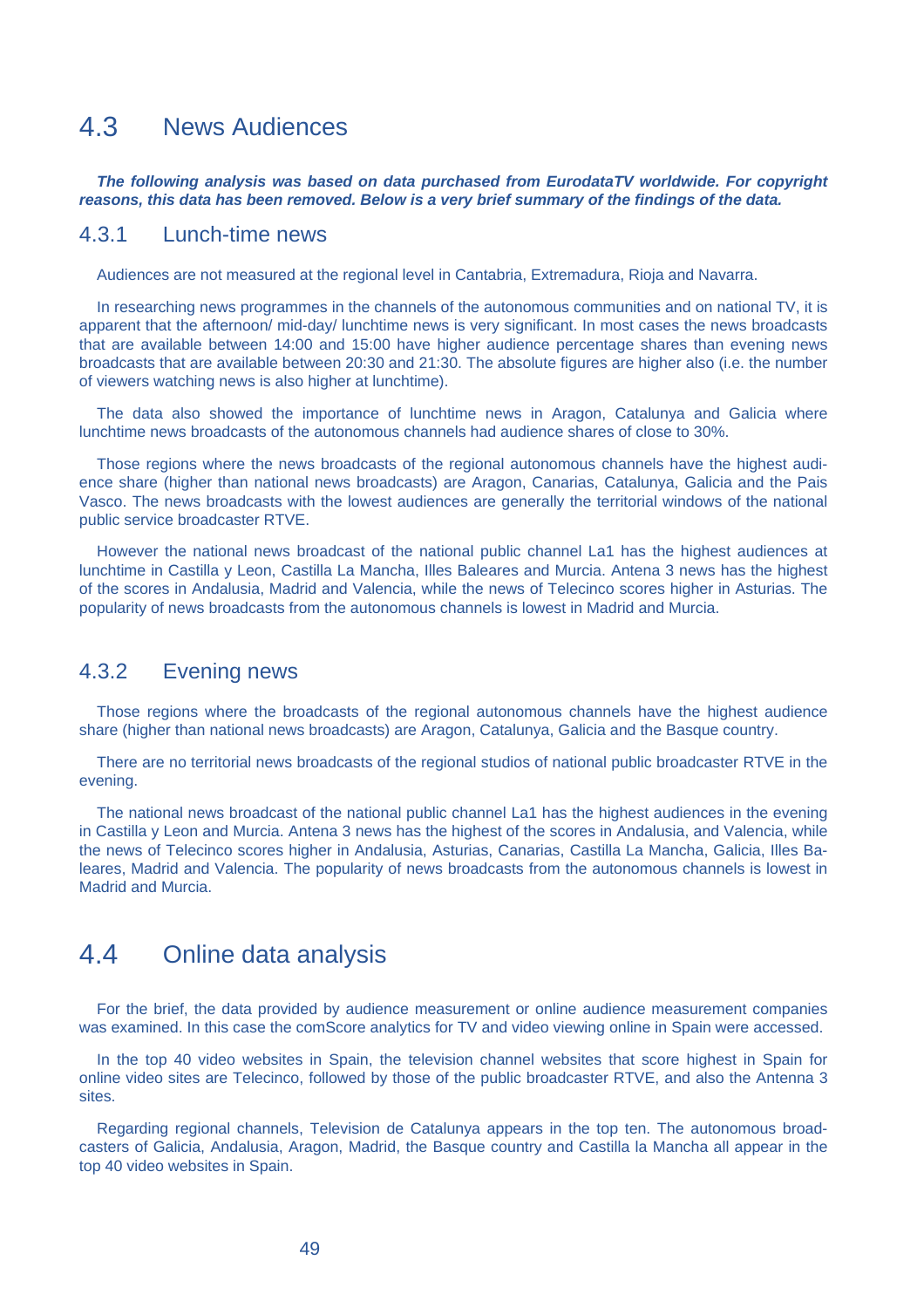## 4.3 News Audiences

***The following analysis was based on data purchased from EurodataTV worldwide. For copyright reasons, this data has been removed. Below is a very brief summary of the findings of the data.***

### 4.3.1 Lunch-time news

Audiences are not measured at the regional level in Cantabria, Extremadura, Rioja and Navarra.

In researching news programmes in the channels of the autonomous communities and on national TV, it is apparent that the afternoon/ mid-day/ lunchtime news is very significant. In most cases the news broadcasts that are available between 14:00 and 15:00 have higher audience percentage shares than evening news broadcasts that are available between 20:30 and 21:30. The absolute figures are higher also (i.e. the number of viewers watching news is also higher at lunchtime).

The data also showed the importance of lunchtime news in Aragon, Catalunya and Galicia where lunchtime news broadcasts of the autonomous channels had audience shares of close to 30%.

Those regions where the news broadcasts of the regional autonomous channels have the highest audience share (higher than national news broadcasts) are Aragon, Canarias, Catalunya, Galicia and the Pais Vasco. The news broadcasts with the lowest audiences are generally the territorial windows of the national public service broadcaster RTVE.

However the national news broadcast of the national public channel La1 has the highest audiences at lunchtime in Castilla y Leon, Castilla La Mancha, Illes Baleares and Murcia. Antena 3 news has the highest of the scores in Andalusia, Madrid and Valencia, while the news of Telecinco scores higher in Asturias. The popularity of news broadcasts from the autonomous channels is lowest in Madrid and Murcia.

### 4.3.2 Evening news

Those regions where the broadcasts of the regional autonomous channels have the highest audience share (higher than national news broadcasts) are Aragon, Catalunya, Galicia and the Basque country.

There are no territorial news broadcasts of the regional studios of national public broadcaster RTVE in the evening.

The national news broadcast of the national public channel La1 has the highest audiences in the evening in Castilla y Leon and Murcia. Antena 3 news has the highest of the scores in Andalusia, and Valencia, while the news of Telecinco scores higher in Andalusia, Asturias, Canarias, Castilla La Mancha, Galicia, Illes Baleares, Madrid and Valencia. The popularity of news broadcasts from the autonomous channels is lowest in Madrid and Murcia.

## 4.4 Online data analysis

For the brief, the data provided by audience measurement or online audience measurement companies was examined. In this case the comScore analytics for TV and video viewing online in Spain were accessed.

In the top 40 video websites in Spain, the television channel websites that score highest in Spain for online video sites are Telecinco, followed by those of the public broadcaster RTVE, and also the Antenna 3 sites.

Regarding regional channels, Television de Catalunya appears in the top ten. The autonomous broadcasters of Galicia, Andalusia, Aragon, Madrid, the Basque country and Castilla la Mancha all appear in the top 40 video websites in Spain.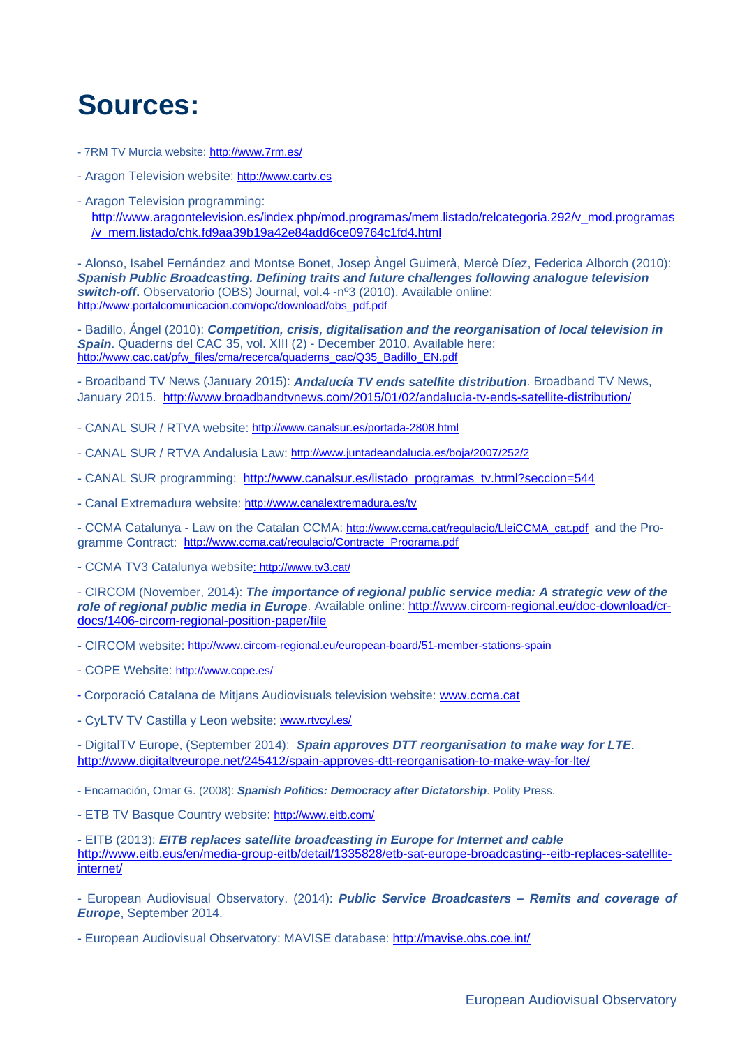# Sources:

- 7RM TV Murcia website: http://www.7rm.es/

- Aragon Television website: http://www.cartv.es

- Aragon Television programming: http://www.aragontelevision.es/index.php/mod.programas/mem.listado/relcategoria.292/v_mod.programas/v_mem.listado/chk.fd9aa39b19a42e84add6ce09764c1fd4.html

- Alonso, Isabel Fernández and Montse Bonet, Josep Àngel Guimerà, Mercè Díez, Federica Alborch (2010): ***Spanish Public Broadcasting. Defining traits and future challenges following analogue television switch-off.*** Observatorio (OBS) Journal, vol.4 -nº3 (2010). Available online: http://www.portalcomunicacion.com/opc/download/obs_pdf.pdf

- Badillo, Ángel (2010): ***Competition, crisis, digitalisation and the reorganisation of local television in Spain.*** Quaderns del CAC 35, vol. XIII (2) - December 2010. Available here: http://www.cac.cat/pfw_files/cma/recerca/quaderns_cac/Q35_Badillo_EN.pdf

- Broadband TV News (January 2015): ***Andalucía TV ends satellite distribution***. Broadband TV News, January 2015. http://www.broadbandtvnews.com/2015/01/02/andalucia-tv-ends-satellite-distribution/

- CANAL SUR / RTVA website: http://www.canalsur.es/portada-2808.html

- CANAL SUR / RTVA Andalusia Law: http://www.juntadeandalucia.es/boja/2007/252/2

- CANAL SUR programming: http://www.canalsur.es/listado_programas_tv.html?seccion=544

- Canal Extremadura website: http://www.canalextremadura.es/tv

- CCMA Catalunya - Law on the Catalan CCMA: http://www.ccma.cat/regulacio/LleiCCMA_cat.pdf and the Programme Contract: http://www.ccma.cat/regulacio/Contracte_Programa.pdf

- CCMA TV3 Catalunya website: http://www.tv3.cat/

- CIRCOM (November, 2014): ***The importance of regional public service media: A strategic vew of the role of regional public media in Europe***. Available online: http://www.circom-regional.eu/doc-download/cr-docs/1406-circom-regional-position-paper/file

- CIRCOM website: http://www.circom-regional.eu/european-board/51-member-stations-spain

- COPE Website: http://www.cope.es/

- Corporació Catalana de Mitjans Audiovisuals television website: www.ccma.cat

- CyLTV TV Castilla y Leon website: www.rtvcyl.es/

- DigitalTV Europe, (September 2014): ***Spain approves DTT reorganisation to make way for LTE***. http://www.digitaltveurope.net/245412/spain-approves-dtt-reorganisation-to-make-way-for-lte/

- Encarnación, Omar G. (2008): ***Spanish Politics: Democracy after Dictatorship***. Polity Press.

- ETB TV Basque Country website: http://www.eitb.com/

- EITB (2013): ***EITB replaces satellite broadcasting in Europe for Internet and cable*** http://www.eitb.eus/en/media-group-eitb/detail/1335828/etb-sat-europe-broadcasting--eitb-replaces-satellite-internet/

- European Audiovisual Observatory. (2014): ***Public Service Broadcasters – Remits and coverage of Europe***, September 2014.

- European Audiovisual Observatory: MAVISE database: http://mavise.obs.coe.int/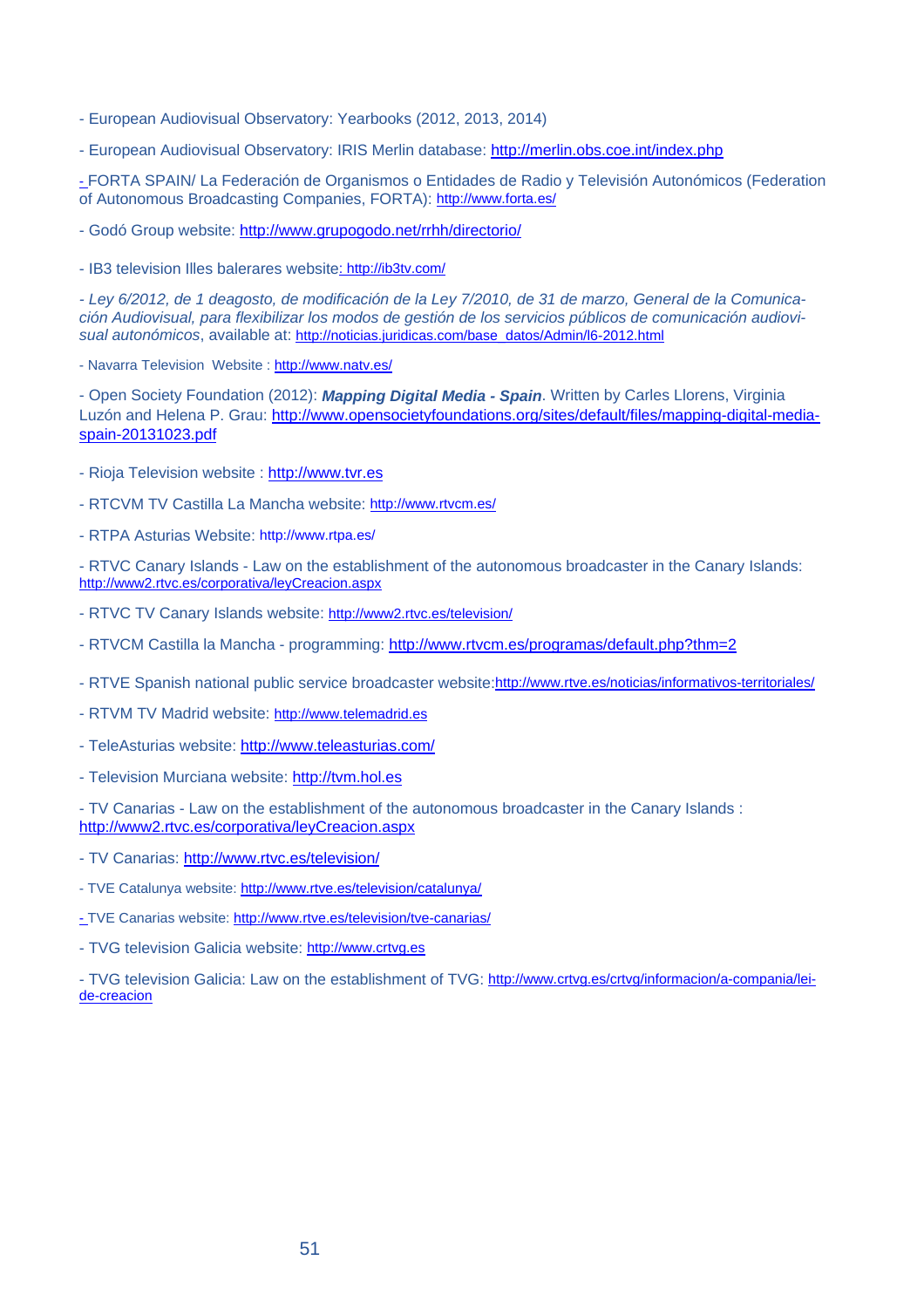- European Audiovisual Observatory: Yearbooks (2012, 2013, 2014)

- European Audiovisual Observatory: IRIS Merlin database: http://merlin.obs.coe.int/index.php

- FORTA SPAIN/ La Federación de Organismos o Entidades de Radio y Televisión Autonómicos (Federation of Autonomous Broadcasting Companies, FORTA): http://www.forta.es/

- Godó Group website: http://www.grupogodo.net/rrhh/directorio/

- IB3 television Illes balerares website: http://ib3tv.com/

- *Ley 6/2012, de 1 deagosto, de modificación de la Ley 7/2010, de 31 de marzo, General de la Comunicación Audiovisual, para flexibilizar los modos de gestión de los servicios públicos de comunicación audiovisual autonómicos*, available at: http://noticias.juridicas.com/base_datos/Admin/l6-2012.html

- Navarra Television Website : http://www.natv.es/

- Open Society Foundation (2012): ***Mapping Digital Media - Spain***. Written by Carles Llorens, Virginia Luzón and Helena P. Grau: http://www.opensocietyfoundations.org/sites/default/files/mapping-digital-media-spain-20131023.pdf

- Rioja Television website : http://www.tvr.es

- RTCVM TV Castilla La Mancha website: http://www.rtvcm.es/

- RTPA Asturias Website: http://www.rtpa.es/

- RTVC Canary Islands - Law on the establishment of the autonomous broadcaster in the Canary Islands: http://www2.rtvc.es/corporativa/leyCreacion.aspx

- RTVC TV Canary Islands website: http://www2.rtvc.es/television/

- RTVCM Castilla la Mancha - programming: http://www.rtvcm.es/programas/default.php?thm=2

- RTVE Spanish national public service broadcaster website:http://www.rtve.es/noticias/informativos-territoriales/

- RTVM TV Madrid website: http://www.telemadrid.es

- TeleAsturias website: http://www.teleasturias.com/

- Television Murciana website: http://tvm.hol.es

- TV Canarias - Law on the establishment of the autonomous broadcaster in the Canary Islands : http://www2.rtvc.es/corporativa/leyCreacion.aspx

- TV Canarias: http://www.rtvc.es/television/

- TVE Catalunya website: http://www.rtve.es/television/catalunya/

- TVE Canarias website: http://www.rtve.es/television/tve-canarias/

- TVG television Galicia website: http://www.crtvg.es

- TVG television Galicia: Law on the establishment of TVG: http://www.crtvg.es/crtvg/informacion/a-compania/lei-de-creacion